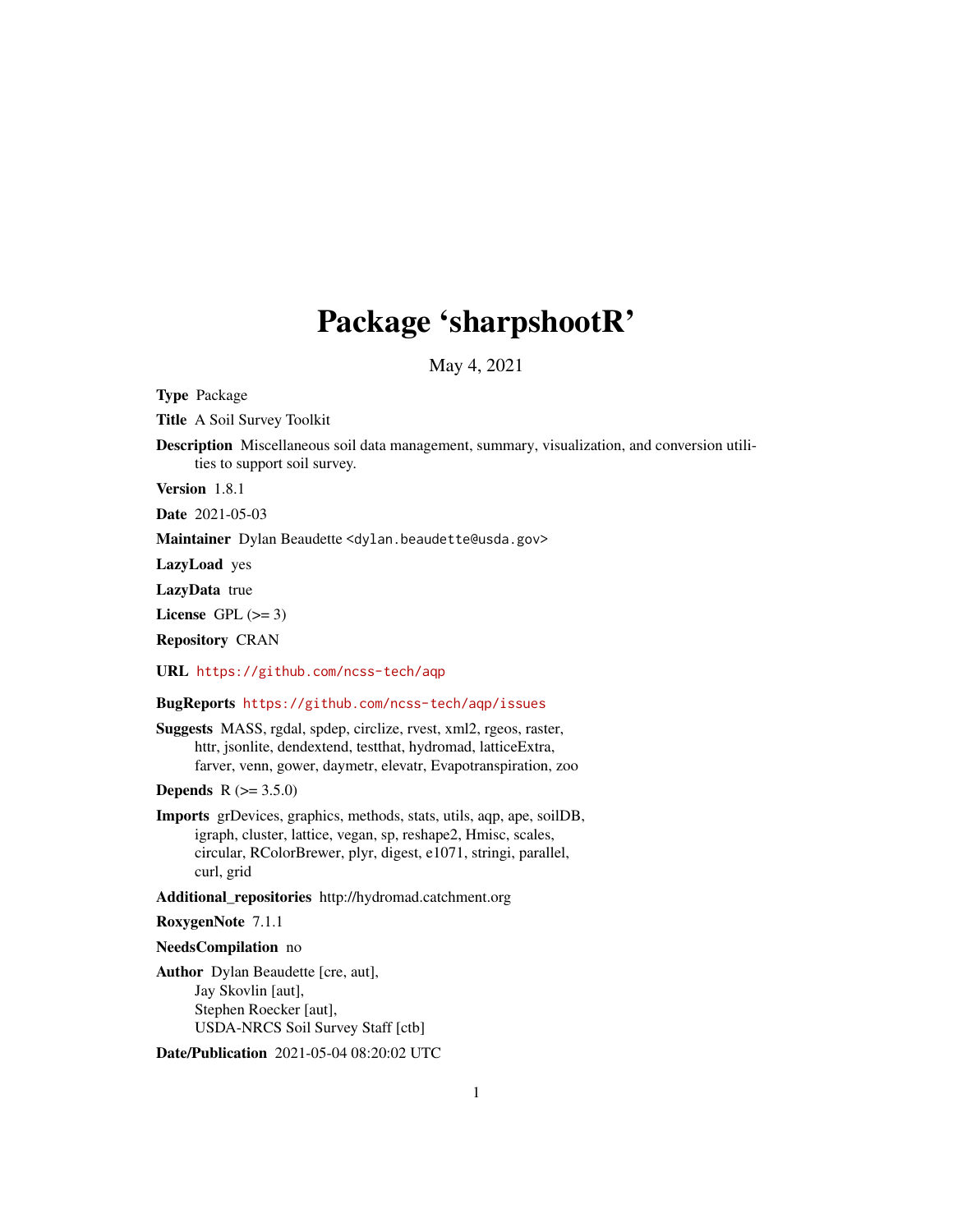# Package 'sharpshootR'

May 4, 2021

**Type** Package

**Title** A Soil Survey Toolkit

**Description** Miscellaneous soil data management, summary, visualization, and conversion utilities to support soil survey.

**Version** 1.8.1

**Date** 2021-05-03

**Maintainer** Dylan Beaudette <dylan.beaudette@usda.gov>

**LazyLoad** yes

**LazyData** true

**License** GPL (>= 3)

**Repository** CRAN

**URL** https://github.com/ncss-tech/aqp

**BugReports** https://github.com/ncss-tech/aqp/issues

**Suggests** MASS, rgdal, spdep, circlize, rvest, xml2, rgeos, raster, httr, jsonlite, dendextend, testthat, hydromad, latticeExtra, farver, venn, gower, daymetr, elevatr, Evapotranspiration, zoo

**Depends** R (>= 3.5.0)

**Imports** grDevices, graphics, methods, stats, utils, aqp, ape, soilDB, igraph, cluster, lattice, vegan, sp, reshape2, Hmisc, scales, circular, RColorBrewer, plyr, digest, e1071, stringi, parallel, curl, grid

**Additional_repositories** http://hydromad.catchment.org

**RoxygenNote** 7.1.1

**NeedsCompilation** no

**Author** Dylan Beaudette [cre, aut], Jay Skovlin [aut], Stephen Roecker [aut], USDA-NRCS Soil Survey Staff [ctb]

**Date/Publication** 2021-05-04 08:20:02 UTC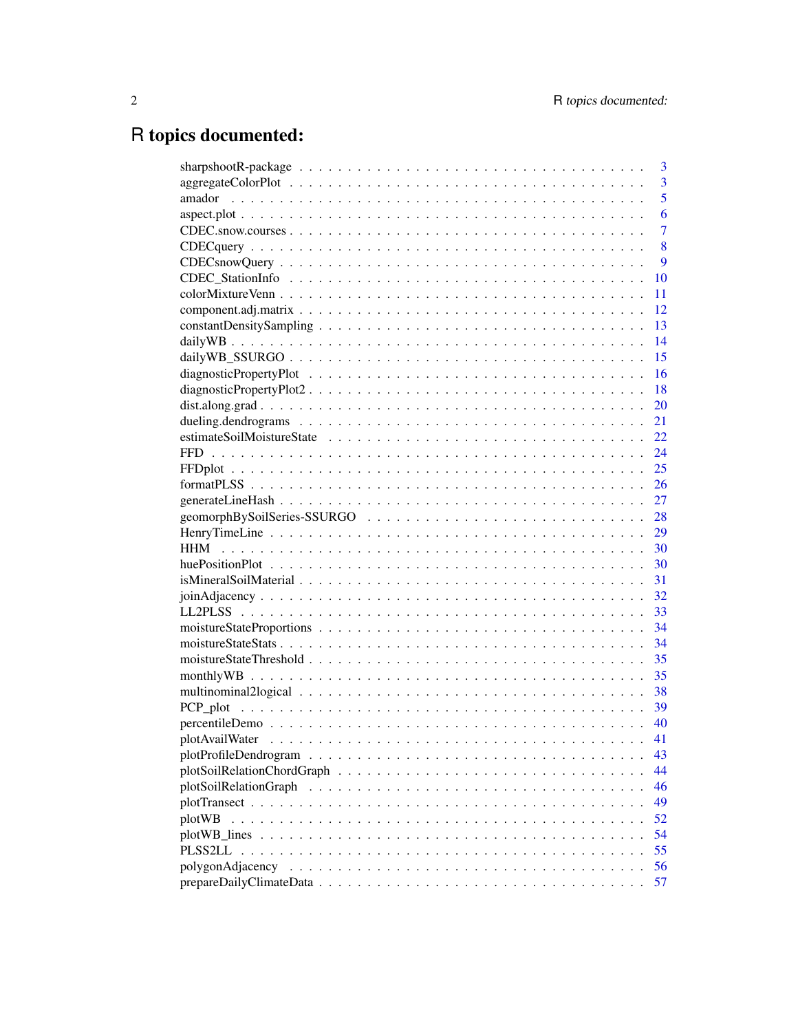# R topics documented:

| | |
|---|---|
| sharpshootR-package | 3 |
| aggregateColorPlot | 3 |
| amador | 5 |
| aspect.plot | 6 |
| CDEC.snow.courses | 7 |
| CDECquery | 8 |
| CDECsnowQuery | 9 |
| CDEC_StationInfo | 10 |
| colorMixtureVenn | 11 |
| component.adj.matrix | 12 |
| constantDensitySampling | 13 |
| dailyWB | 14 |
| dailyWB_SSURGO | 15 |
| diagnosticPropertyPlot | 16 |
| diagnosticPropertyPlot2 | 18 |
| dist.along.grad | 20 |
| dueling.dendrograms | 21 |
| estimateSoilMoistureState | 22 |
| FFD | 24 |
| FFDplot | 25 |
| formatPLSS | 26 |
| generateLineHash | 27 |
| geomorphBySoilSeries-SSURGO | 28 |
| HenryTimeLine | 29 |
| HHM | 30 |
| huePositionPlot | 30 |
| isMineralSoilMaterial | 31 |
| joinAdjacency | 32 |
| LL2PLSS | 33 |
| moistureStateProportions | 34 |
| moistureStateStats | 34 |
| moistureStateThreshold | 35 |
| monthlyWB | 35 |
| multinominal2logical | 38 |
| PCP_plot | 39 |
| percentileDemo | 40 |
| plotAvailWater | 41 |
| plotProfileDendrogram | 43 |
| plotSoilRelationChordGraph | 44 |
| plotSoilRelationGraph | 46 |
| plotTransect | 49 |
| plotWB | 52 |
| plotWB_lines | 54 |
| PLSS2LL | 55 |
| polygonAdjacency | 56 |
| prepareDailyClimateData | 57 |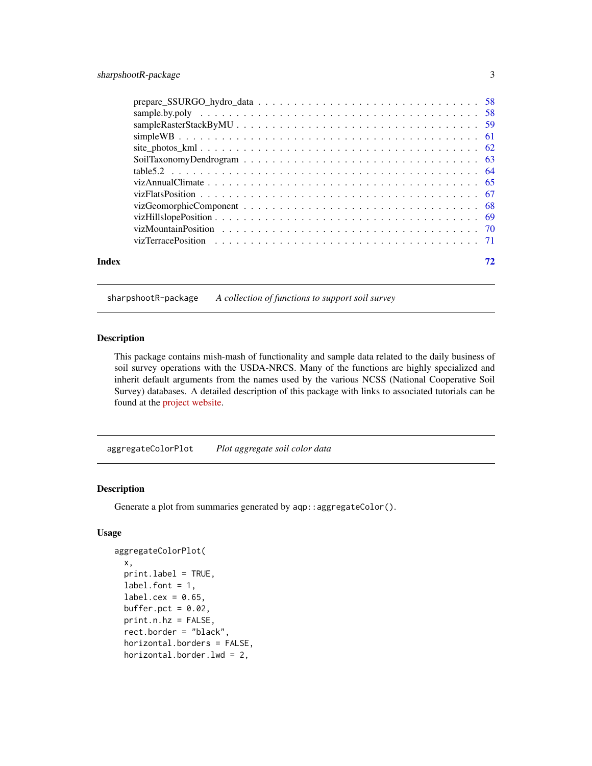prepare_SSURGO_hydro_data . . . . . . . . . . . . . . . . . . . . . . . . . . . . . . 58
sample.by.poly . . . . . . . . . . . . . . . . . . . . . . . . . . . . . . . . . . . . 58
sampleRasterStackByMU . . . . . . . . . . . . . . . . . . . . . . . . . . . . . . . . 59
simpleWB . . . . . . . . . . . . . . . . . . . . . . . . . . . . . . . . . . . . . . . 61
site_photos_kml . . . . . . . . . . . . . . . . . . . . . . . . . . . . . . . . . . . 62
SoilTaxonomyDendrogram . . . . . . . . . . . . . . . . . . . . . . . . . . . . . . . 63
table5.2 . . . . . . . . . . . . . . . . . . . . . . . . . . . . . . . . . . . . . . . 64
vizAnnualClimate . . . . . . . . . . . . . . . . . . . . . . . . . . . . . . . . . . . 65
vizFlatsPosition . . . . . . . . . . . . . . . . . . . . . . . . . . . . . . . . . . . 67
vizGeomorphicComponent . . . . . . . . . . . . . . . . . . . . . . . . . . . . . . . 68
vizHillslopePosition . . . . . . . . . . . . . . . . . . . . . . . . . . . . . . . . . 69
vizMountainPosition . . . . . . . . . . . . . . . . . . . . . . . . . . . . . . . . . 70
vizTerracePosition . . . . . . . . . . . . . . . . . . . . . . . . . . . . . . . . . . 71

**Index** **72**

---

`sharpshootR-package` *A collection of functions to support soil survey*

---

### Description

This package contains mish-mash of functionality and sample data related to the daily business of soil survey operations with the USDA-NRCS. Many of the functions are highly specialized and inherit default arguments from the names used by the various NCSS (National Cooperative Soil Survey) databases. A detailed description of this package with links to associated tutorials can be found at the project website.

---

`aggregateColorPlot` *Plot aggregate soil color data*

---

### Description

Generate a plot from summaries generated by `aqp::aggregateColor()`.

### Usage

```
aggregateColorPlot(
  x,
  print.label = TRUE,
  label.font = 1,
  label.cex = 0.65,
  buffer.pct = 0.02,
  print.n.hz = FALSE,
  rect.border = "black",
  horizontal.borders = FALSE,
  horizontal.border.lwd = 2,
```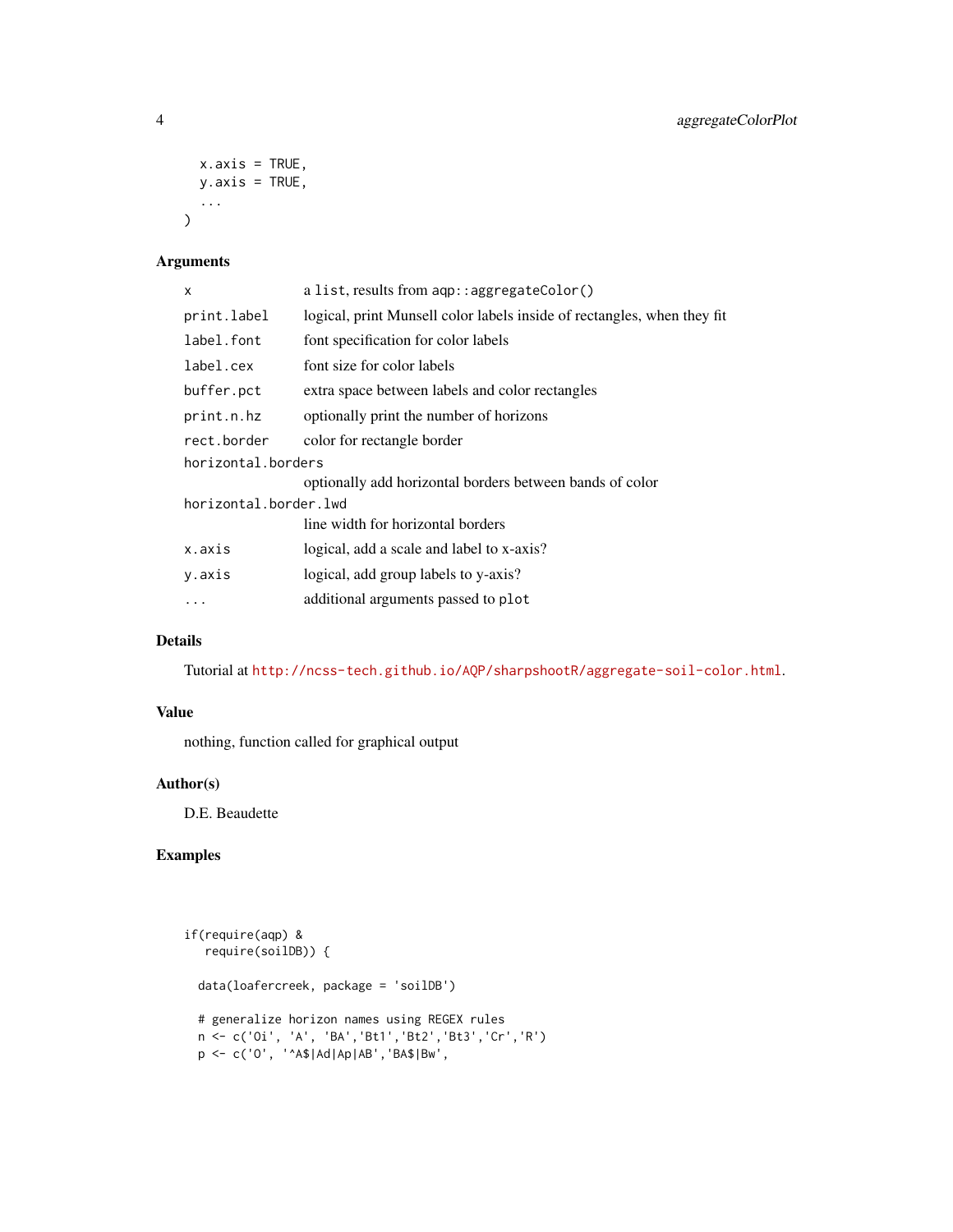```
  x.axis = TRUE,
  y.axis = TRUE,
  ...
)
```

## Arguments

| | |
|---|---|
| `x` | a `list`, results from `aqp::aggregateColor()` |
| `print.label` | logical, print Munsell color labels inside of rectangles, when they fit |
| `label.font` | font specification for color labels |
| `label.cex` | font size for color labels |
| `buffer.pct` | extra space between labels and color rectangles |
| `print.n.hz` | optionally print the number of horizons |
| `rect.border` | color for rectangle border |
| `horizontal.borders` | optionally add horizontal borders between bands of color |
| `horizontal.border.lwd` | line width for horizontal borders |
| `x.axis` | logical, add a scale and label to x-axis? |
| `y.axis` | logical, add group labels to y-axis? |
| `...` | additional arguments passed to `plot` |

## Details

Tutorial at http://ncss-tech.github.io/AQP/sharpshootR/aggregate-soil-color.html.

## Value

nothing, function called for graphical output

## Author(s)

D.E. Beaudette

## Examples

```
if(require(aqp) &
   require(soilDB)) {

  data(loafercreek, package = 'soilDB')

  # generalize horizon names using REGEX rules
  n <- c('Oi', 'A', 'BA','Bt1','Bt2','Bt3','Cr','R')
  p <- c('O', '^A$|Ad|Ap|AB','BA$|Bw',
```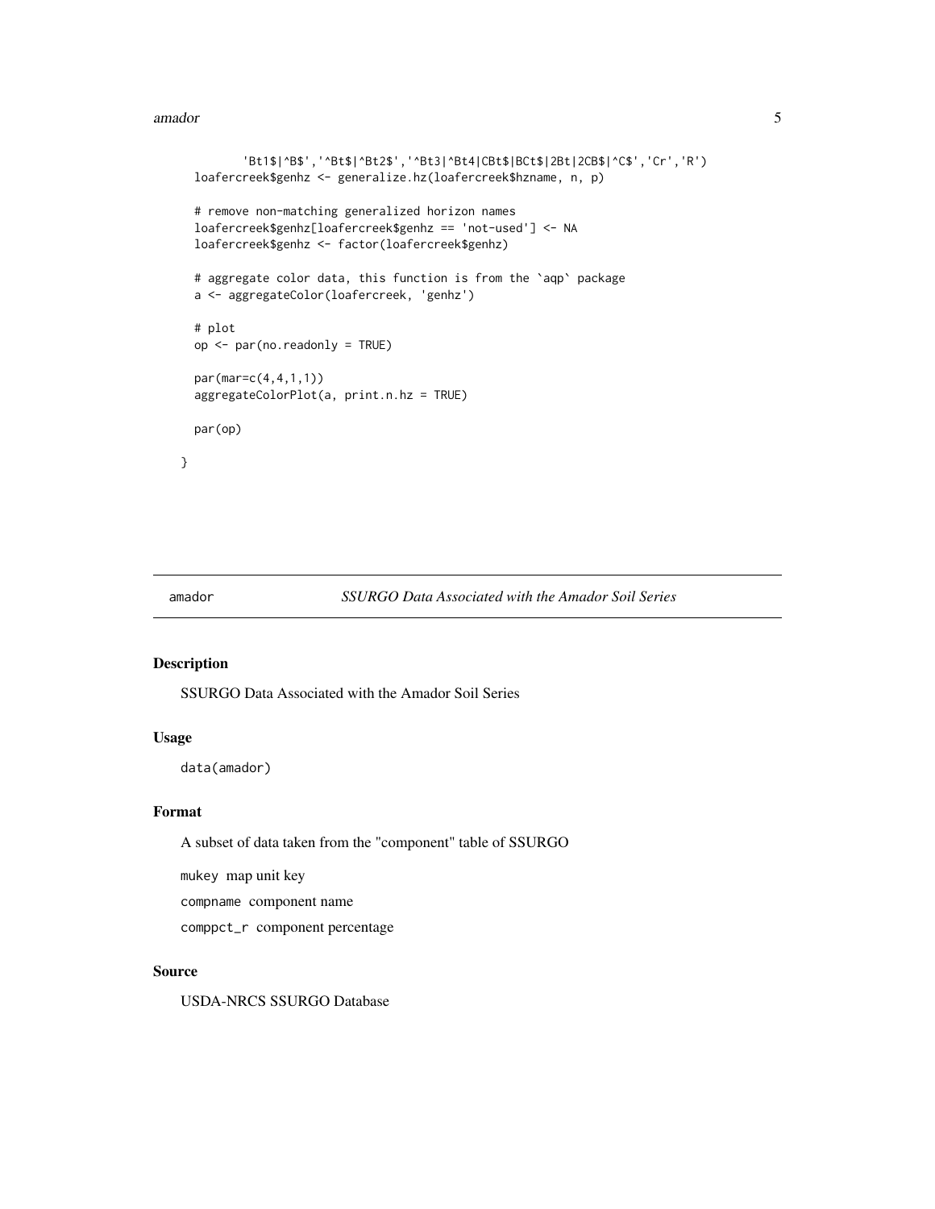```
        'Bt1$|^B$','^Bt$|^Bt2$','^Bt3|^Bt4|CBt$|BCt$|2Bt|2CB$|^C$','Cr','R')
  loafercreek$genhz <- generalize.hz(loafercreek$hzname, n, p)

  # remove non-matching generalized horizon names
  loafercreek$genhz[loafercreek$genhz == 'not-used'] <- NA
  loafercreek$genhz <- factor(loafercreek$genhz)

  # aggregate color data, this function is from the `aqp` package
  a <- aggregateColor(loafercreek, 'genhz')

  # plot
  op <- par(no.readonly = TRUE)

  par(mar=c(4,4,1,1))
  aggregateColorPlot(a, print.n.hz = TRUE)

  par(op)

}
```

## amador — *SSURGO Data Associated with the Amador Soil Series*

### Description

SSURGO Data Associated with the Amador Soil Series

### Usage

```
data(amador)
```

### Format

A subset of data taken from the "component" table of SSURGO

`mukey` map unit key

`compname` component name

`comppct_r` component percentage

### Source

USDA-NRCS SSURGO Database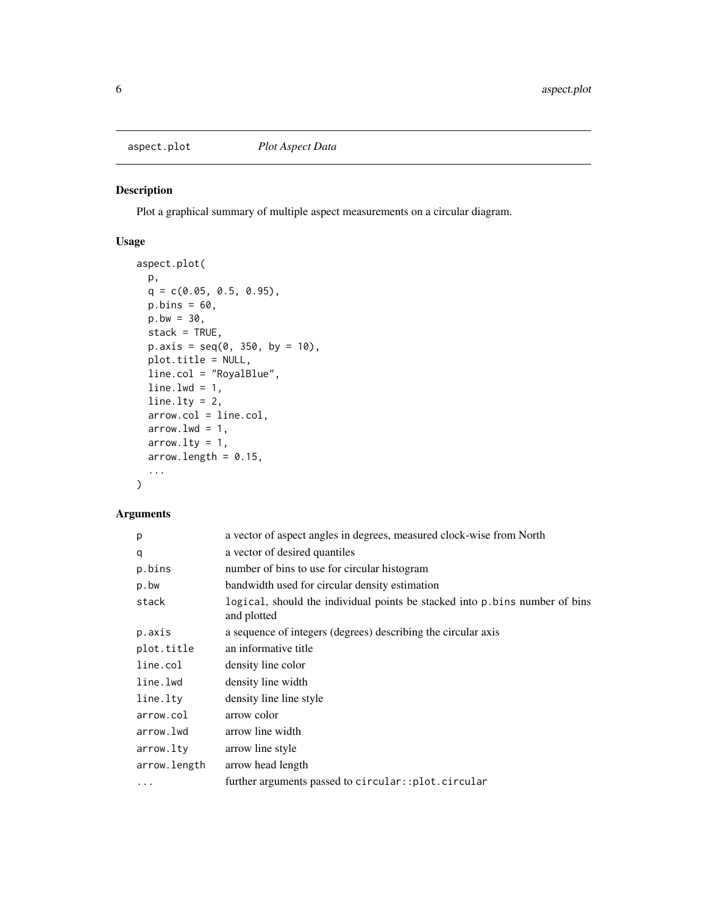## aspect.plot *Plot Aspect Data*

### Description

Plot a graphical summary of multiple aspect measurements on a circular diagram.

### Usage

```
aspect.plot(
  p,
  q = c(0.05, 0.5, 0.95),
  p.bins = 60,
  p.bw = 30,
  stack = TRUE,
  p.axis = seq(0, 350, by = 10),
  plot.title = NULL,
  line.col = "RoyalBlue",
  line.lwd = 1,
  line.lty = 2,
  arrow.col = line.col,
  arrow.lwd = 1,
  arrow.lty = 1,
  arrow.length = 0.15,
  ...
)
```

### Arguments

| | |
|---|---|
| `p` | a vector of aspect angles in degrees, measured clock-wise from North |
| `q` | a vector of desired quantiles |
| `p.bins` | number of bins to use for circular histogram |
| `p.bw` | bandwidth used for circular density estimation |
| `stack` | `logical`, should the individual points be stacked into `p.bins` number of bins and plotted |
| `p.axis` | a sequence of integers (degrees) describing the circular axis |
| `plot.title` | an informative title |
| `line.col` | density line color |
| `line.lwd` | density line width |
| `line.lty` | density line line style |
| `arrow.col` | arrow color |
| `arrow.lwd` | arrow line width |
| `arrow.lty` | arrow line style |
| `arrow.length` | arrow head length |
| `...` | further arguments passed to `circular::plot.circular` |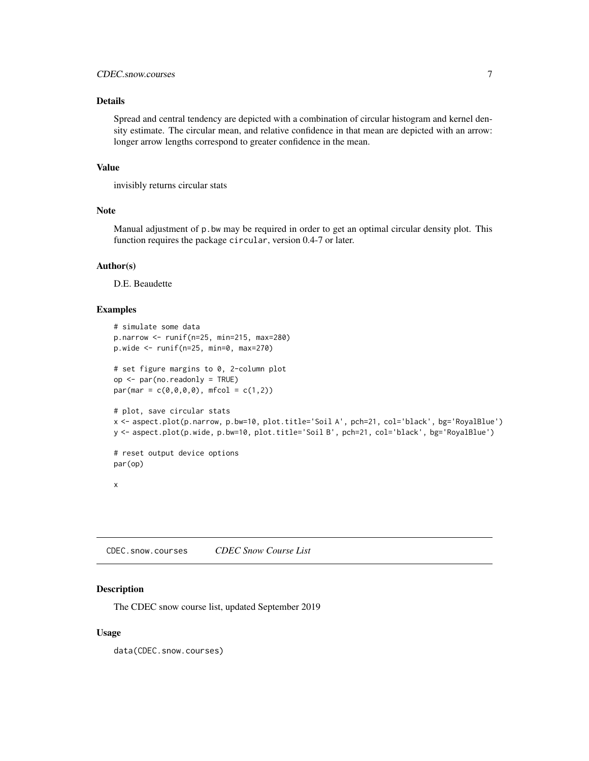## Details

Spread and central tendency are depicted with a combination of circular histogram and kernel density estimate. The circular mean, and relative confidence in that mean are depicted with an arrow: longer arrow lengths correspond to greater confidence in the mean.

## Value

invisibly returns circular stats

## Note

Manual adjustment of `p.bw` may be required in order to get an optimal circular density plot. This function requires the package `circular`, version 0.4-7 or later.

## Author(s)

D.E. Beaudette

## Examples

```
# simulate some data
p.narrow <- runif(n=25, min=215, max=280)
p.wide <- runif(n=25, min=0, max=270)

# set figure margins to 0, 2-column plot
op <- par(no.readonly = TRUE)
par(mar = c(0,0,0,0), mfcol = c(1,2))

# plot, save circular stats
x <- aspect.plot(p.narrow, p.bw=10, plot.title='Soil A', pch=21, col='black', bg='RoyalBlue')
y <- aspect.plot(p.wide, p.bw=10, plot.title='Soil B', pch=21, col='black', bg='RoyalBlue')

# reset output device options
par(op)

x
```

---

# CDEC.snow.courses    *CDEC Snow Course List*

## Description

The CDEC snow course list, updated September 2019

## Usage

```
data(CDEC.snow.courses)
```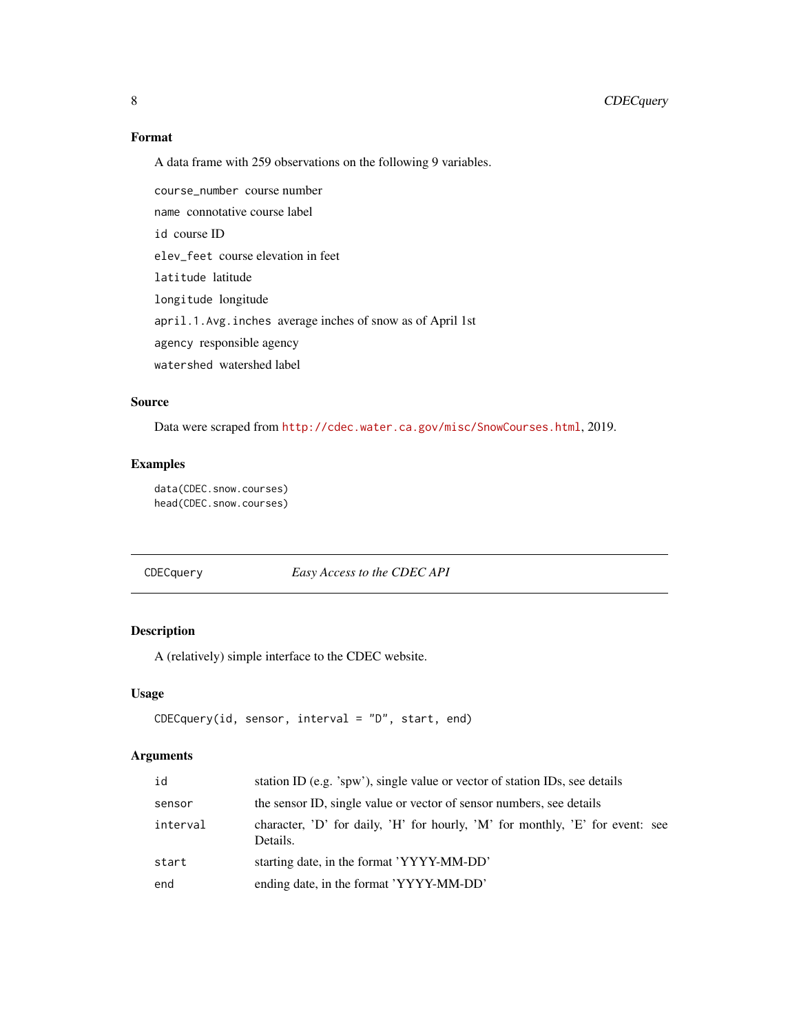### Format

A data frame with 259 observations on the following 9 variables.

`course_number` course number

`name` connotative course label

`id` course ID

`elev_feet` course elevation in feet

`latitude` latitude

`longitude` longitude

`april.1.Avg.inches` average inches of snow as of April 1st

`agency` responsible agency

`watershed` watershed label

### Source

Data were scraped from http://cdec.water.ca.gov/misc/SnowCourses.html, 2019.

### Examples

```
data(CDEC.snow.courses)
head(CDEC.snow.courses)
```

---

## CDECquery    *Easy Access to the CDEC API*

---

### Description

A (relatively) simple interface to the CDEC website.

### Usage

```
CDECquery(id, sensor, interval = "D", start, end)
```

### Arguments

| | |
|---|---|
| `id` | station ID (e.g. 'spw'), single value or vector of station IDs, see details |
| `sensor` | the sensor ID, single value or vector of sensor numbers, see details |
| `interval` | character, 'D' for daily, 'H' for hourly, 'M' for monthly, 'E' for event: see Details. |
| `start` | starting date, in the format 'YYYY-MM-DD' |
| `end` | ending date, in the format 'YYYY-MM-DD' |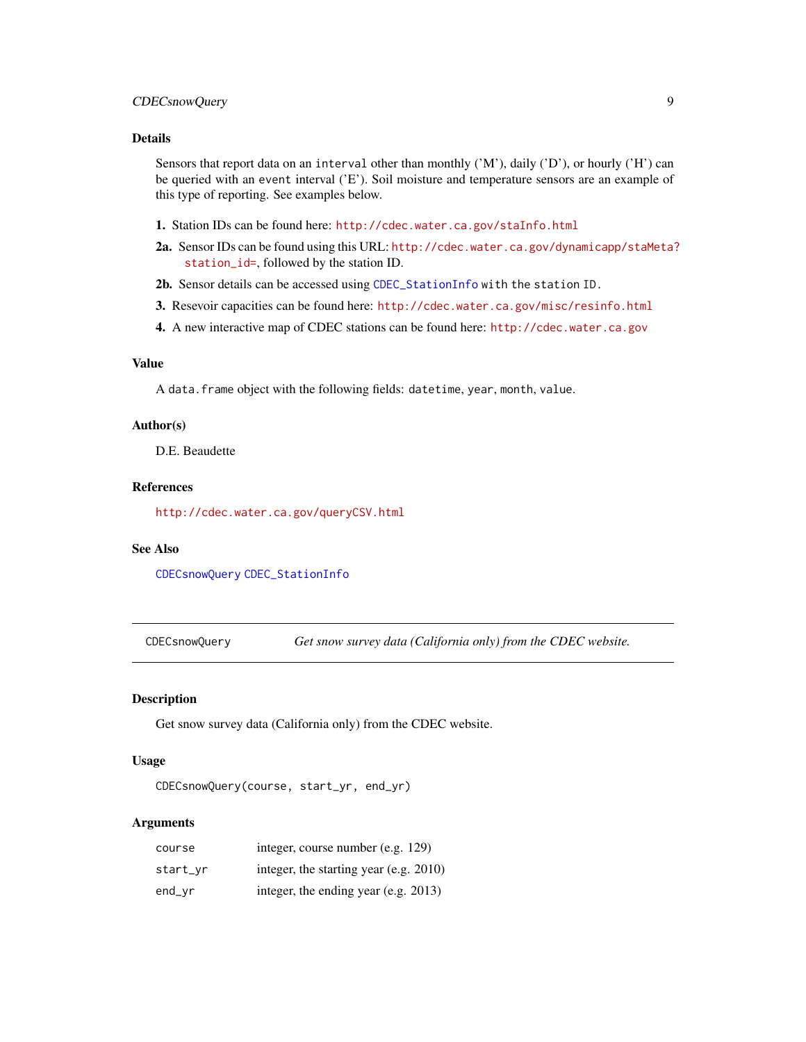### Details

Sensors that report data on an `interval` other than monthly ('M'), daily ('D'), or hourly ('H') can be queried with an `event` interval ('E'). Soil moisture and temperature sensors are an example of this type of reporting. See examples below.

**1.** Station IDs can be found here: http://cdec.water.ca.gov/staInfo.html

**2a.** Sensor IDs can be found using this URL: http://cdec.water.ca.gov/dynamicapp/staMeta?station_id=, followed by the station ID.

**2b.** Sensor details can be accessed using `CDEC_StationInfo` with the station ID.

**3.** Resevoir capacities can be found here: http://cdec.water.ca.gov/misc/resinfo.html

**4.** A new interactive map of CDEC stations can be found here: http://cdec.water.ca.gov

### Value

A `data.frame` object with the following fields: `datetime`, `year`, `month`, `value`.

### Author(s)

D.E. Beaudette

### References

http://cdec.water.ca.gov/queryCSV.html

### See Also

`CDECsnowQuery` `CDEC_StationInfo`

---

## CDECsnowQuery — *Get snow survey data (California only) from the CDEC website.*

---

### Description

Get snow survey data (California only) from the CDEC website.

### Usage

```
CDECsnowQuery(course, start_yr, end_yr)
```

### Arguments

| | |
|---|---|
| `course` | integer, course number (e.g. 129) |
| `start_yr` | integer, the starting year (e.g. 2010) |
| `end_yr` | integer, the ending year (e.g. 2013) |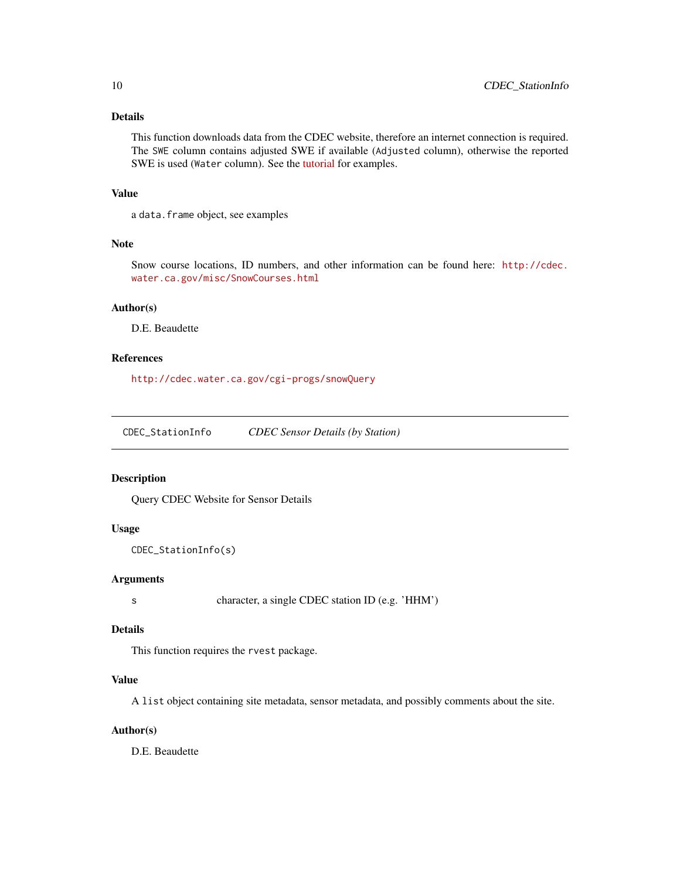### Details

This function downloads data from the CDEC website, therefore an internet connection is required. The `SWE` column contains adjusted SWE if available (`Adjusted` column), otherwise the reported SWE is used (`Water` column). See the tutorial for examples.

### Value

a `data.frame` object, see examples

### Note

Snow course locations, ID numbers, and other information can be found here: http://cdec.water.ca.gov/misc/SnowCourses.html

### Author(s)

D.E. Beaudette

### References

http://cdec.water.ca.gov/cgi-progs/snowQuery

---

## `CDEC_StationInfo` *CDEC Sensor Details (by Station)*

---

### Description

Query CDEC Website for Sensor Details

### Usage

```
CDEC_StationInfo(s)
```

### Arguments

| | |
|---|---|
| `s` | character, a single CDEC station ID (e.g. 'HHM') |

### Details

This function requires the `rvest` package.

### Value

A `list` object containing site metadata, sensor metadata, and possibly comments about the site.

### Author(s)

D.E. Beaudette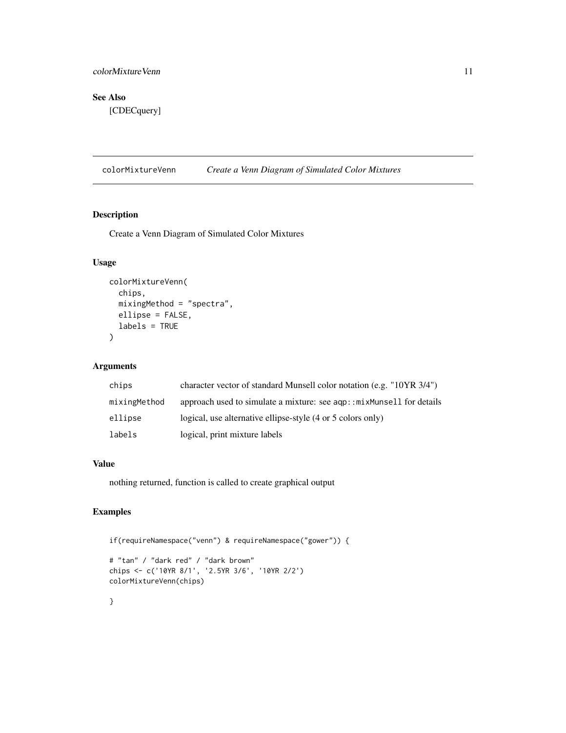## See Also

[CDECquery]

---

# colorMixtureVenn *Create a Venn Diagram of Simulated Color Mixtures*

## Description

Create a Venn Diagram of Simulated Color Mixtures

## Usage

```
colorMixtureVenn(
  chips,
  mixingMethod = "spectra",
  ellipse = FALSE,
  labels = TRUE
)
```

## Arguments

| | |
|---|---|
| `chips` | character vector of standard Munsell color notation (e.g. "10YR 3/4") |
| `mixingMethod` | approach used to simulate a mixture: see `aqp::mixMunsell` for details |
| `ellipse` | logical, use alternative ellipse-style (4 or 5 colors only) |
| `labels` | logical, print mixture labels |

## Value

nothing returned, function is called to create graphical output

## Examples

```
if(requireNamespace("venn") & requireNamespace("gower")) {

# "tan" / "dark red" / "dark brown"
chips <- c('10YR 8/1', '2.5YR 3/6', '10YR 2/2')
colorMixtureVenn(chips)

}
```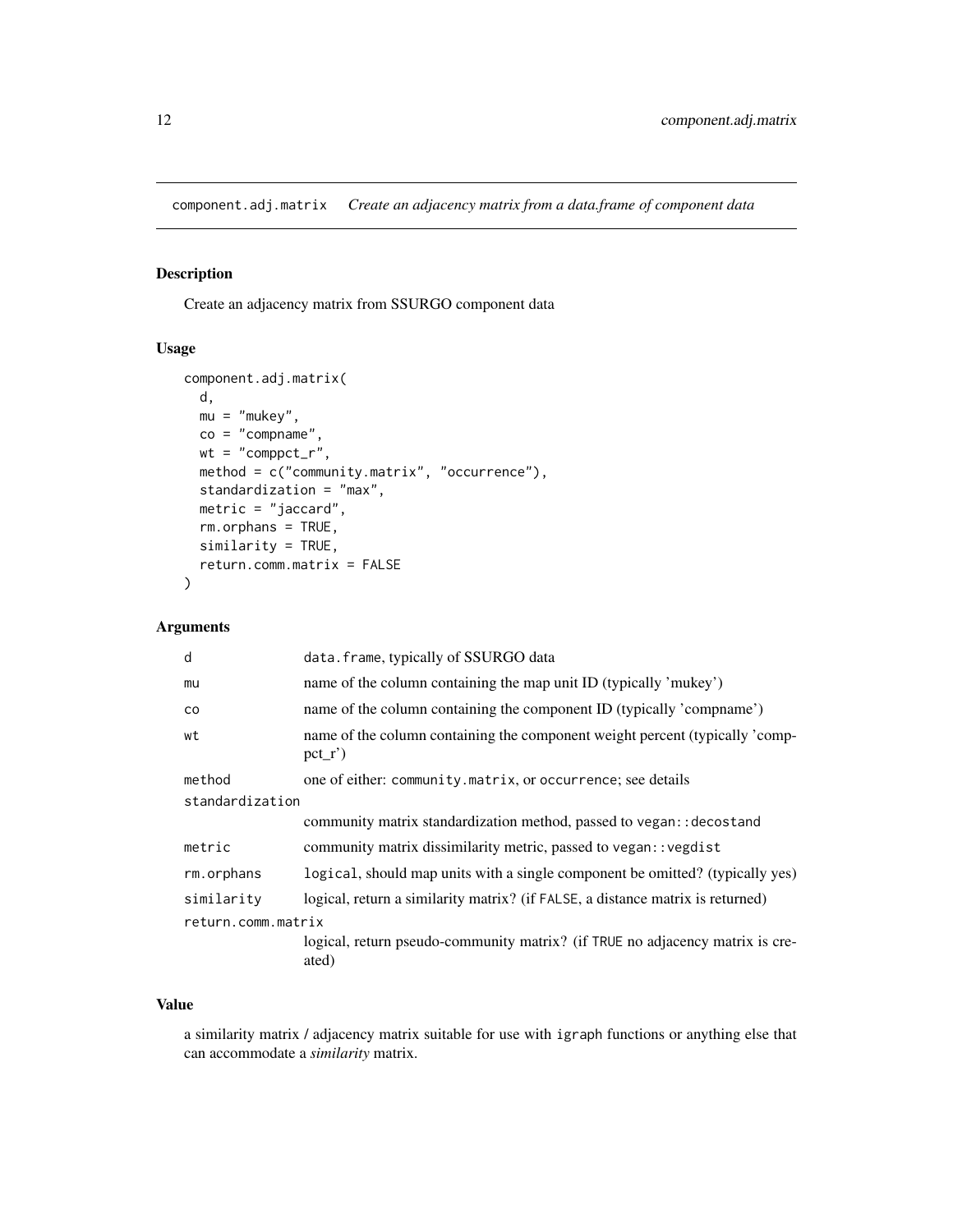## component.adj.matrix *Create an adjacency matrix from a data.frame of component data*

### Description

Create an adjacency matrix from SSURGO component data

### Usage

```
component.adj.matrix(
  d,
  mu = "mukey",
  co = "compname",
  wt = "comppct_r",
  method = c("community.matrix", "occurrence"),
  standardization = "max",
  metric = "jaccard",
  rm.orphans = TRUE,
  similarity = TRUE,
  return.comm.matrix = FALSE
)
```

### Arguments

| Argument | Description |
|---|---|
| `d` | `data.frame`, typically of SSURGO data |
| `mu` | name of the column containing the map unit ID (typically 'mukey') |
| `co` | name of the column containing the component ID (typically 'compname') |
| `wt` | name of the column containing the component weight percent (typically 'comppct_r') |
| `method` | one of either: `community.matrix`, or `occurrence`; see details |
| `standardization` | community matrix standardization method, passed to `vegan::decostand` |
| `metric` | community matrix dissimilarity metric, passed to `vegan::vegdist` |
| `rm.orphans` | `logical`, should map units with a single component be omitted? (typically yes) |
| `similarity` | logical, return a similarity matrix? (if `FALSE`, a distance matrix is returned) |
| `return.comm.matrix` | logical, return pseudo-community matrix? (if `TRUE` no adjacency matrix is created) |

### Value

a similarity matrix / adjacency matrix suitable for use with `igraph` functions or anything else that can accommodate a *similarity* matrix.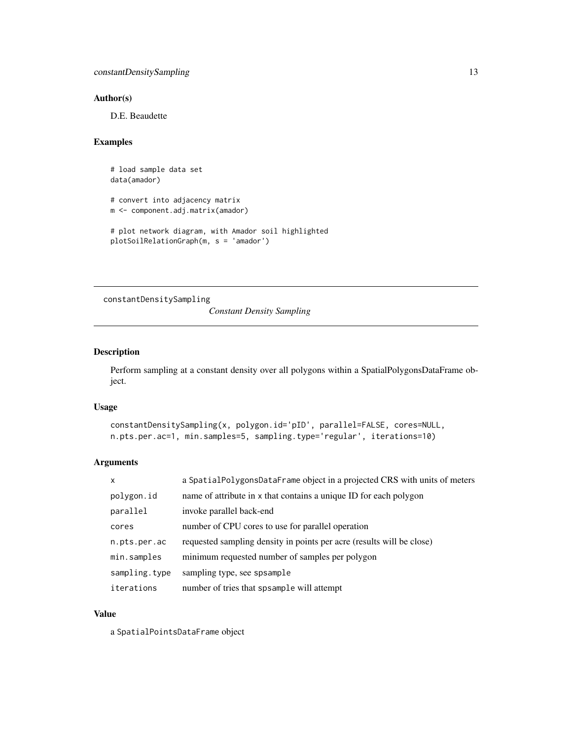### Author(s)

D.E. Beaudette

### Examples

```
# load sample data set
data(amador)

# convert into adjacency matrix
m <- component.adj.matrix(amador)

# plot network diagram, with Amador soil highlighted
plotSoilRelationGraph(m, s = 'amador')
```

---

## constantDensitySampling

*Constant Density Sampling*

---

### Description

Perform sampling at a constant density over all polygons within a SpatialPolygonsDataFrame object.

### Usage

```
constantDensitySampling(x, polygon.id='pID', parallel=FALSE, cores=NULL,
n.pts.per.ac=1, min.samples=5, sampling.type='regular', iterations=10)
```

### Arguments

| | |
|---|---|
| `x` | a `SpatialPolygonsDataFrame` object in a projected CRS with units of meters |
| `polygon.id` | name of attribute in `x` that contains a unique ID for each polygon |
| `parallel` | invoke parallel back-end |
| `cores` | number of CPU cores to use for parallel operation |
| `n.pts.per.ac` | requested sampling density in points per acre (results will be close) |
| `min.samples` | minimum requested number of samples per polygon |
| `sampling.type` | sampling type, see `spsample` |
| `iterations` | number of tries that `spsample` will attempt |

### Value

a `SpatialPointsDataFrame` object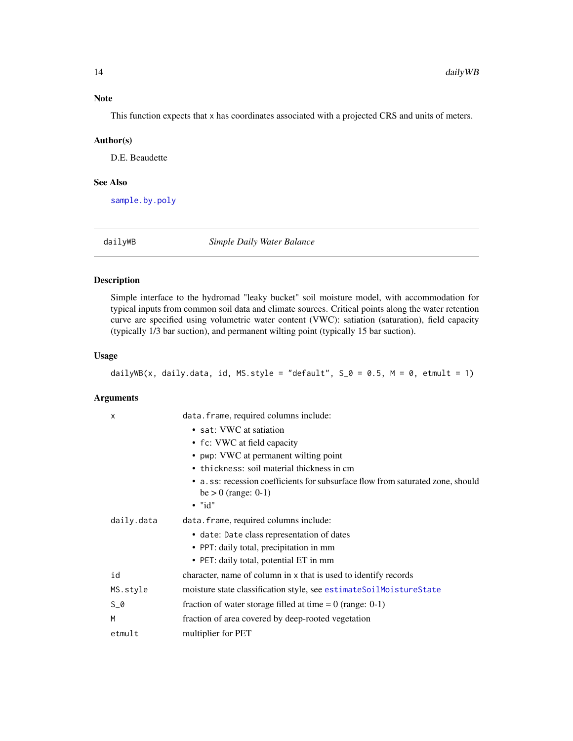## Note

This function expects that x has coordinates associated with a projected CRS and units of meters.

## Author(s)

D.E. Beaudette

## See Also

sample.by.poly

---

# dailyWB — *Simple Daily Water Balance*

## Description

Simple interface to the hydromad "leaky bucket" soil moisture model, with accommodation for typical inputs from common soil data and climate sources. Critical points along the water retention curve are specified using volumetric water content (VWC): satiation (saturation), field capacity (typically 1/3 bar suction), and permanent wilting point (typically 15 bar suction).

## Usage

```
dailyWB(x, daily.data, id, MS.style = "default", S_0 = 0.5, M = 0, etmult = 1)
```

## Arguments

| | |
|---|---|
| x | data.frame, required columns include: <br>• sat: VWC at satiation <br>• fc: VWC at field capacity <br>• pwp: VWC at permanent wilting point <br>• thickness: soil material thickness in cm <br>• a.ss: recession coefficients for subsurface flow from saturated zone, should be > 0 (range: 0-1) <br>• "id" |
| daily.data | data.frame, required columns include: <br>• date: Date class representation of dates <br>• PPT: daily total, precipitation in mm <br>• PET: daily total, potential ET in mm |
| id | character, name of column in x that is used to identify records |
| MS.style | moisture state classification style, see estimateSoilMoistureState |
| S_0 | fraction of water storage filled at time = 0 (range: 0-1) |
| M | fraction of area covered by deep-rooted vegetation |
| etmult | multiplier for PET |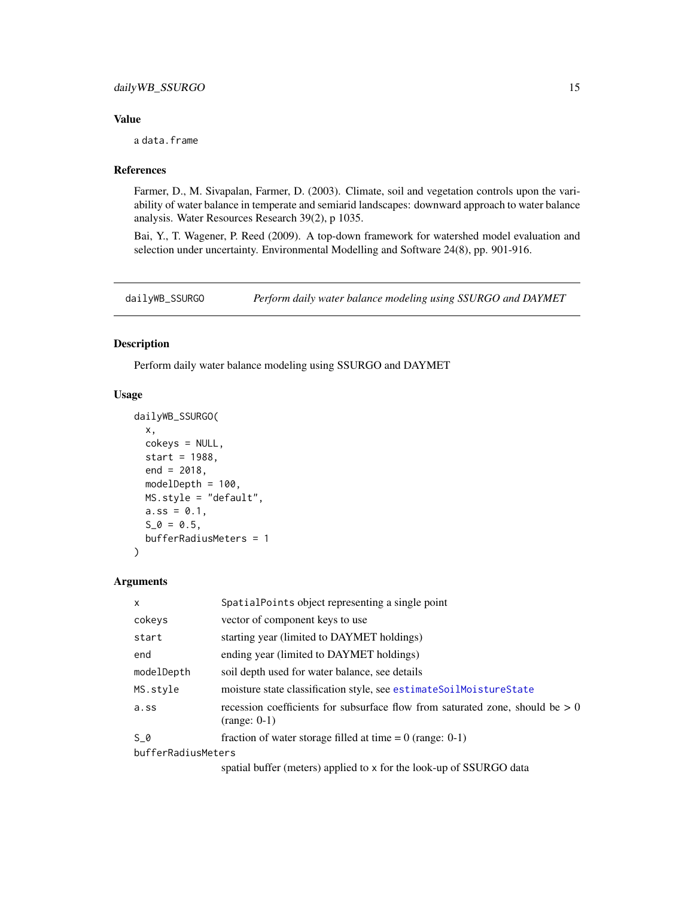## Value

a `data.frame`

## References

Farmer, D., M. Sivapalan, Farmer, D. (2003). Climate, soil and vegetation controls upon the variability of water balance in temperate and semiarid landscapes: downward approach to water balance analysis. Water Resources Research 39(2), p 1035.

Bai, Y., T. Wagener, P. Reed (2009). A top-down framework for watershed model evaluation and selection under uncertainty. Environmental Modelling and Software 24(8), pp. 901-916.

---

# dailyWB_SSURGO — *Perform daily water balance modeling using SSURGO and DAYMET*

## Description

Perform daily water balance modeling using SSURGO and DAYMET

## Usage

```
dailyWB_SSURGO(
  x,
  cokeys = NULL,
  start = 1988,
  end = 2018,
  modelDepth = 100,
  MS.style = "default",
  a.ss = 0.1,
  S_0 = 0.5,
  bufferRadiusMeters = 1
)
```

## Arguments

| | |
|---|---|
| `x` | `SpatialPoints` object representing a single point |
| `cokeys` | vector of component keys to use |
| `start` | starting year (limited to DAYMET holdings) |
| `end` | ending year (limited to DAYMET holdings) |
| `modelDepth` | soil depth used for water balance, see details |
| `MS.style` | moisture state classification style, see `estimateSoilMoistureState` |
| `a.ss` | recession coefficients for subsurface flow from saturated zone, should be > 0 (range: 0-1) |
| `S_0` | fraction of water storage filled at time = 0 (range: 0-1) |
| `bufferRadiusMeters` | spatial buffer (meters) applied to `x` for the look-up of SSURGO data |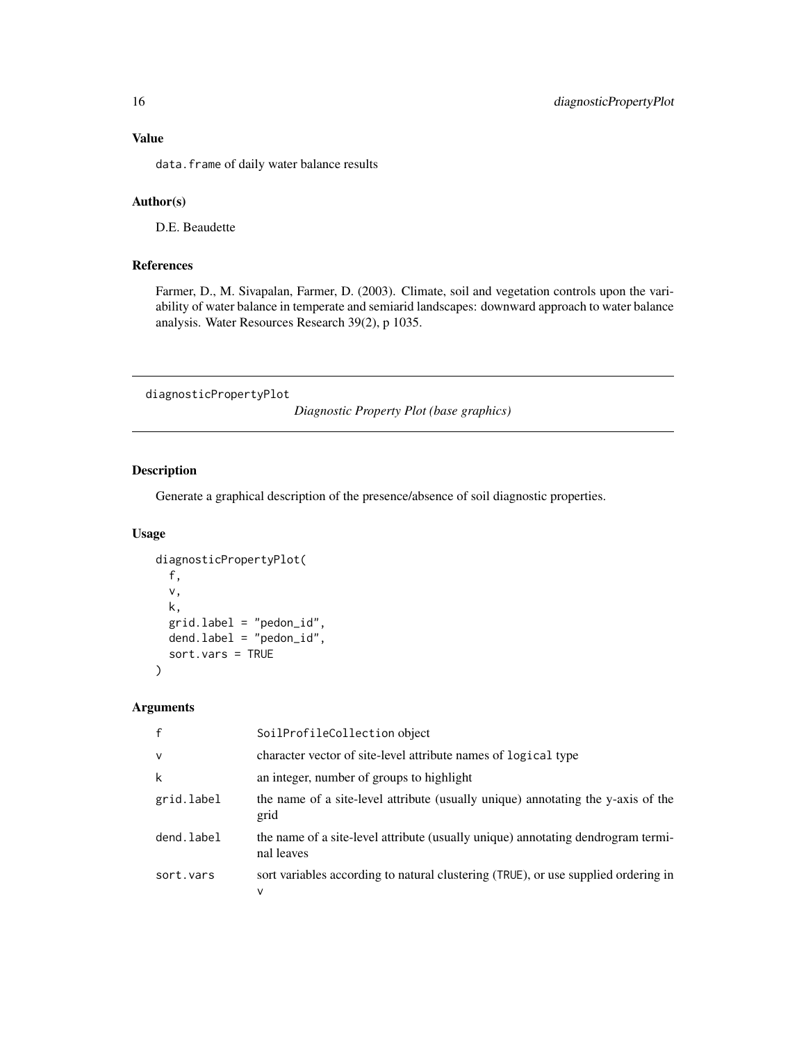## Value

`data.frame` of daily water balance results

## Author(s)

D.E. Beaudette

## References

Farmer, D., M. Sivapalan, Farmer, D. (2003). Climate, soil and vegetation controls upon the variability of water balance in temperate and semiarid landscapes: downward approach to water balance analysis. Water Resources Research 39(2), p 1035.

---

# diagnosticPropertyPlot    *Diagnostic Property Plot (base graphics)*

---

## Description

Generate a graphical description of the presence/absence of soil diagnostic properties.

## Usage

```
diagnosticPropertyPlot(
  f,
  v,
  k,
  grid.label = "pedon_id",
  dend.label = "pedon_id",
  sort.vars = TRUE
)
```

## Arguments

| | |
|---|---|
| f | `SoilProfileCollection` object |
| v | character vector of site-level attribute names of `logical` type |
| k | an integer, number of groups to highlight |
| grid.label | the name of a site-level attribute (usually unique) annotating the y-axis of the grid |
| dend.label | the name of a site-level attribute (usually unique) annotating dendrogram terminal leaves |
| sort.vars | sort variables according to natural clustering (`TRUE`), or use supplied ordering in `v` |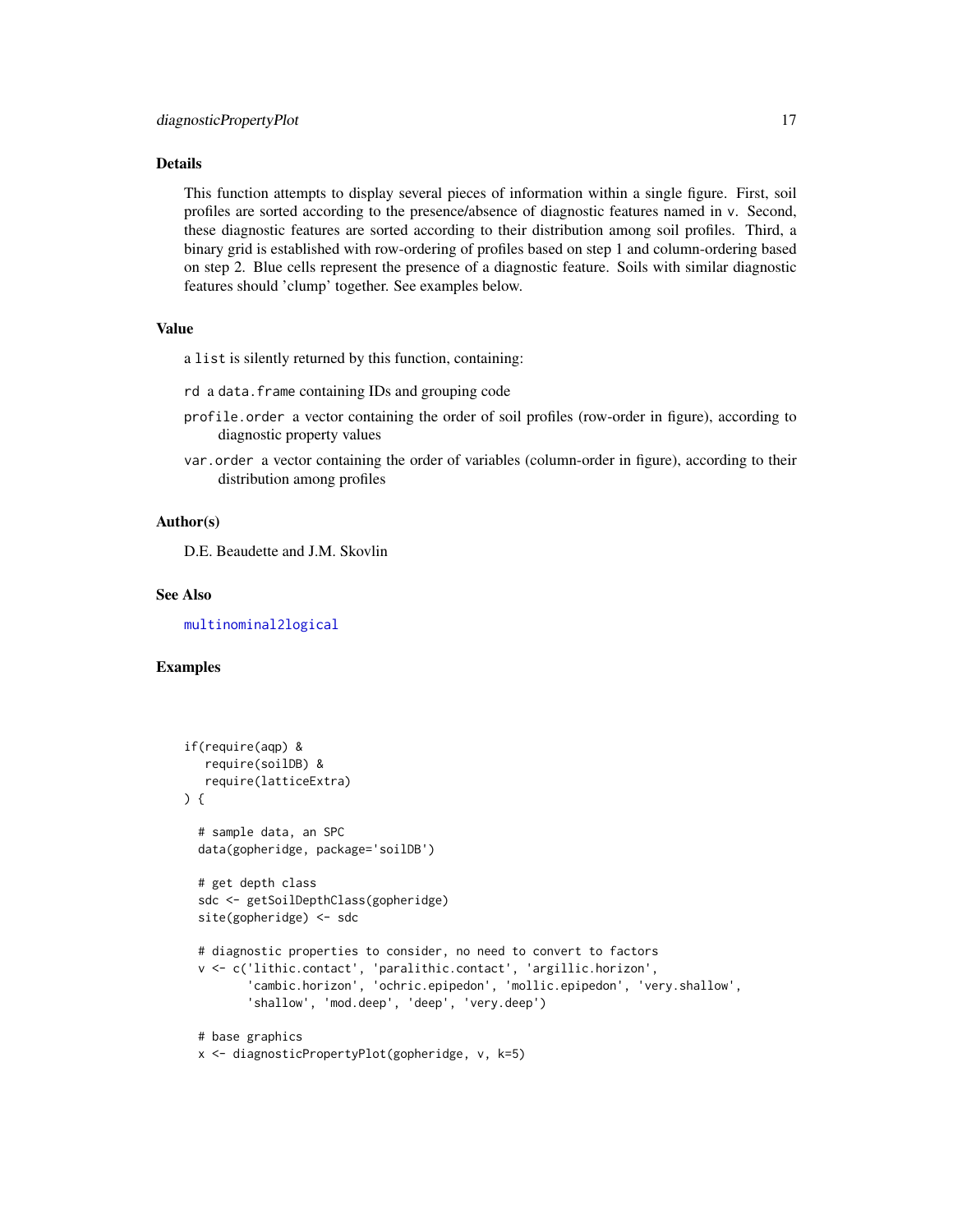## Details

This function attempts to display several pieces of information within a single figure. First, soil profiles are sorted according to the presence/absence of diagnostic features named in `v`. Second, these diagnostic features are sorted according to their distribution among soil profiles. Third, a binary grid is established with row-ordering of profiles based on step 1 and column-ordering based on step 2. Blue cells represent the presence of a diagnostic feature. Soils with similar diagnostic features should 'clump' together. See examples below.

## Value

a `list` is silently returned by this function, containing:

`rd` a `data.frame` containing IDs and grouping code

`profile.order` a vector containing the order of soil profiles (row-order in figure), according to diagnostic property values

`var.order` a vector containing the order of variables (column-order in figure), according to their distribution among profiles

## Author(s)

D.E. Beaudette and J.M. Skovlin

## See Also

`multinominal2logical`

## Examples

```
if(require(aqp) &
   require(soilDB) &
   require(latticeExtra)
) {

  # sample data, an SPC
  data(gopheridge, package='soilDB')

  # get depth class
  sdc <- getSoilDepthClass(gopheridge)
  site(gopheridge) <- sdc

  # diagnostic properties to consider, no need to convert to factors
  v <- c('lithic.contact', 'paralithic.contact', 'argillic.horizon',
         'cambic.horizon', 'ochric.epipedon', 'mollic.epipedon', 'very.shallow',
         'shallow', 'mod.deep', 'deep', 'very.deep')

  # base graphics
  x <- diagnosticPropertyPlot(gopheridge, v, k=5)
```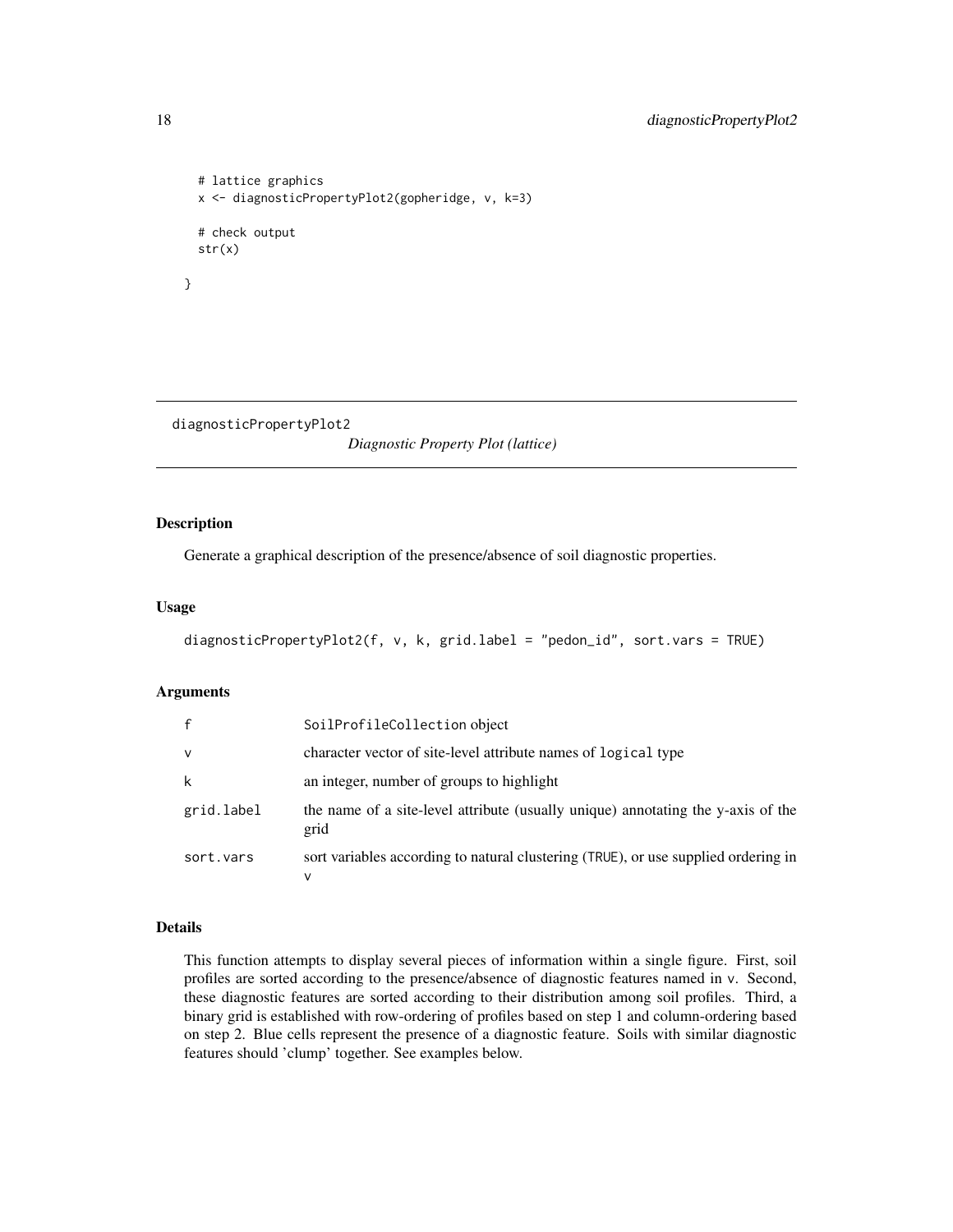```
  # lattice graphics
  x <- diagnosticPropertyPlot2(gopheridge, v, k=3)

  # check output
  str(x)

}
```

## diagnosticPropertyPlot2 — *Diagnostic Property Plot (lattice)*

### Description

Generate a graphical description of the presence/absence of soil diagnostic properties.

### Usage

```
diagnosticPropertyPlot2(f, v, k, grid.label = "pedon_id", sort.vars = TRUE)
```

### Arguments

| | |
|---|---|
| `f` | SoilProfileCollection object |
| `v` | character vector of site-level attribute names of `logical` type |
| `k` | an integer, number of groups to highlight |
| `grid.label` | the name of a site-level attribute (usually unique) annotating the y-axis of the grid |
| `sort.vars` | sort variables according to natural clustering (`TRUE`), or use supplied ordering in `v` |

### Details

This function attempts to display several pieces of information within a single figure. First, soil profiles are sorted according to the presence/absence of diagnostic features named in `v`. Second, these diagnostic features are sorted according to their distribution among soil profiles. Third, a binary grid is established with row-ordering of profiles based on step 1 and column-ordering based on step 2. Blue cells represent the presence of a diagnostic feature. Soils with similar diagnostic features should 'clump' together. See examples below.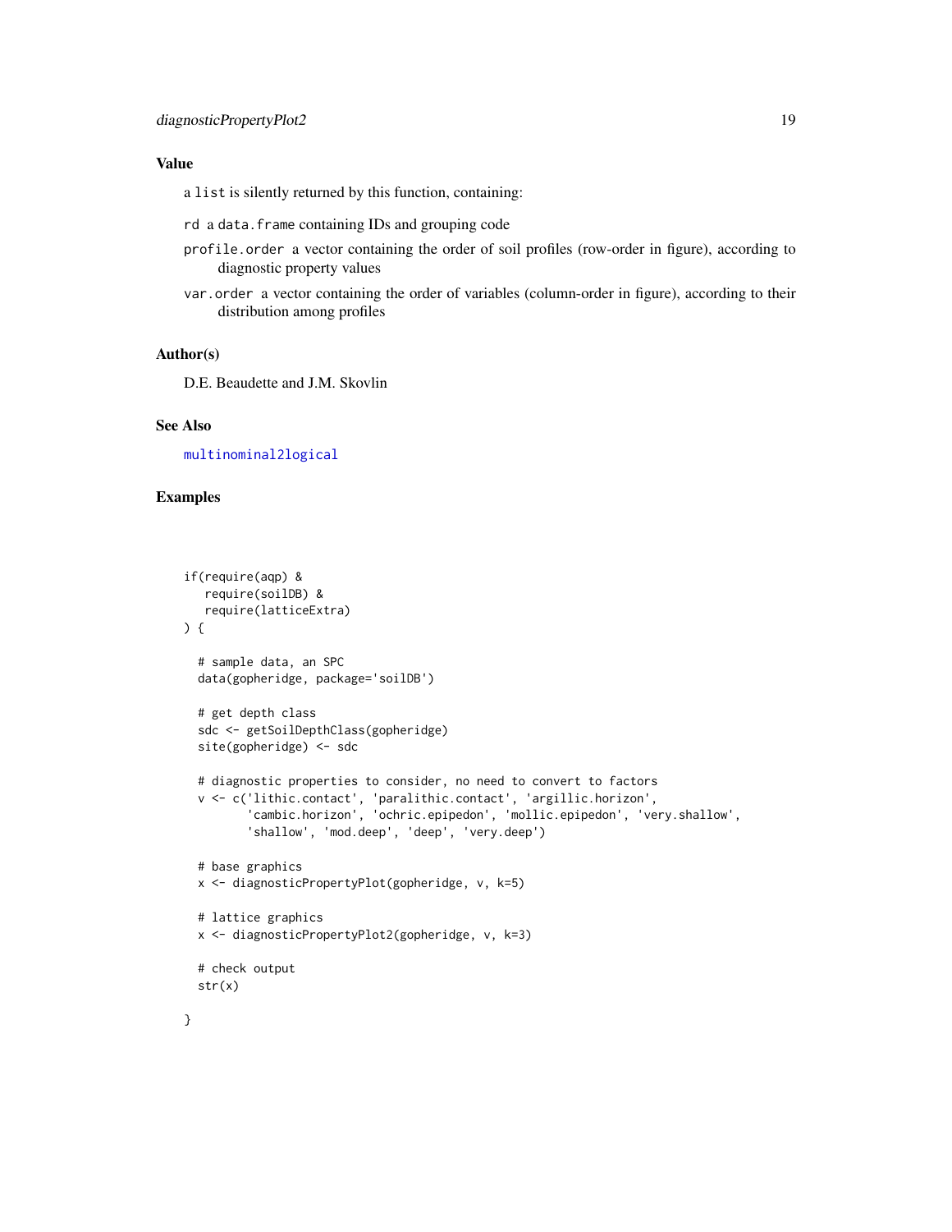## Value

a `list` is silently returned by this function, containing:

`rd` a `data.frame` containing IDs and grouping code

`profile.order` a vector containing the order of soil profiles (row-order in figure), according to diagnostic property values

`var.order` a vector containing the order of variables (column-order in figure), according to their distribution among profiles

## Author(s)

D.E. Beaudette and J.M. Skovlin

## See Also

`multinominal2logical`

## Examples

```
if(require(aqp) &
   require(soilDB) &
   require(latticeExtra)
) {

  # sample data, an SPC
  data(gopheridge, package='soilDB')

  # get depth class
  sdc <- getSoilDepthClass(gopheridge)
  site(gopheridge) <- sdc

  # diagnostic properties to consider, no need to convert to factors
  v <- c('lithic.contact', 'paralithic.contact', 'argillic.horizon',
         'cambic.horizon', 'ochric.epipedon', 'mollic.epipedon', 'very.shallow',
         'shallow', 'mod.deep', 'deep', 'very.deep')

  # base graphics
  x <- diagnosticPropertyPlot(gopheridge, v, k=5)

  # lattice graphics
  x <- diagnosticPropertyPlot2(gopheridge, v, k=3)

  # check output
  str(x)

}
```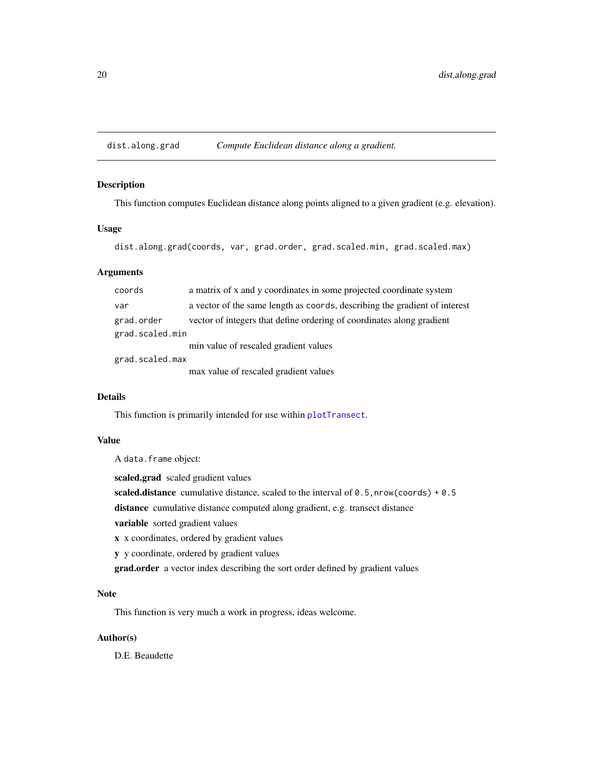## dist.along.grad *Compute Euclidean distance along a gradient.*

### Description

This function computes Euclidean distance along points aligned to a given gradient (e.g. elevation).

### Usage

```
dist.along.grad(coords, var, grad.order, grad.scaled.min, grad.scaled.max)
```

### Arguments

| | |
|---|---|
| `coords` | a matrix of x and y coordinates in some projected coordinate system |
| `var` | a vector of the same length as `coords`, describing the gradient of interest |
| `grad.order` | vector of integers that define ordering of coordinates along gradient |
| `grad.scaled.min` | min value of rescaled gradient values |
| `grad.scaled.max` | max value of rescaled gradient values |

### Details

This function is primarily intended for use within `plotTransect`.

### Value

A `data.frame` object:

**scaled.grad** scaled gradient values

**scaled.distance** cumulative distance, scaled to the interval of `0.5,nrow(coords) + 0.5`

**distance** cumulative distance computed along gradient, e.g. transect distance

**variable** sorted gradient values

**x** x coordinates, ordered by gradient values

**y** y coordinate, ordered by gradient values

**grad.order** a vector index describing the sort order defined by gradient values

### Note

This function is very much a work in progress, ideas welcome.

### Author(s)

D.E. Beaudette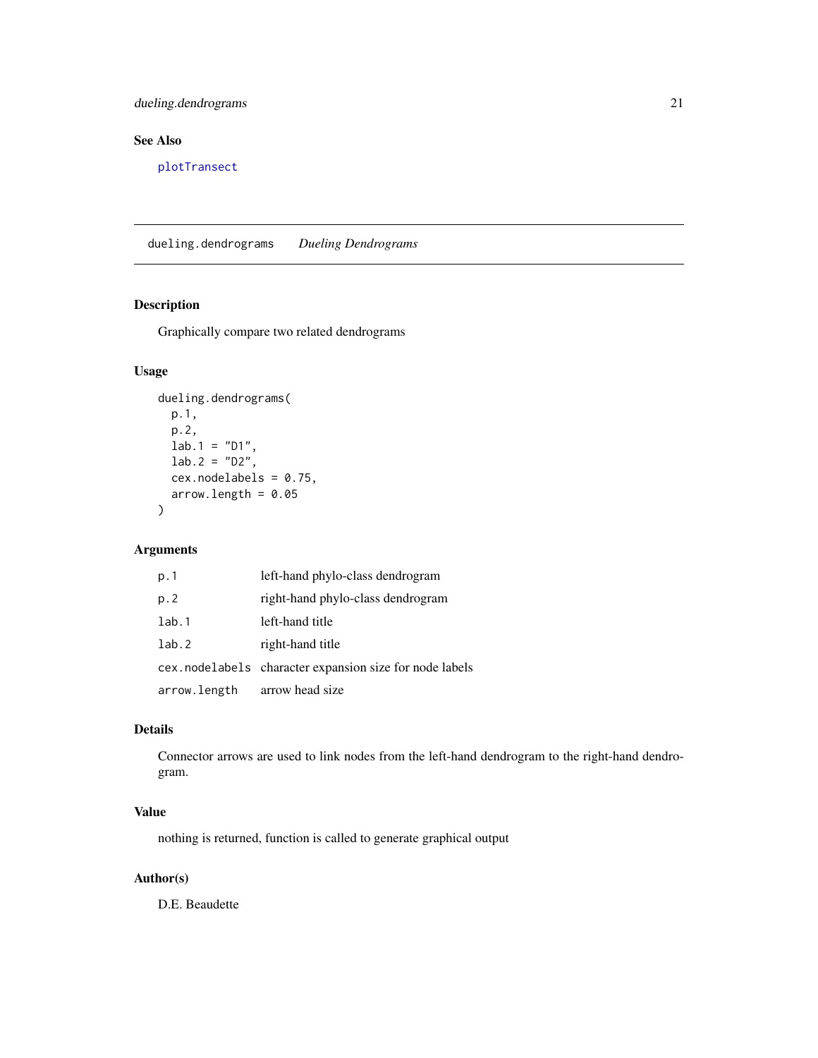## See Also

`plotTranscect`

---

`dueling.dendrograms` *Dueling Dendrograms*

---

### Description

Graphically compare two related dendrograms

### Usage

```
dueling.dendrograms(
  p.1,
  p.2,
  lab.1 = "D1",
  lab.2 = "D2",
  cex.nodelabels = 0.75,
  arrow.length = 0.05
)
```

### Arguments

| | |
|---|---|
| `p.1` | left-hand phylo-class dendrogram |
| `p.2` | right-hand phylo-class dendrogram |
| `lab.1` | left-hand title |
| `lab.2` | right-hand title |
| `cex.nodelabels` | character expansion size for node labels |
| `arrow.length` | arrow head size |

### Details

Connector arrows are used to link nodes from the left-hand dendrogram to the right-hand dendrogram.

### Value

nothing is returned, function is called to generate graphical output

### Author(s)

D.E. Beaudette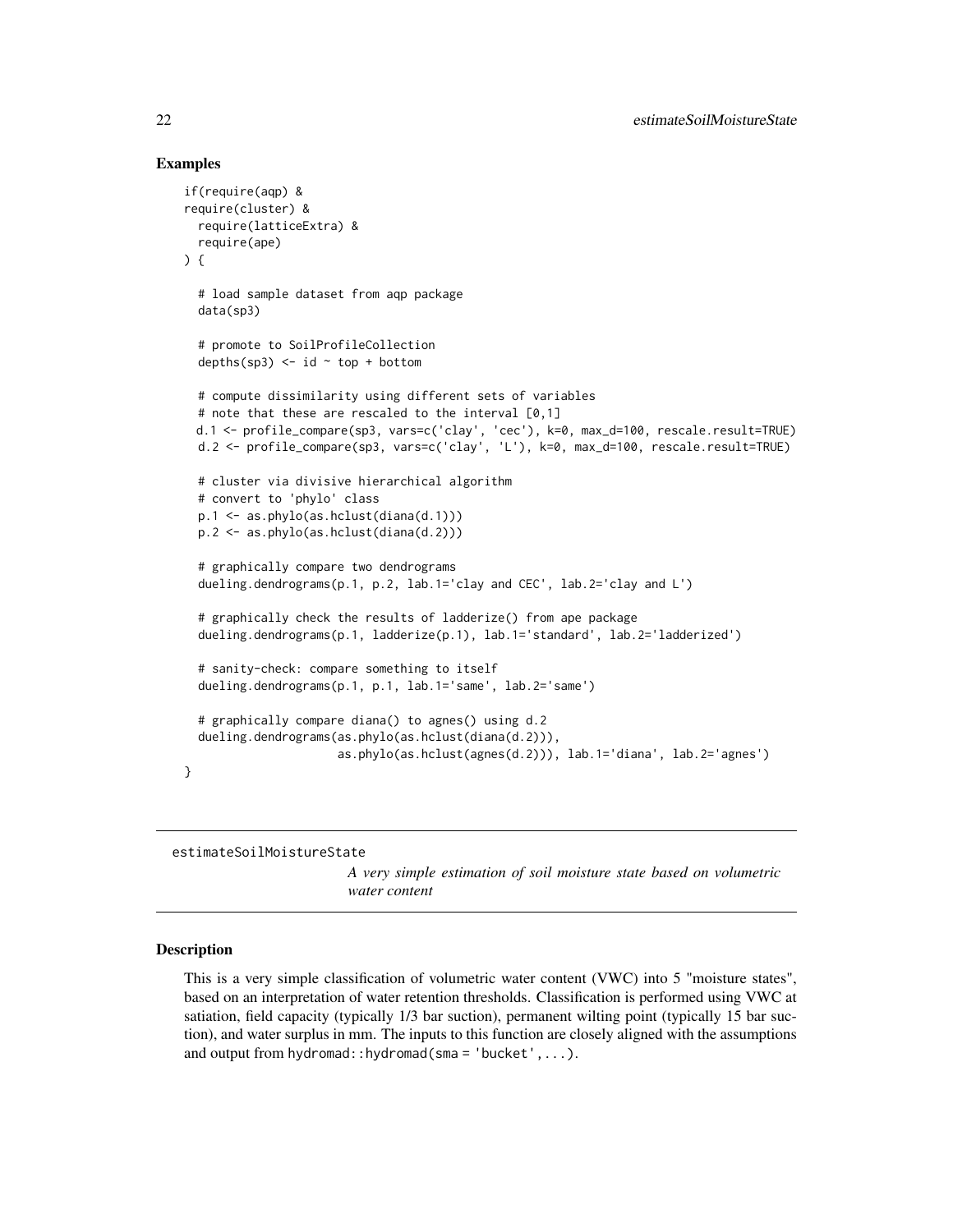## Examples

```
if(require(aqp) &
require(cluster) &
  require(latticeExtra) &
  require(ape)
) {

  # load sample dataset from aqp package
  data(sp3)

  # promote to SoilProfileCollection
  depths(sp3) <- id ~ top + bottom

  # compute dissimilarity using different sets of variables
  # note that these are rescaled to the interval [0,1]
  d.1 <- profile_compare(sp3, vars=c('clay', 'cec'), k=0, max_d=100, rescale.result=TRUE)
  d.2 <- profile_compare(sp3, vars=c('clay', 'L'), k=0, max_d=100, rescale.result=TRUE)

  # cluster via divisive hierarchical algorithm
  # convert to 'phylo' class
  p.1 <- as.phylo(as.hclust(diana(d.1)))
  p.2 <- as.phylo(as.hclust(diana(d.2)))

  # graphically compare two dendrograms
  dueling.dendrograms(p.1, p.2, lab.1='clay and CEC', lab.2='clay and L')

  # graphically check the results of ladderize() from ape package
  dueling.dendrograms(p.1, ladderize(p.1), lab.1='standard', lab.2='ladderized')

  # sanity-check: compare something to itself
  dueling.dendrograms(p.1, p.1, lab.1='same', lab.2='same')

  # graphically compare diana() to agnes() using d.2
  dueling.dendrograms(as.phylo(as.hclust(diana(d.2))),
                      as.phylo(as.hclust(agnes(d.2))), lab.1='diana', lab.2='agnes')
}
```

---

# estimateSoilMoistureState

*A very simple estimation of soil moisture state based on volumetric water content*

---

## Description

This is a very simple classification of volumetric water content (VWC) into 5 "moisture states", based on an interpretation of water retention thresholds. Classification is performed using VWC at satiation, field capacity (typically 1/3 bar suction), permanent wilting point (typically 15 bar suction), and water surplus in mm. The inputs to this function are closely aligned with the assumptions and output from `hydromad::hydromad(sma = 'bucket',...)`.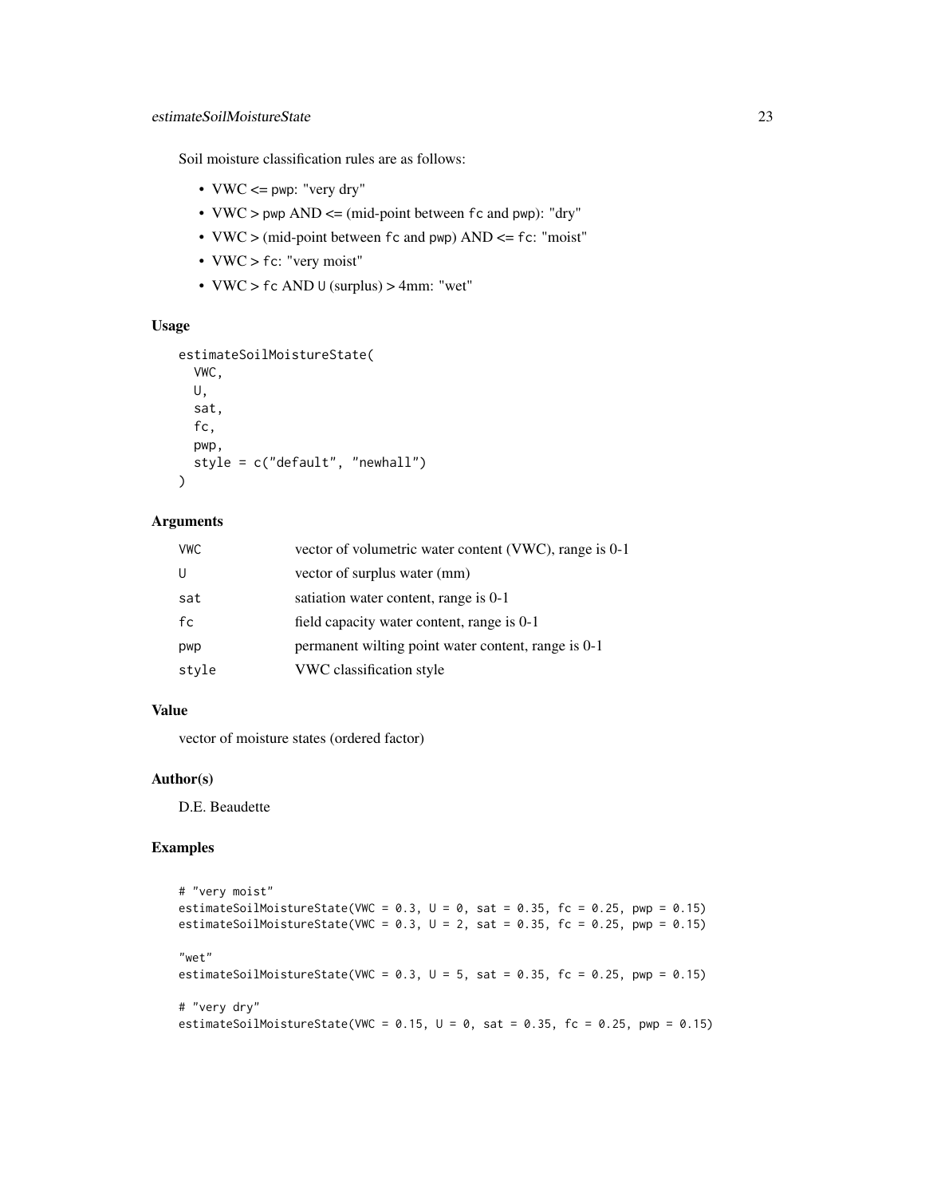Soil moisture classification rules are as follows:

- VWC <= `pwp`: "very dry"
- VWC > `pwp` AND <= (mid-point between `fc` and `pwp`): "dry"
- VWC > (mid-point between `fc` and `pwp`) AND <= `fc`: "moist"
- VWC > `fc`: "very moist"
- VWC > `fc` AND `U` (surplus) > 4mm: "wet"

### Usage

```
estimateSoilMoistureState(
  VWC,
  U,
  sat,
  fc,
  pwp,
  style = c("default", "newhall")
)
```

### Arguments

| | |
|---|---|
| `VWC` | vector of volumetric water content (VWC), range is 0-1 |
| `U` | vector of surplus water (mm) |
| `sat` | satiation water content, range is 0-1 |
| `fc` | field capacity water content, range is 0-1 |
| `pwp` | permanent wilting point water content, range is 0-1 |
| `style` | VWC classification style |

### Value

vector of moisture states (ordered factor)

### Author(s)

D.E. Beaudette

### Examples

```
# "very moist"
estimateSoilMoistureState(VWC = 0.3, U = 0, sat = 0.35, fc = 0.25, pwp = 0.15)
estimateSoilMoistureState(VWC = 0.3, U = 2, sat = 0.35, fc = 0.25, pwp = 0.15)

"wet"
estimateSoilMoistureState(VWC = 0.3, U = 5, sat = 0.35, fc = 0.25, pwp = 0.15)

# "very dry"
estimateSoilMoistureState(VWC = 0.15, U = 0, sat = 0.35, fc = 0.25, pwp = 0.15)
```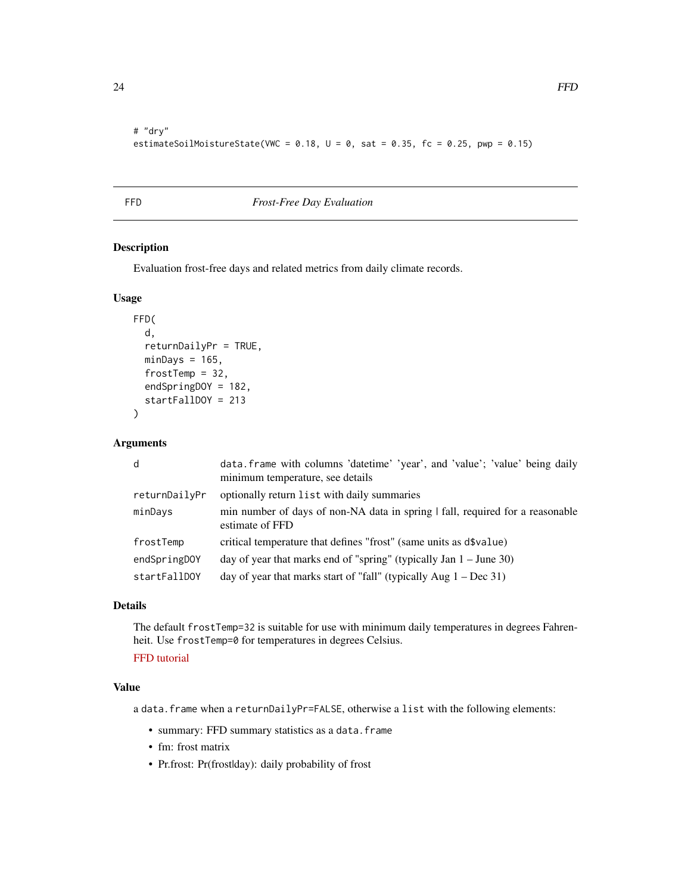```
# "dry"
estimateSoilMoistureState(VWC = 0.18, U = 0, sat = 0.35, fc = 0.25, pwp = 0.15)
```

## FFD — *Frost-Free Day Evaluation*

### Description

Evaluation frost-free days and related metrics from daily climate records.

### Usage

```
FFD(
  d,
  returnDailyPr = TRUE,
  minDays = 165,
  frostTemp = 32,
  endSpringDOY = 182,
  startFallDOY = 213
)
```

### Arguments

| Argument | Description |
|---|---|
| `d` | `data.frame` with columns 'datetime' 'year', and 'value'; 'value' being daily minimum temperature, see details |
| `returnDailyPr` | optionally return `list` with daily summaries |
| `minDays` | min number of days of non-NA data in spring \| fall, required for a reasonable estimate of FFD |
| `frostTemp` | critical temperature that defines "frost" (same units as `d$value`) |
| `endSpringDOY` | day of year that marks end of "spring" (typically Jan 1 – June 30) |
| `startFallDOY` | day of year that marks start of "fall" (typically Aug 1 – Dec 31) |

### Details

The default `frostTemp=32` is suitable for use with minimum daily temperatures in degrees Fahrenheit. Use `frostTemp=0` for temperatures in degrees Celsius.

FFD tutorial

### Value

a `data.frame` when a `returnDailyPr=FALSE`, otherwise a `list` with the following elements:

- summary: FFD summary statistics as a `data.frame`
- fm: frost matrix
- Pr.frost: Pr(frost|day): daily probability of frost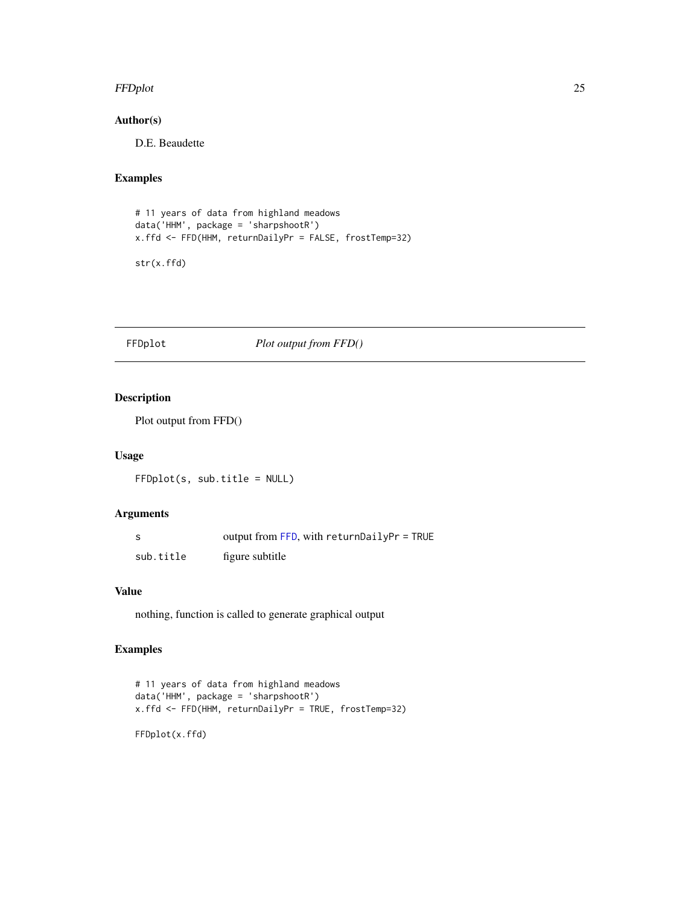## Author(s)

D.E. Beaudette

## Examples

```
# 11 years of data from highland meadows
data('HHM', package = 'sharpshootR')
x.ffd <- FFD(HHM, returnDailyPr = FALSE, frostTemp=32)

str(x.ffd)
```

---

# FFDplot *Plot output from FFD()*

## Description

Plot output from FFD()

## Usage

```
FFDplot(s, sub.title = NULL)
```

## Arguments

| | |
|---|---|
| s | output from FFD, with returnDailyPr = TRUE |
| sub.title | figure subtitle |

## Value

nothing, function is called to generate graphical output

## Examples

```
# 11 years of data from highland meadows
data('HHM', package = 'sharpshootR')
x.ffd <- FFD(HHM, returnDailyPr = TRUE, frostTemp=32)

FFDplot(x.ffd)
```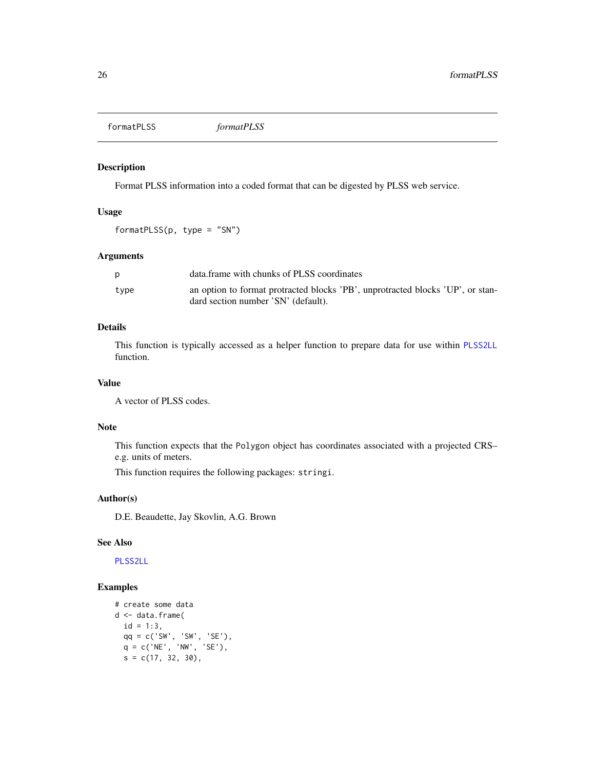# formatPLSS *formatPLSS*

## Description

Format PLSS information into a coded format that can be digested by PLSS web service.

## Usage

```
formatPLSS(p, type = "SN")
```

## Arguments

| | |
|---|---|
| p | data.frame with chunks of PLSS coordinates |
| type | an option to format protracted blocks 'PB', unprotracted blocks 'UP', or standard section number 'SN' (default). |

## Details

This function is typically accessed as a helper function to prepare data for use within PLSS2LL function.

## Value

A vector of PLSS codes.

## Note

This function expects that the Polygon object has coordinates associated with a projected CRS– e.g. units of meters.

This function requires the following packages: stringi.

## Author(s)

D.E. Beaudette, Jay Skovlin, A.G. Brown

## See Also

PLSS2LL

## Examples

```
# create some data
d <- data.frame(
  id = 1:3,
  qq = c('SW', 'SW', 'SE'),
  q = c('NE', 'NW', 'SE'),
  s = c(17, 32, 30),
```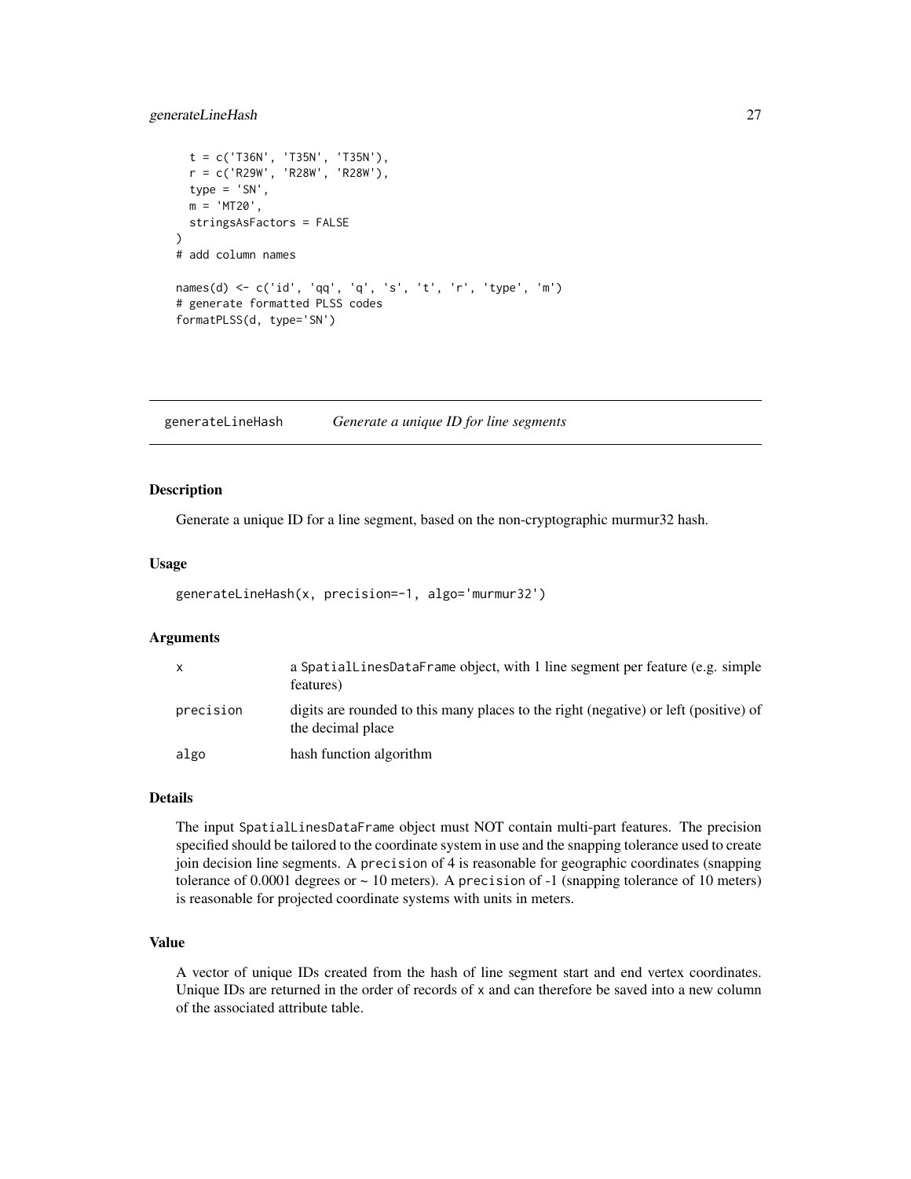```
  t = c('T36N', 'T35N', 'T35N'),
  r = c('R29W', 'R28W', 'R28W'),
  type = 'SN',
  m = 'MT20',
  stringsAsFactors = FALSE
)
# add column names

names(d) <- c('id', 'qq', 'q', 's', 't', 'r', 'type', 'm')
# generate formatted PLSS codes
formatPLSS(d, type='SN')
```

## generateLineHash    *Generate a unique ID for line segments*

### Description

Generate a unique ID for a line segment, based on the non-cryptographic murmur32 hash.

### Usage

```
generateLineHash(x, precision=-1, algo='murmur32')
```

### Arguments

| | |
|---|---|
| x | a SpatialLinesDataFrame object, with 1 line segment per feature (e.g. simple features) |
| precision | digits are rounded to this many places to the right (negative) or left (positive) of the decimal place |
| algo | hash function algorithm |

### Details

The input SpatialLinesDataFrame object must NOT contain multi-part features. The precision specified should be tailored to the coordinate system in use and the snapping tolerance used to create join decision line segments. A precision of 4 is reasonable for geographic coordinates (snapping tolerance of 0.0001 degrees or ~ 10 meters). A precision of -1 (snapping tolerance of 10 meters) is reasonable for projected coordinate systems with units in meters.

### Value

A vector of unique IDs created from the hash of line segment start and end vertex coordinates. Unique IDs are returned in the order of records of x and can therefore be saved into a new column of the associated attribute table.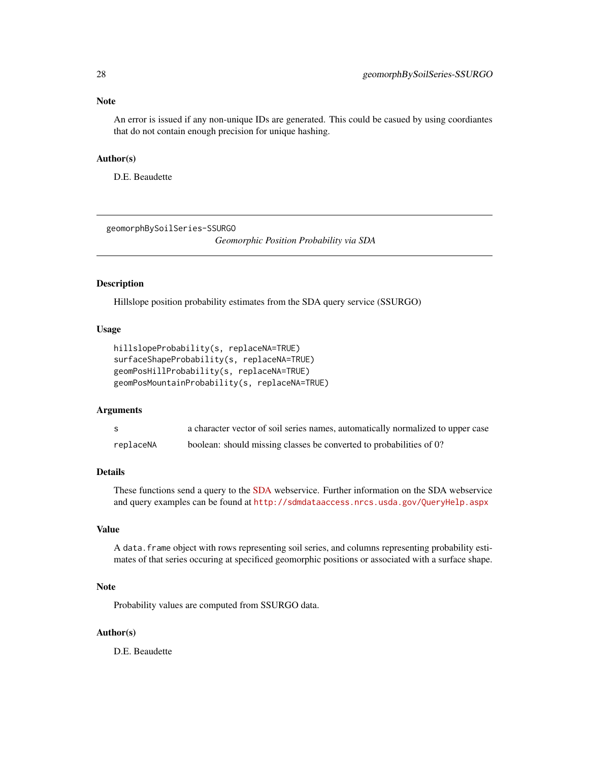### Note

An error is issued if any non-unique IDs are generated. This could be casued by using coordiantes that do not contain enough precision for unique hashing.

### Author(s)

D.E. Beaudette

---

## geomorphBySoilSeries-SSURGO

*Geomorphic Position Probability via SDA*

---

### Description

Hillslope position probability estimates from the SDA query service (SSURGO)

### Usage

```
hillslopeProbability(s, replaceNA=TRUE)
surfaceShapeProbability(s, replaceNA=TRUE)
geomPosHillProbability(s, replaceNA=TRUE)
geomPosMountainProbability(s, replaceNA=TRUE)
```

### Arguments

| | |
|---|---|
| `s` | a character vector of soil series names, automatically normalized to upper case |
| `replaceNA` | boolean: should missing classes be converted to probabilities of 0? |

### Details

These functions send a query to the SDA webservice. Further information on the SDA webservice and query examples can be found at `http://sdmdataaccess.nrcs.usda.gov/QueryHelp.aspx`

### Value

A `data.frame` object with rows representing soil series, and columns representing probability estimates of that series occuring at specificed geomorphic positions or associated with a surface shape.

### Note

Probability values are computed from SSURGO data.

### Author(s)

D.E. Beaudette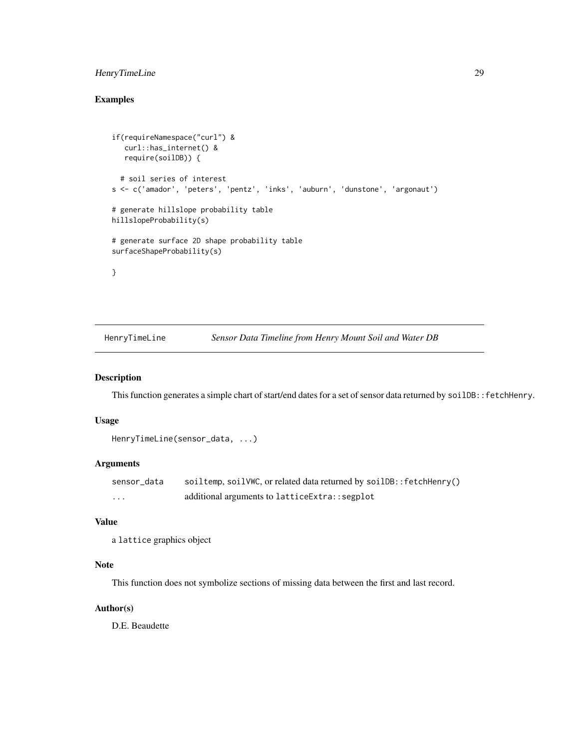## Examples

```
if(requireNamespace("curl") &
   curl::has_internet() &
   require(soilDB)) {

  # soil series of interest
s <- c('amador', 'peters', 'pentz', 'inks', 'auburn', 'dunstone', 'argonaut')

# generate hillslope probability table
hillslopeProbability(s)

# generate surface 2D shape probability table
surfaceShapeProbability(s)

}
```

---

# HenryTimeLine — *Sensor Data Timeline from Henry Mount Soil and Water DB*

---

## Description

This function generates a simple chart of start/end dates for a set of sensor data returned by `soilDB::fetchHenry`.

## Usage

```
HenryTimeLine(sensor_data, ...)
```

## Arguments

| | |
|---|---|
| `sensor_data` | `soiltemp`, `soilVWC`, or related data returned by `soilDB::fetchHenry()` |
| `...` | additional arguments to `latticeExtra::segplot` |

## Value

a `lattice` graphics object

## Note

This function does not symbolize sections of missing data between the first and last record.

## Author(s)

D.E. Beaudette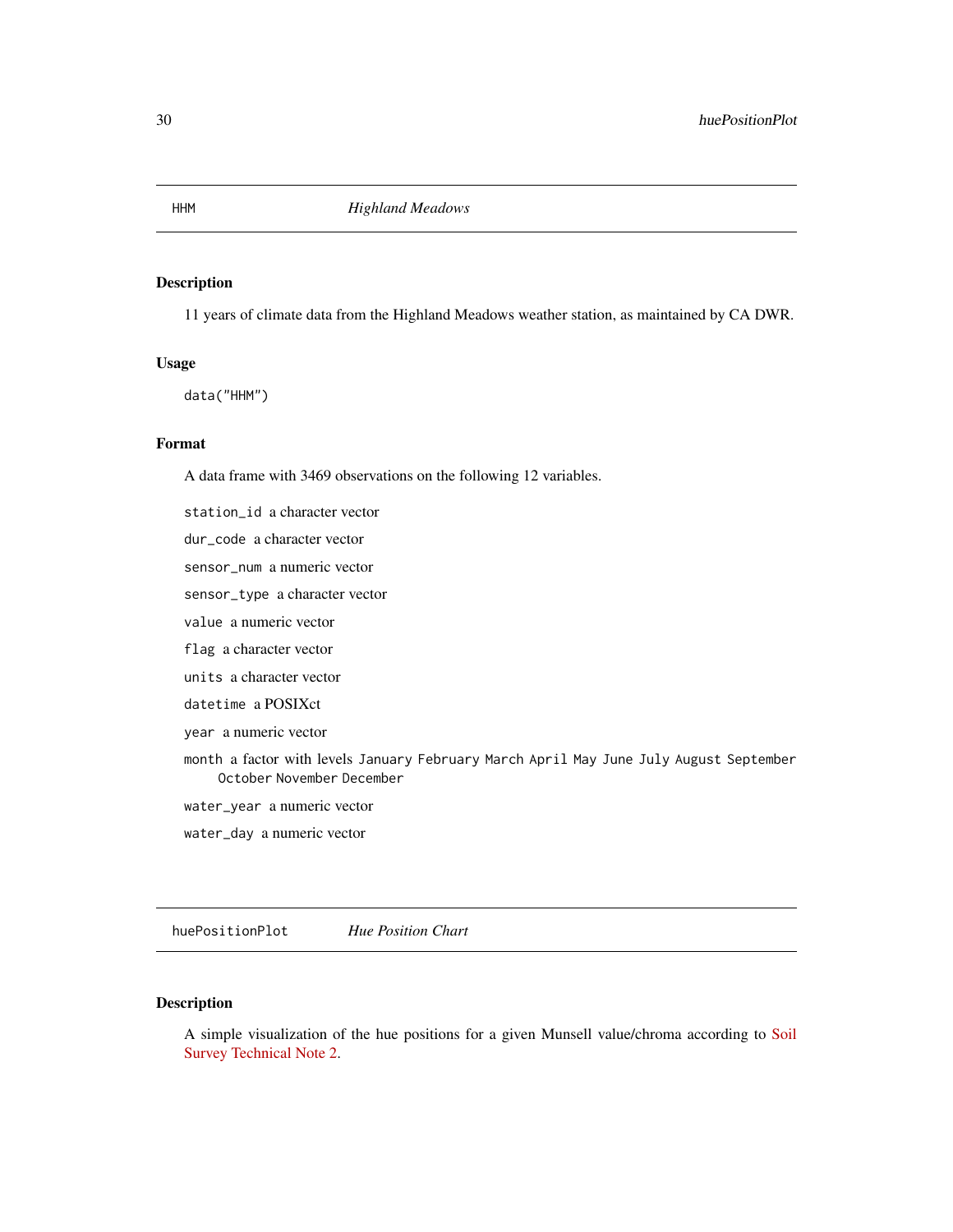## HHM — *Highland Meadows*

### Description

11 years of climate data from the Highland Meadows weather station, as maintained by CA DWR.

### Usage

```
data("HHM")
```

### Format

A data frame with 3469 observations on the following 12 variables.

- `station_id` a character vector
- `dur_code` a character vector
- `sensor_num` a numeric vector
- `sensor_type` a character vector
- `value` a numeric vector
- `flag` a character vector
- `units` a character vector
- `datetime` a POSIXct
- `year` a numeric vector
- `month` a factor with levels `January` `February` `March` `April` `May` `June` `July` `August` `September` `October` `November` `December`
- `water_year` a numeric vector
- `water_day` a numeric vector

## huePositionPlot — *Hue Position Chart*

### Description

A simple visualization of the hue positions for a given Munsell value/chroma according to Soil Survey Technical Note 2.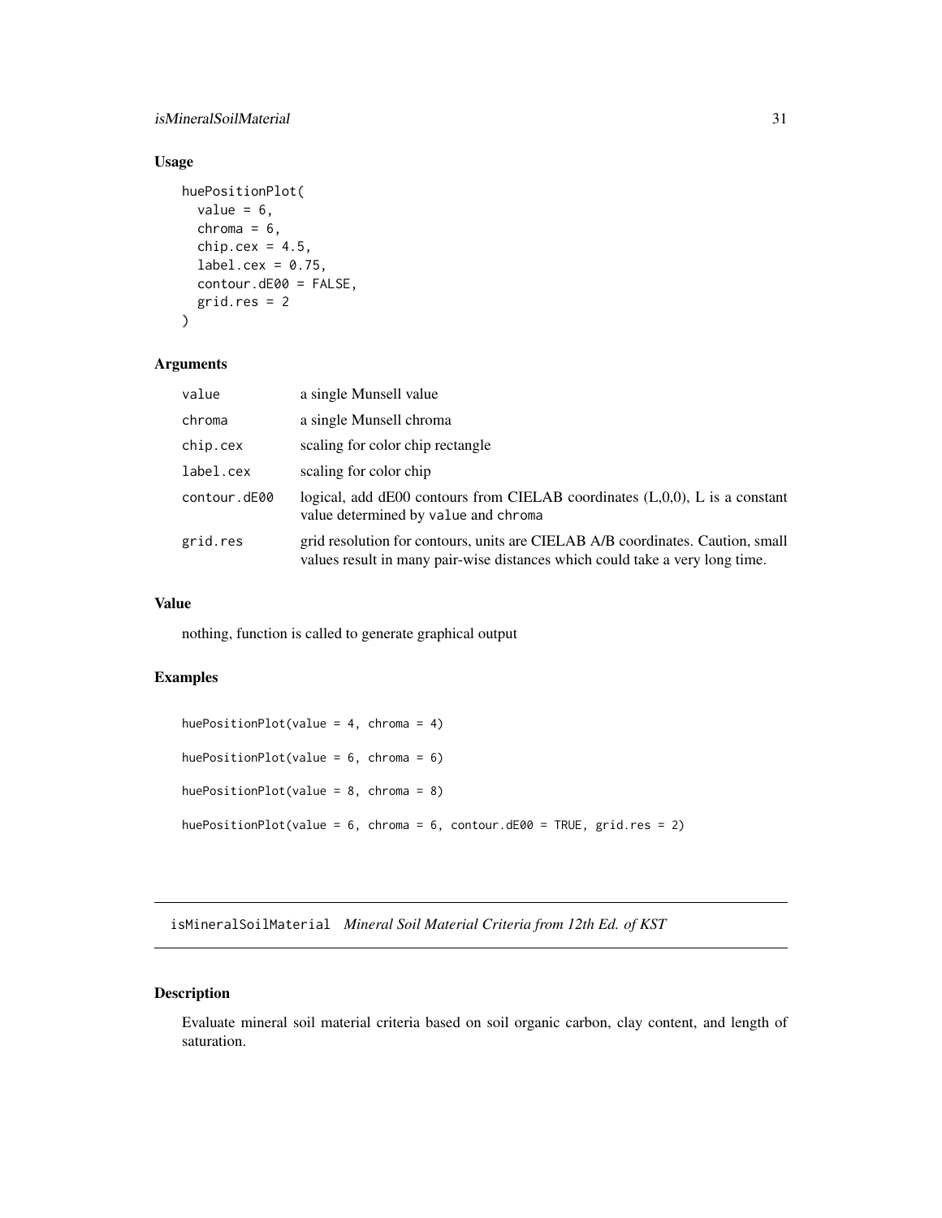## Usage

```
huePositionPlot(
  value = 6,
  chroma = 6,
  chip.cex = 4.5,
  label.cex = 0.75,
  contour.dE00 = FALSE,
  grid.res = 2
)
```

## Arguments

| | |
|---|---|
| value | a single Munsell value |
| chroma | a single Munsell chroma |
| chip.cex | scaling for color chip rectangle |
| label.cex | scaling for color chip |
| contour.dE00 | logical, add dE00 contours from CIELAB coordinates (L,0,0), L is a constant value determined by value and chroma |
| grid.res | grid resolution for contours, units are CIELAB A/B coordinates. Caution, small values result in many pair-wise distances which could take a very long time. |

## Value

nothing, function is called to generate graphical output

## Examples

```
huePositionPlot(value = 4, chroma = 4)

huePositionPlot(value = 6, chroma = 6)

huePositionPlot(value = 8, chroma = 8)

huePositionPlot(value = 6, chroma = 6, contour.dE00 = TRUE, grid.res = 2)
```

---

# isMineralSoilMaterial *Mineral Soil Material Criteria from 12th Ed. of KST*

---

## Description

Evaluate mineral soil material criteria based on soil organic carbon, clay content, and length of saturation.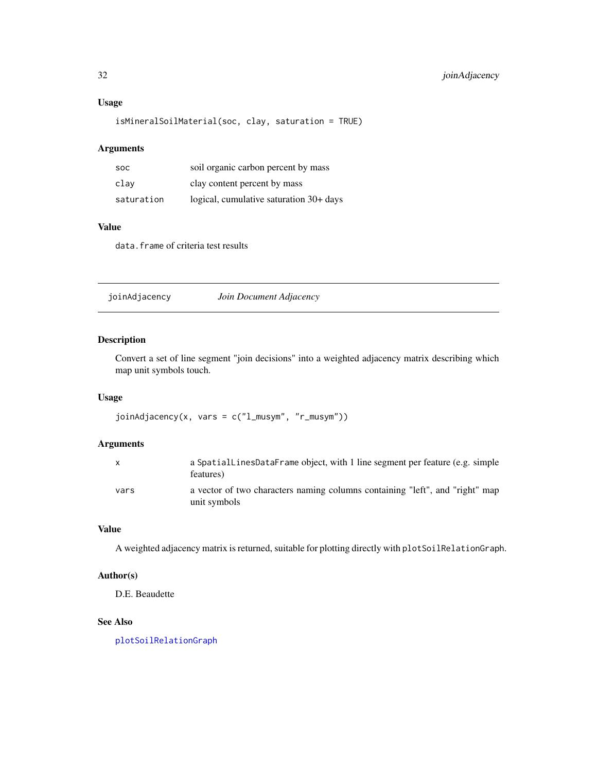### Usage

```
isMineralSoilMaterial(soc, clay, saturation = TRUE)
```

### Arguments

| | |
|---|---|
| soc | soil organic carbon percent by mass |
| clay | clay content percent by mass |
| saturation | logical, cumulative saturation 30+ days |

### Value

data.frame of criteria test results

---

## joinAdjacency *Join Document Adjacency*

---

### Description

Convert a set of line segment "join decisions" into a weighted adjacency matrix describing which map unit symbols touch.

### Usage

```
joinAdjacency(x, vars = c("l_musym", "r_musym"))
```

### Arguments

| | |
|---|---|
| x | a SpatialLinesDataFrame object, with 1 line segment per feature (e.g. simple features) |
| vars | a vector of two characters naming columns containing "left", and "right" map unit symbols |

### Value

A weighted adjacency matrix is returned, suitable for plotting directly with plotSoilRelationGraph.

### Author(s)

D.E. Beaudette

### See Also

plotSoilRelationGraph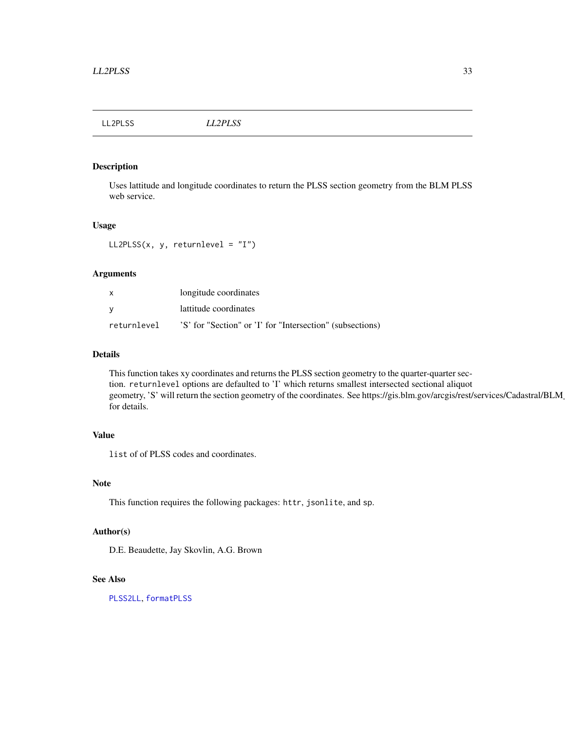# LL2PLSS

*LL2PLSS*

## Description

Uses lattitude and longitude coordinates to return the PLSS section geometry from the BLM PLSS web service.

## Usage

```
LL2PLSS(x, y, returnlevel = "I")
```

## Arguments

| | |
|---|---|
| x | longitude coordinates |
| y | lattitude coordinates |
| returnlevel | 'S' for "Section" or 'I' for "Intersection" (subsections) |

## Details

This function takes xy coordinates and returns the PLSS section geometry to the quarter-quarter section. `returnlevel` options are defaulted to 'I' which returns smallest intersected sectional aliquot geometry, 'S' will return the section geometry of the coordinates. See https://gis.blm.gov/arcgis/rest/services/Cadastral/BLM_ for details.

## Value

`list` of of PLSS codes and coordinates.

## Note

This function requires the following packages: `httr`, `jsonlite`, and `sp`.

## Author(s)

D.E. Beaudette, Jay Skovlin, A.G. Brown

## See Also

`PLSS2LL`, `formatPLSS`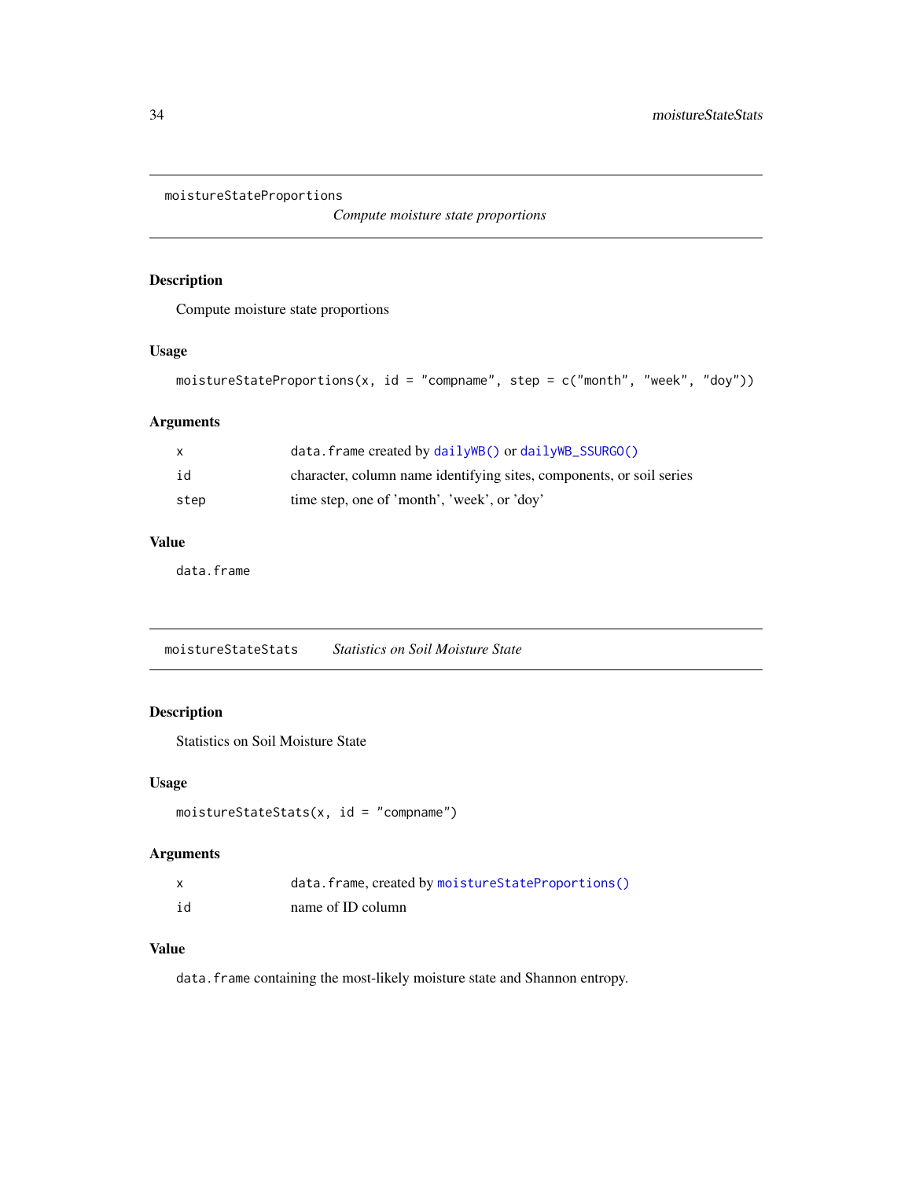## moistureStateProportions

*Compute moisture state proportions*

### Description

Compute moisture state proportions

### Usage

```
moistureStateProportions(x, id = "compname", step = c("month", "week", "doy"))
```

### Arguments

| | |
|---|---|
| x | `data.frame` created by `dailyWB()` or `dailyWB_SSURGO()` |
| id | character, column name identifying sites, components, or soil series |
| step | time step, one of 'month', 'week', or 'doy' |

### Value

`data.frame`

## moistureStateStats

*Statistics on Soil Moisture State*

### Description

Statistics on Soil Moisture State

### Usage

```
moistureStateStats(x, id = "compname")
```

### Arguments

| | |
|---|---|
| x | `data.frame`, created by `moistureStateProportions()` |
| id | name of ID column |

### Value

`data.frame` containing the most-likely moisture state and Shannon entropy.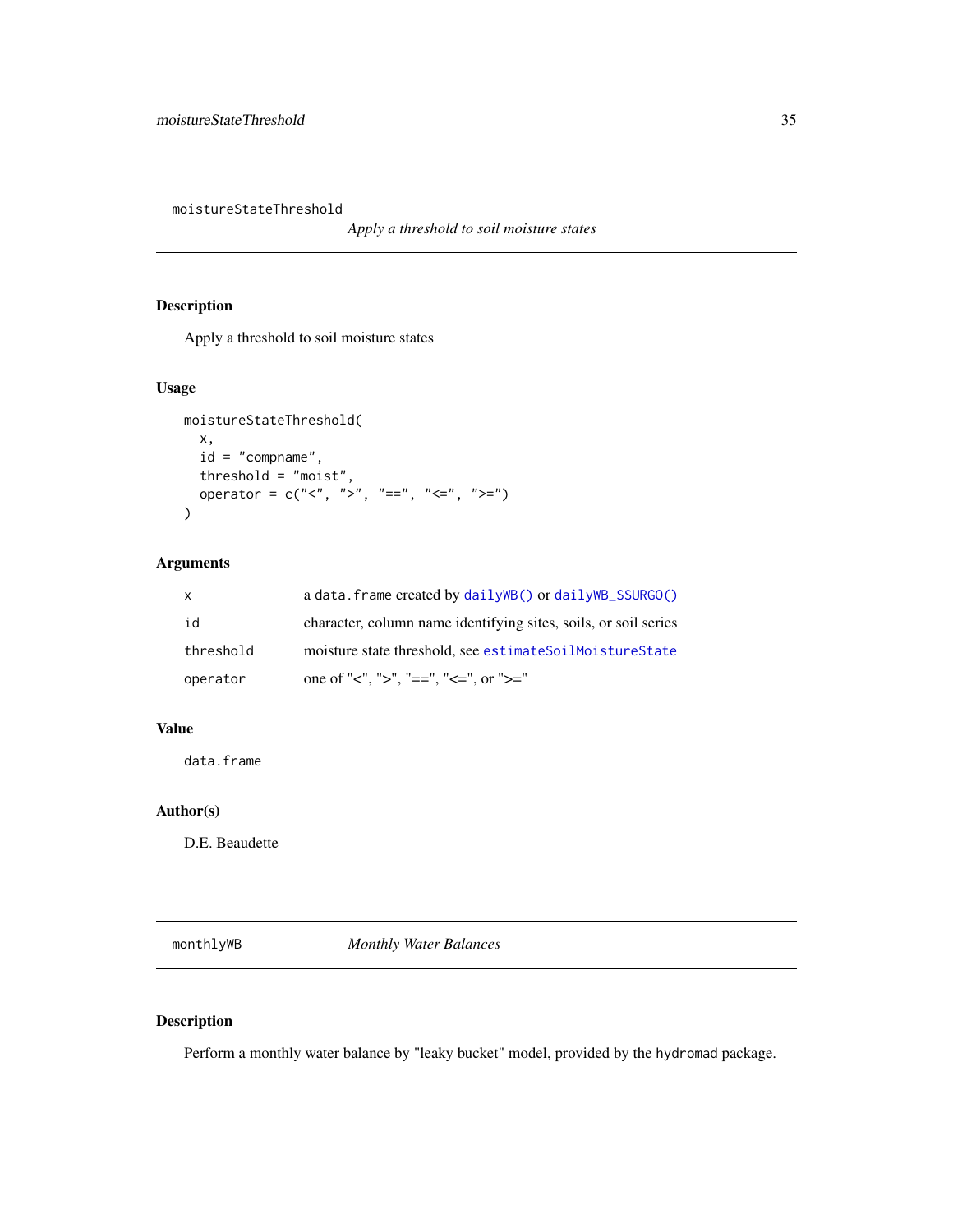## moistureStateThreshold

*Apply a threshold to soil moisture states*

### Description

Apply a threshold to soil moisture states

### Usage

```
moistureStateThreshold(
  x,
  id = "compname",
  threshold = "moist",
  operator = c("<", ">", "==", "<=", ">=")
)
```

### Arguments

| | |
|---|---|
| x | a data.frame created by dailyWB() or dailyWB_SSURGO() |
| id | character, column name identifying sites, soils, or soil series |
| threshold | moisture state threshold, see estimateSoilMoistureState |
| operator | one of "<", ">", "==", "<=", or ">=" |

### Value

data.frame

### Author(s)

D.E. Beaudette

## monthlyWB

*Monthly Water Balances*

### Description

Perform a monthly water balance by "leaky bucket" model, provided by the hydromad package.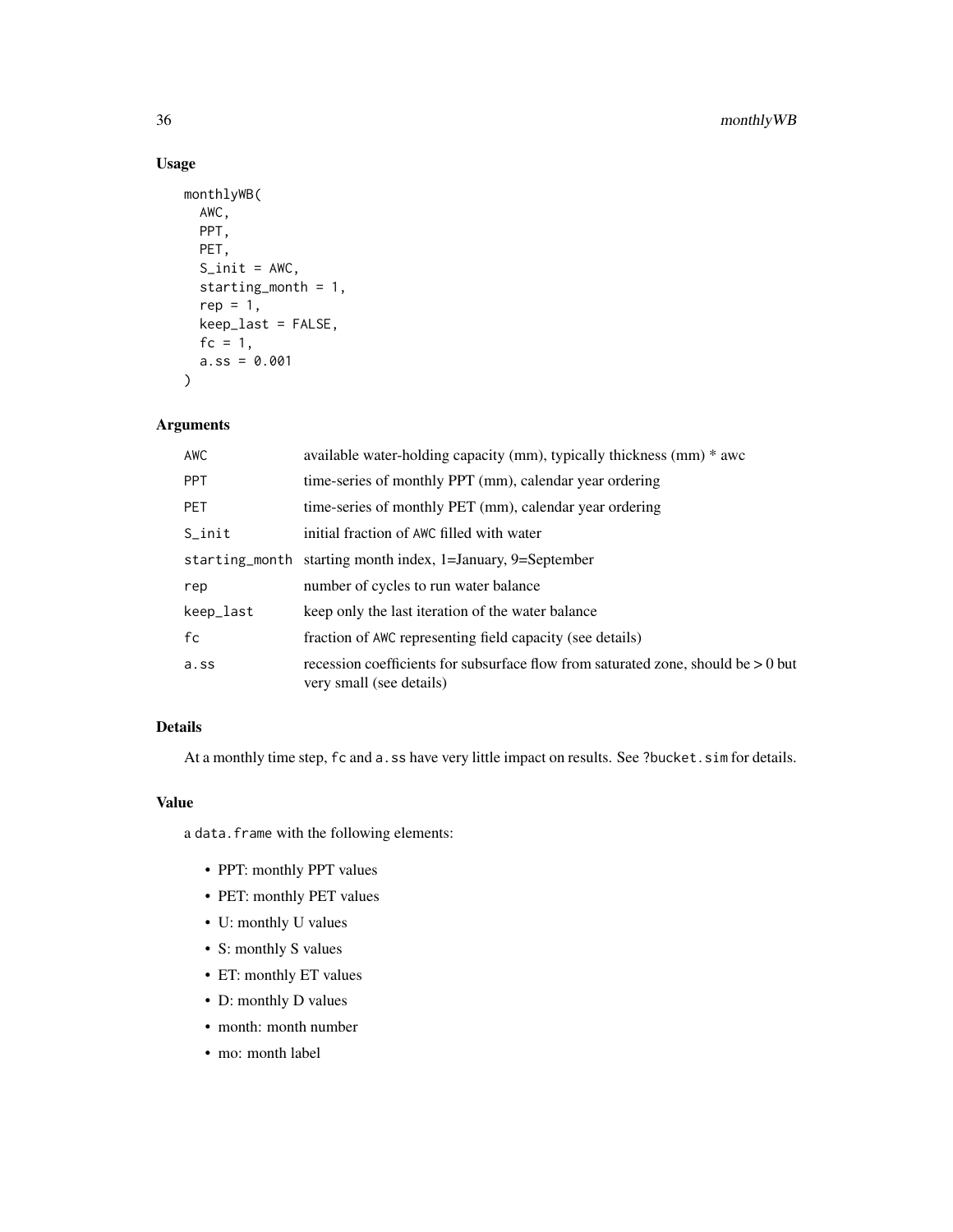## Usage

```
monthlyWB(
  AWC,
  PPT,
  PET,
  S_init = AWC,
  starting_month = 1,
  rep = 1,
  keep_last = FALSE,
  fc = 1,
  a.ss = 0.001
)
```

## Arguments

| Argument | Description |
|---|---|
| AWC | available water-holding capacity (mm), typically thickness (mm) * awc |
| PPT | time-series of monthly PPT (mm), calendar year ordering |
| PET | time-series of monthly PET (mm), calendar year ordering |
| S_init | initial fraction of AWC filled with water |
| starting_month | starting month index, 1=January, 9=September |
| rep | number of cycles to run water balance |
| keep_last | keep only the last iteration of the water balance |
| fc | fraction of AWC representing field capacity (see details) |
| a.ss | recession coefficients for subsurface flow from saturated zone, should be > 0 but very small (see details) |

## Details

At a monthly time step, fc and a.ss have very little impact on results. See ?bucket.sim for details.

## Value

a data.frame with the following elements:

- PPT: monthly PPT values
- PET: monthly PET values
- U: monthly U values
- S: monthly S values
- ET: monthly ET values
- D: monthly D values
- month: month number
- mo: month label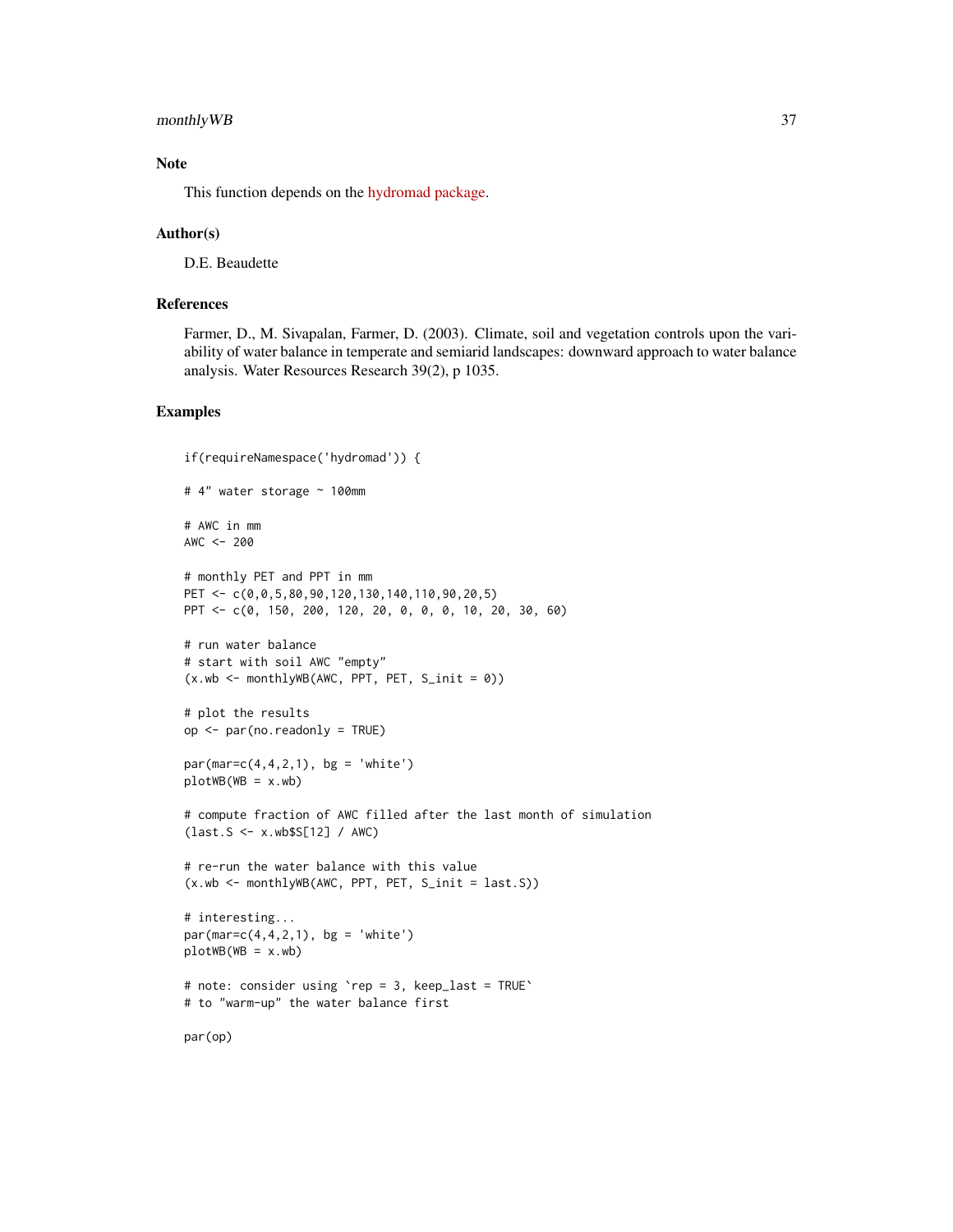## Note

This function depends on the hydromad package.

## Author(s)

D.E. Beaudette

## References

Farmer, D., M. Sivapalan, Farmer, D. (2003). Climate, soil and vegetation controls upon the variability of water balance in temperate and semiarid landscapes: downward approach to water balance analysis. Water Resources Research 39(2), p 1035.

## Examples

```
if(requireNamespace('hydromad')) {

# 4" water storage ~ 100mm

# AWC in mm
AWC <- 200

# monthly PET and PPT in mm
PET <- c(0,0,5,80,90,120,130,140,110,90,20,5)
PPT <- c(0, 150, 200, 120, 20, 0, 0, 0, 10, 20, 30, 60)

# run water balance
# start with soil AWC "empty"
(x.wb <- monthlyWB(AWC, PPT, PET, S_init = 0))

# plot the results
op <- par(no.readonly = TRUE)

par(mar=c(4,4,2,1), bg = 'white')
plotWB(WB = x.wb)

# compute fraction of AWC filled after the last month of simulation
(last.S <- x.wb$S[12] / AWC)

# re-run the water balance with this value
(x.wb <- monthlyWB(AWC, PPT, PET, S_init = last.S))

# interesting...
par(mar=c(4,4,2,1), bg = 'white')
plotWB(WB = x.wb)

# note: consider using `rep = 3, keep_last = TRUE`
# to "warm-up" the water balance first

par(op)
```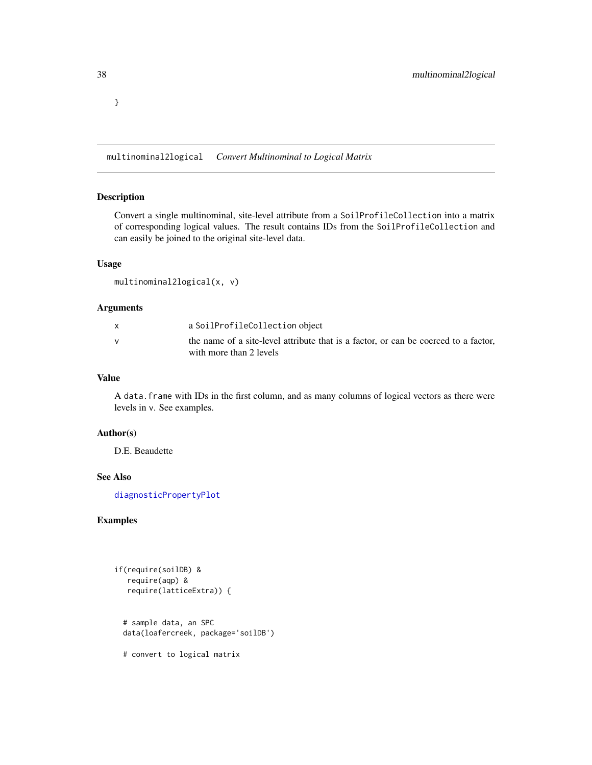```
}
```

## multinominal2logical *Convert Multinominal to Logical Matrix*

### Description

Convert a single multinominal, site-level attribute from a SoilProfileCollection into a matrix of corresponding logical values. The result contains IDs from the SoilProfileCollection and can easily be joined to the original site-level data.

### Usage

```
multinominal2logical(x, v)
```

### Arguments

| | |
|---|---|
| x | a SoilProfileCollection object |
| v | the name of a site-level attribute that is a factor, or can be coerced to a factor, with more than 2 levels |

### Value

A data.frame with IDs in the first column, and as many columns of logical vectors as there were levels in v. See examples.

### Author(s)

D.E. Beaudette

### See Also

diagnosticPropertyPlot

### Examples

```
if(require(soilDB) &
   require(aqp) &
   require(latticeExtra)) {


  # sample data, an SPC
  data(loafercreek, package='soilDB')

  # convert to logical matrix
```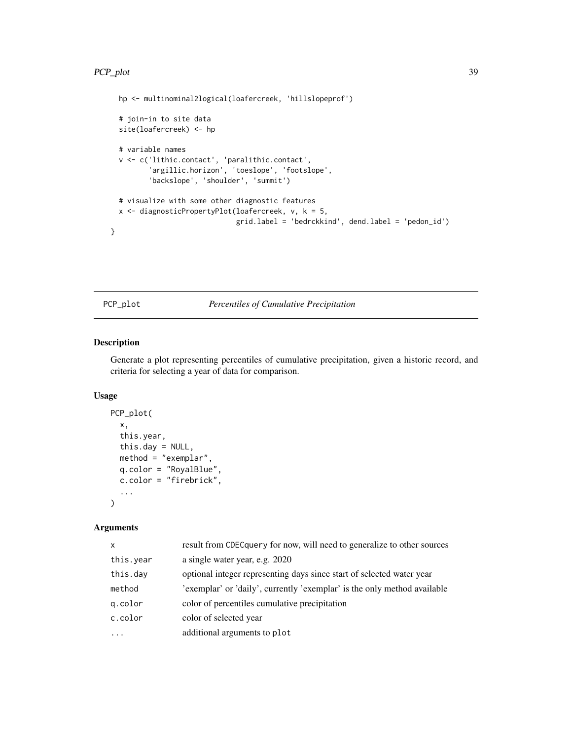```
  hp <- multinominal2logical(loafercreek, 'hillslopeprof')

  # join-in to site data
  site(loafercreek) <- hp

  # variable names
  v <- c('lithic.contact', 'paralithic.contact',
         'argillic.horizon', 'toeslope', 'footslope',
         'backslope', 'shoulder', 'summit')

  # visualize with some other diagnostic features
  x <- diagnosticPropertyPlot(loafercreek, v, k = 5,
                              grid.label = 'bedrckkind', dend.label = 'pedon_id')
}
```

## PCP_plot — *Percentiles of Cumulative Precipitation*

### Description

Generate a plot representing percentiles of cumulative precipitation, given a historic record, and criteria for selecting a year of data for comparison.

### Usage

```
PCP_plot(
  x,
  this.year,
  this.day = NULL,
  method = "exemplar",
  q.color = "RoyalBlue",
  c.color = "firebrick",
  ...
)
```

### Arguments

| | |
|---|---|
| `x` | result from `CDECquery` for now, will need to generalize to other sources |
| `this.year` | a single water year, e.g. 2020 |
| `this.day` | optional integer representing days since start of selected water year |
| `method` | 'exemplar' or 'daily', currently 'exemplar' is the only method available |
| `q.color` | color of percentiles cumulative precipitation |
| `c.color` | color of selected year |
| `...` | additional arguments to `plot` |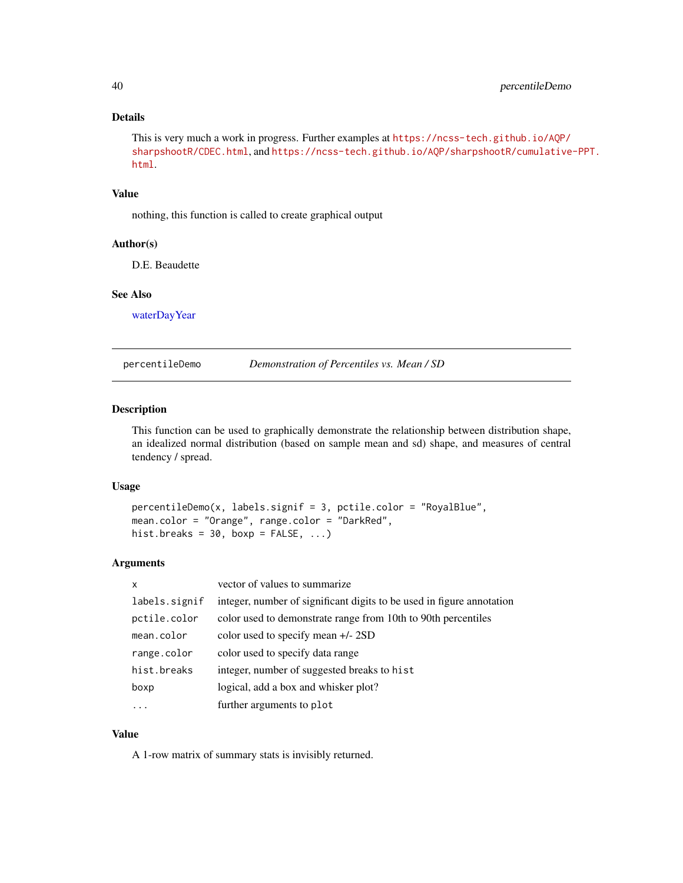### Details

This is very much a work in progress. Further examples at https://ncss-tech.github.io/AQP/sharpshootR/CDEC.html, and https://ncss-tech.github.io/AQP/sharpshootR/cumulative-PPT.html.

### Value

nothing, this function is called to create graphical output

### Author(s)

D.E. Beaudette

### See Also

waterDayYear

---

## percentileDemo — *Demonstration of Percentiles vs. Mean / SD*

### Description

This function can be used to graphically demonstrate the relationship between distribution shape, an idealized normal distribution (based on sample mean and sd) shape, and measures of central tendency / spread.

### Usage

```
percentileDemo(x, labels.signif = 3, pctile.color = "RoyalBlue",
mean.color = "Orange", range.color = "DarkRed",
hist.breaks = 30, boxp = FALSE, ...)
```

### Arguments

| | |
|---|---|
| `x` | vector of values to summarize |
| `labels.signif` | integer, number of significant digits to be used in figure annotation |
| `pctile.color` | color used to demonstrate range from 10th to 90th percentiles |
| `mean.color` | color used to specify mean +/- 2SD |
| `range.color` | color used to specify data range |
| `hist.breaks` | integer, number of suggested breaks to `hist` |
| `boxp` | logical, add a box and whisker plot? |
| `...` | further arguments to `plot` |

### Value

A 1-row matrix of summary stats is invisibly returned.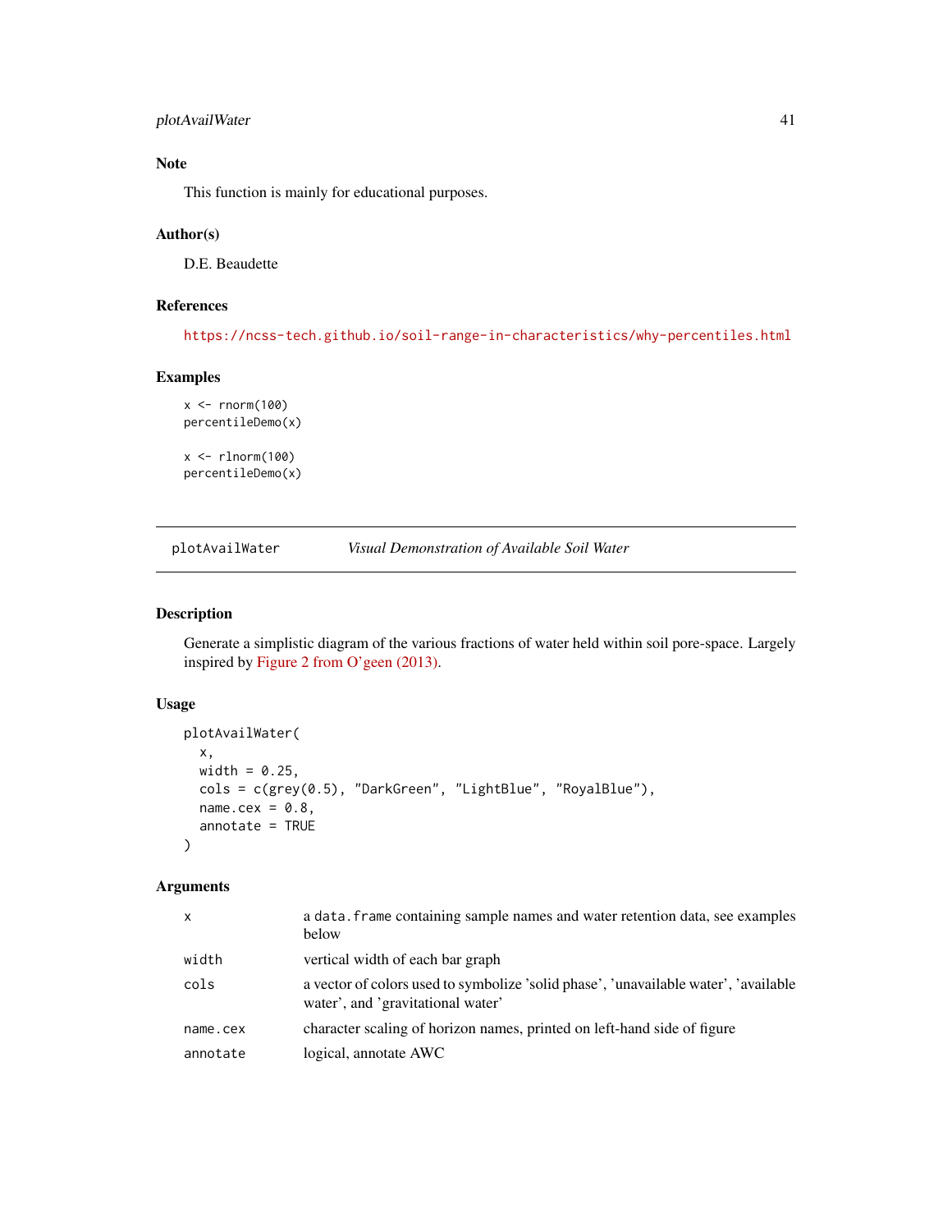## Note

This function is mainly for educational purposes.

## Author(s)

D.E. Beaudette

## References

https://ncss-tech.github.io/soil-range-in-characteristics/why-percentiles.html

## Examples

```
x <- rnorm(100)
percentileDemo(x)

x <- rlnorm(100)
percentileDemo(x)
```

---

# plotAvailWater *Visual Demonstration of Available Soil Water*

## Description

Generate a simplistic diagram of the various fractions of water held within soil pore-space. Largely inspired by Figure 2 from O'geen (2013).

## Usage

```
plotAvailWater(
  x,
  width = 0.25,
  cols = c(grey(0.5), "DarkGreen", "LightBlue", "RoyalBlue"),
  name.cex = 0.8,
  annotate = TRUE
)
```

## Arguments

| | |
|---|---|
| x | a data.frame containing sample names and water retention data, see examples below |
| width | vertical width of each bar graph |
| cols | a vector of colors used to symbolize 'solid phase', 'unavailable water', 'available water', and 'gravitational water' |
| name.cex | character scaling of horizon names, printed on left-hand side of figure |
| annotate | logical, annotate AWC |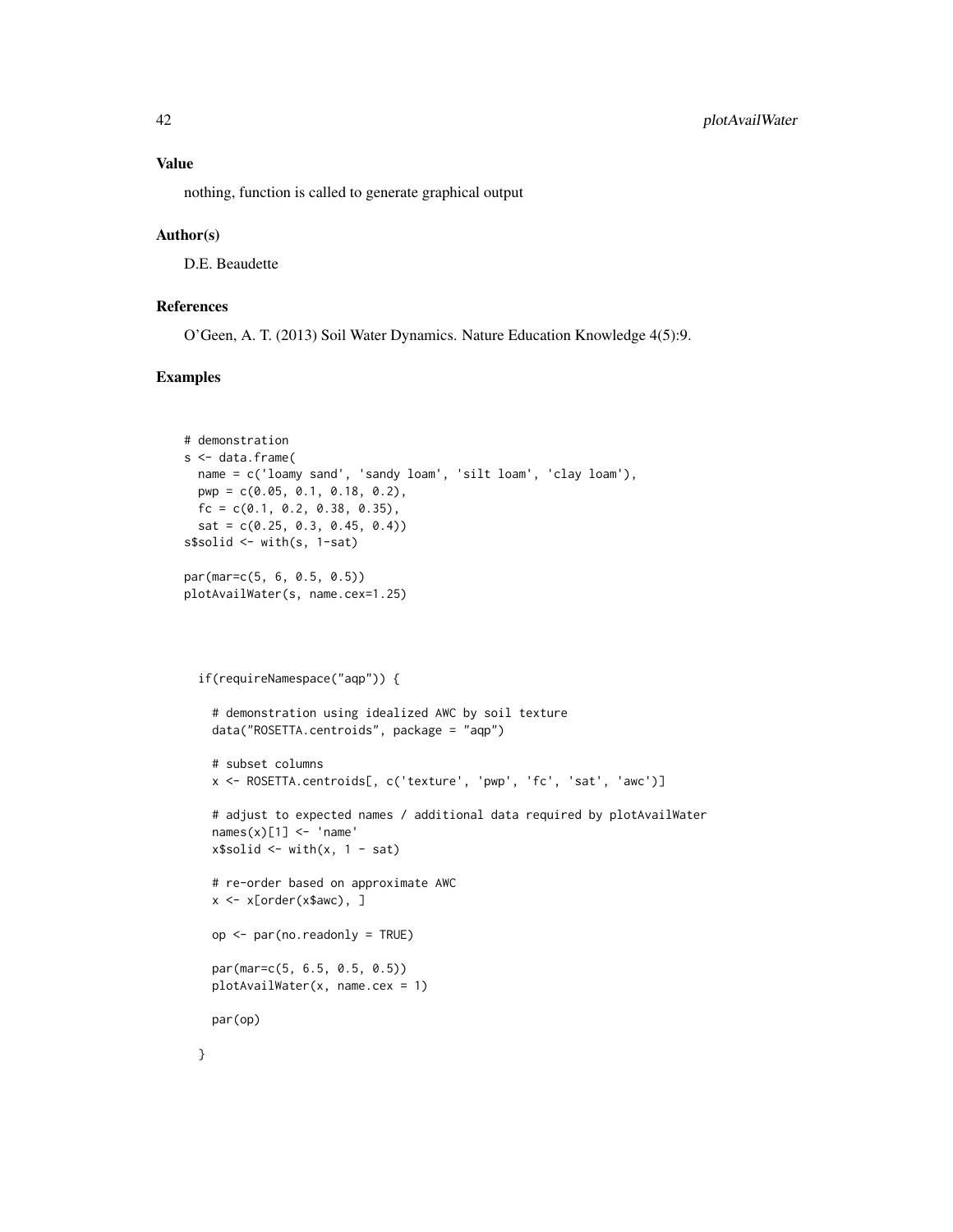## Value

nothing, function is called to generate graphical output

## Author(s)

D.E. Beaudette

## References

O'Geen, A. T. (2013) Soil Water Dynamics. Nature Education Knowledge 4(5):9.

## Examples

```
# demonstration
s <- data.frame(
  name = c('loamy sand', 'sandy loam', 'silt loam', 'clay loam'),
  pwp = c(0.05, 0.1, 0.18, 0.2),
  fc = c(0.1, 0.2, 0.38, 0.35),
  sat = c(0.25, 0.3, 0.45, 0.4))
s$solid <- with(s, 1-sat)

par(mar=c(5, 6, 0.5, 0.5))
plotAvailWater(s, name.cex=1.25)



  if(requireNamespace("aqp")) {

    # demonstration using idealized AWC by soil texture
    data("ROSETTA.centroids", package = "aqp")

    # subset columns
    x <- ROSETTA.centroids[, c('texture', 'pwp', 'fc', 'sat', 'awc')]

    # adjust to expected names / additional data required by plotAvailWater
    names(x)[1] <- 'name'
    x$solid <- with(x, 1 - sat)

    # re-order based on approximate AWC
    x <- x[order(x$awc), ]

    op <- par(no.readonly = TRUE)

    par(mar=c(5, 6.5, 0.5, 0.5))
    plotAvailWater(x, name.cex = 1)

    par(op)

  }
```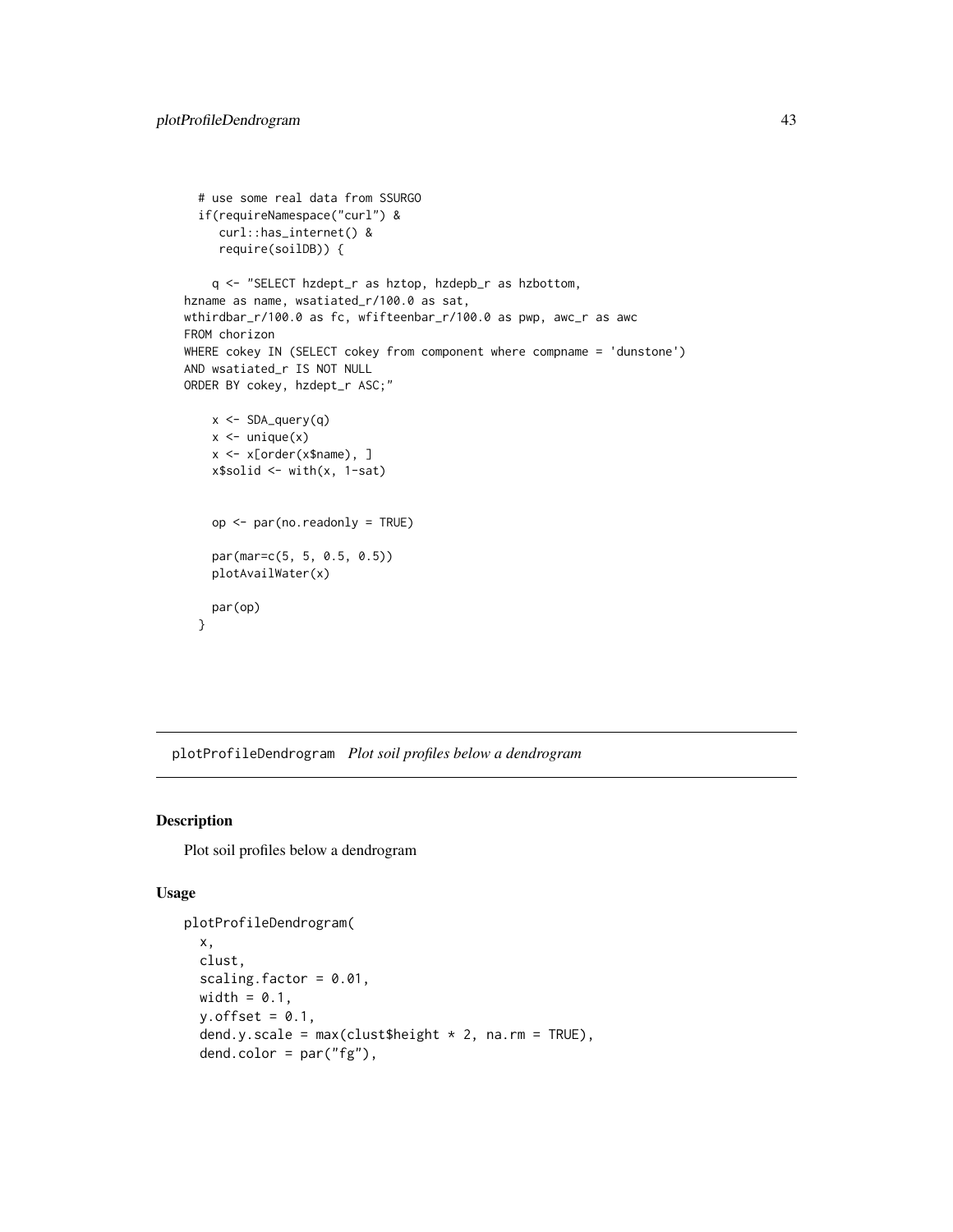```
  # use some real data from SSURGO
  if(requireNamespace("curl") &
     curl::has_internet() &
     require(soilDB)) {

    q <- "SELECT hzdept_r as hztop, hzdepb_r as hzbottom,
hzname as name, wsatiated_r/100.0 as sat,
wthirdbar_r/100.0 as fc, wfifteenbar_r/100.0 as pwp, awc_r as awc
FROM chorizon
WHERE cokey IN (SELECT cokey from component where compname = 'dunstone')
AND wsatiated_r IS NOT NULL
ORDER BY cokey, hzdept_r ASC;"

    x <- SDA_query(q)
    x <- unique(x)
    x <- x[order(x$name), ]
    x$solid <- with(x, 1-sat)


    op <- par(no.readonly = TRUE)

    par(mar=c(5, 5, 0.5, 0.5))
    plotAvailWater(x)

    par(op)
  }
```

## plotProfileDendrogram *Plot soil profiles below a dendrogram*

### Description

Plot soil profiles below a dendrogram

### Usage

```
plotProfileDendrogram(
  x,
  clust,
  scaling.factor = 0.01,
  width = 0.1,
  y.offset = 0.1,
  dend.y.scale = max(clust$height * 2, na.rm = TRUE),
  dend.color = par("fg"),
```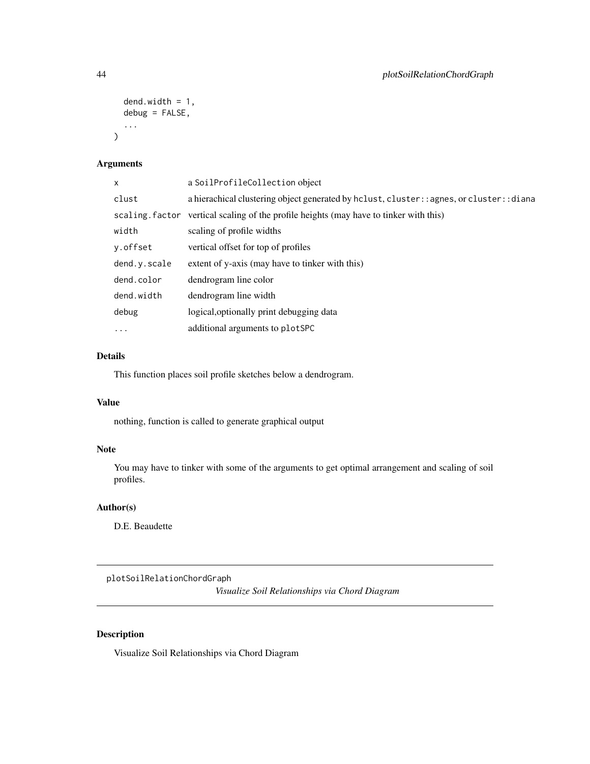```
  dend.width = 1,
  debug = FALSE,
  ...
)
```

### Arguments

| | |
|---|---|
| x | a SoilProfileCollection object |
| clust | a hierachical clustering object generated by hclust, cluster::agnes, or cluster::diana |
| scaling.factor | vertical scaling of the profile heights (may have to tinker with this) |
| width | scaling of profile widths |
| y.offset | vertical offset for top of profiles |
| dend.y.scale | extent of y-axis (may have to tinker with this) |
| dend.color | dendrogram line color |
| dend.width | dendrogram line width |
| debug | logical,optionally print debugging data |
| ... | additional arguments to plotSPC |

### Details

This function places soil profile sketches below a dendrogram.

### Value

nothing, function is called to generate graphical output

### Note

You may have to tinker with some of the arguments to get optimal arrangement and scaling of soil profiles.

### Author(s)

D.E. Beaudette

---

## plotSoilRelationChordGraph

*Visualize Soil Relationships via Chord Diagram*

---

### Description

Visualize Soil Relationships via Chord Diagram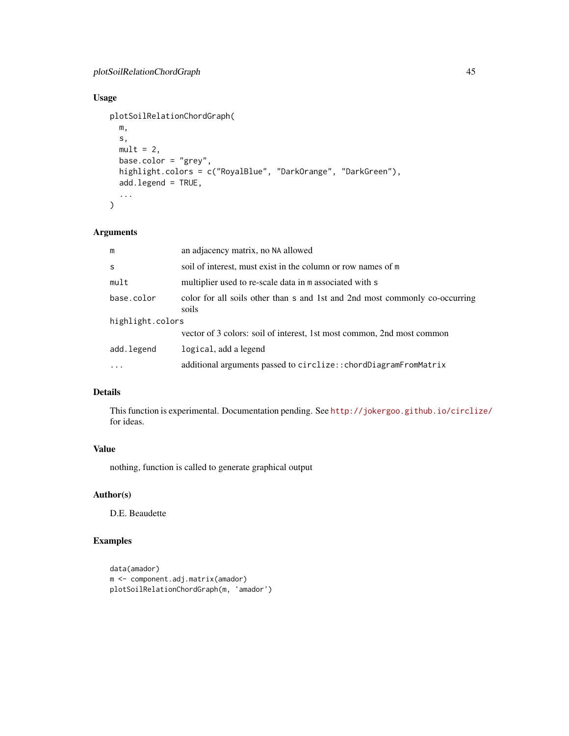### Usage

```
plotSoilRelationChordGraph(
  m,
  s,
  mult = 2,
  base.color = "grey",
  highlight.colors = c("RoyalBlue", "DarkOrange", "DarkGreen"),
  add.legend = TRUE,
  ...
)
```

### Arguments

| Argument | Description |
|---|---|
| `m` | an adjacency matrix, no `NA` allowed |
| `s` | soil of interest, must exist in the column or row names of `m` |
| `mult` | multiplier used to re-scale data in `m` associated with `s` |
| `base.color` | color for all soils other than `s` and 1st and 2nd most commonly co-occurring soils |
| `highlight.colors` | vector of 3 colors: soil of interest, 1st most common, 2nd most common |
| `add.legend` | `logical`, add a legend |
| `...` | additional arguments passed to `circlize::chordDiagramFromMatrix` |

### Details

This function is experimental. Documentation pending. See http://jokergoo.github.io/circlize/ for ideas.

### Value

nothing, function is called to generate graphical output

### Author(s)

D.E. Beaudette

### Examples

```
data(amador)
m <- component.adj.matrix(amador)
plotSoilRelationChordGraph(m, 'amador')
```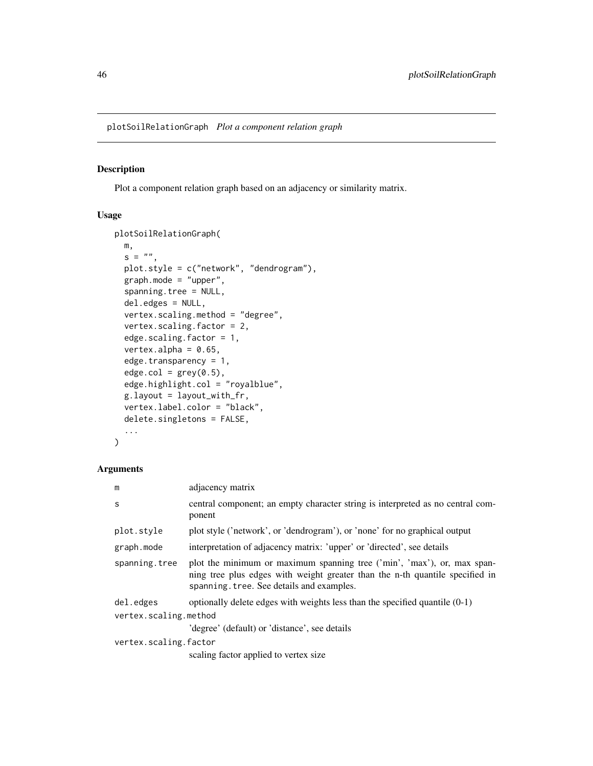# plotSoilRelationGraph *Plot a component relation graph*

## Description

Plot a component relation graph based on an adjacency or similarity matrix.

## Usage

```
plotSoilRelationGraph(
  m,
  s = "",
  plot.style = c("network", "dendrogram"),
  graph.mode = "upper",
  spanning.tree = NULL,
  del.edges = NULL,
  vertex.scaling.method = "degree",
  vertex.scaling.factor = 2,
  edge.scaling.factor = 1,
  vertex.alpha = 0.65,
  edge.transparency = 1,
  edge.col = grey(0.5),
  edge.highlight.col = "royalblue",
  g.layout = layout_with_fr,
  vertex.label.color = "black",
  delete.singletons = FALSE,
  ...
)
```

## Arguments

| | |
|---|---|
| m | adjacency matrix |
| s | central component; an empty character string is interpreted as no central component |
| plot.style | plot style ('network', or 'dendrogram'), or 'none' for no graphical output |
| graph.mode | interpretation of adjacency matrix: 'upper' or 'directed', see details |
| spanning.tree | plot the minimum or maximum spanning tree ('min', 'max'), or, max spanning tree plus edges with weight greater than the n-th quantile specified in `spanning.tree`. See details and examples. |
| del.edges | optionally delete edges with weights less than the specified quantile (0-1) |
| vertex.scaling.method | 'degree' (default) or 'distance', see details |
| vertex.scaling.factor | scaling factor applied to vertex size |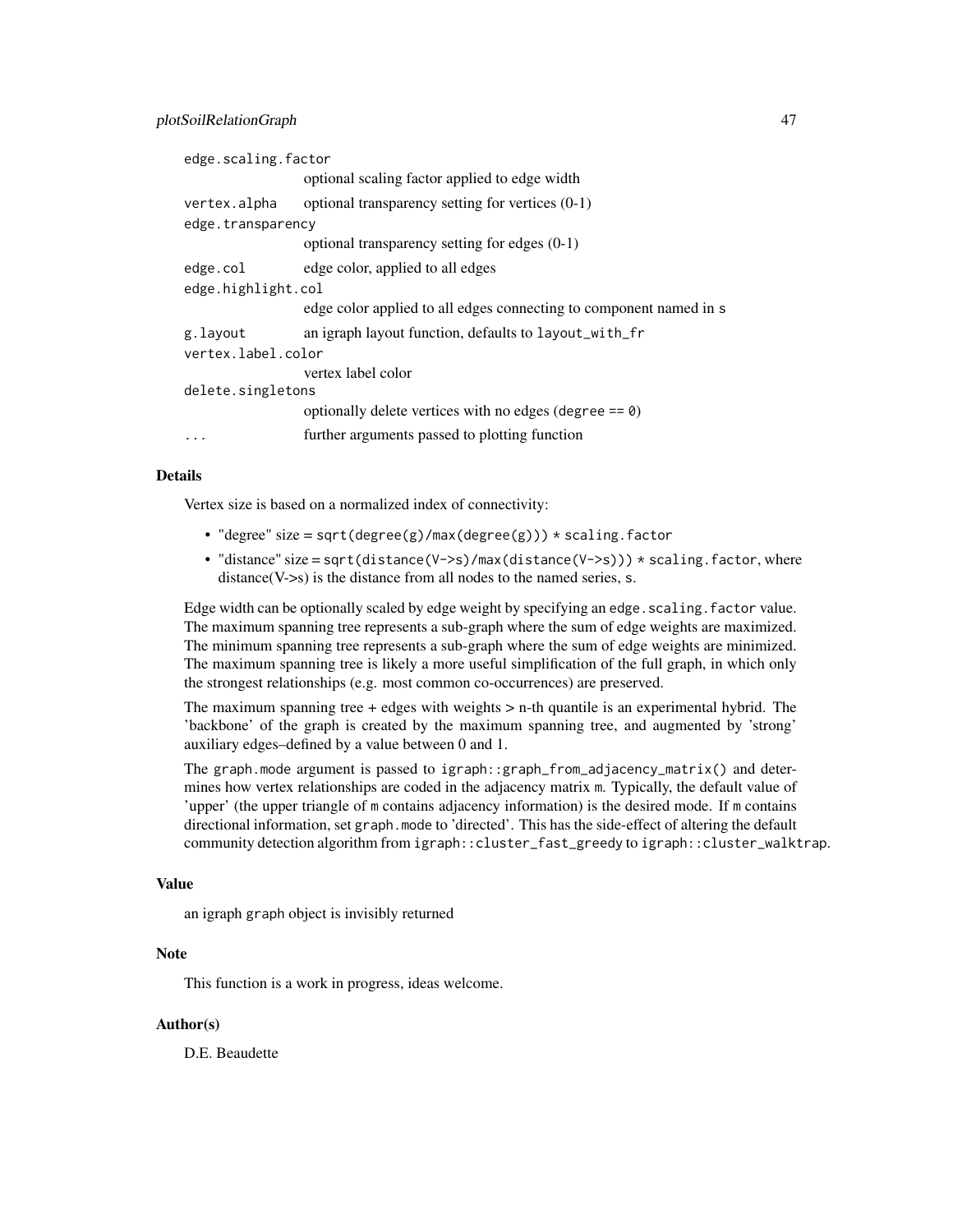| | |
|---|---|
| `edge.scaling.factor` | optional scaling factor applied to edge width |
| `vertex.alpha` | optional transparency setting for vertices (0-1) |
| `edge.transparency` | optional transparency setting for edges (0-1) |
| `edge.col` | edge color, applied to all edges |
| `edge.highlight.col` | edge color applied to all edges connecting to component named in `s` |
| `g.layout` | an igraph layout function, defaults to `layout_with_fr` |
| `vertex.label.color` | vertex label color |
| `delete.singletons` | optionally delete vertices with no edges (`degree == 0`) |
| `...` | further arguments passed to plotting function |

## Details

Vertex size is based on a normalized index of connectivity:

- "degree" size = `sqrt(degree(g)/max(degree(g))) * scaling.factor`
- "distance" size = `sqrt(distance(V->s)/max(distance(V->s))) * scaling.factor`, where distance(V->s) is the distance from all nodes to the named series, `s`.

Edge width can be optionally scaled by edge weight by specifying an `edge.scaling.factor` value. The maximum spanning tree represents a sub-graph where the sum of edge weights are maximized. The minimum spanning tree represents a sub-graph where the sum of edge weights are minimized. The maximum spanning tree is likely a more useful simplification of the full graph, in which only the strongest relationships (e.g. most common co-occurrences) are preserved.

The maximum spanning tree + edges with weights > n-th quantile is an experimental hybrid. The 'backbone' of the graph is created by the maximum spanning tree, and augmented by 'strong' auxiliary edges–defined by a value between 0 and 1.

The `graph.mode` argument is passed to `igraph::graph_from_adjacency_matrix()` and determines how vertex relationships are coded in the adjacency matrix `m`. Typically, the default value of 'upper' (the upper triangle of `m` contains adjacency information) is the desired mode. If `m` contains directional information, set `graph.mode` to 'directed'. This has the side-effect of altering the default community detection algorithm from `igraph::cluster_fast_greedy` to `igraph::cluster_walktrap`.

## Value

an igraph `graph` object is invisibly returned

## Note

This function is a work in progress, ideas welcome.

## Author(s)

D.E. Beaudette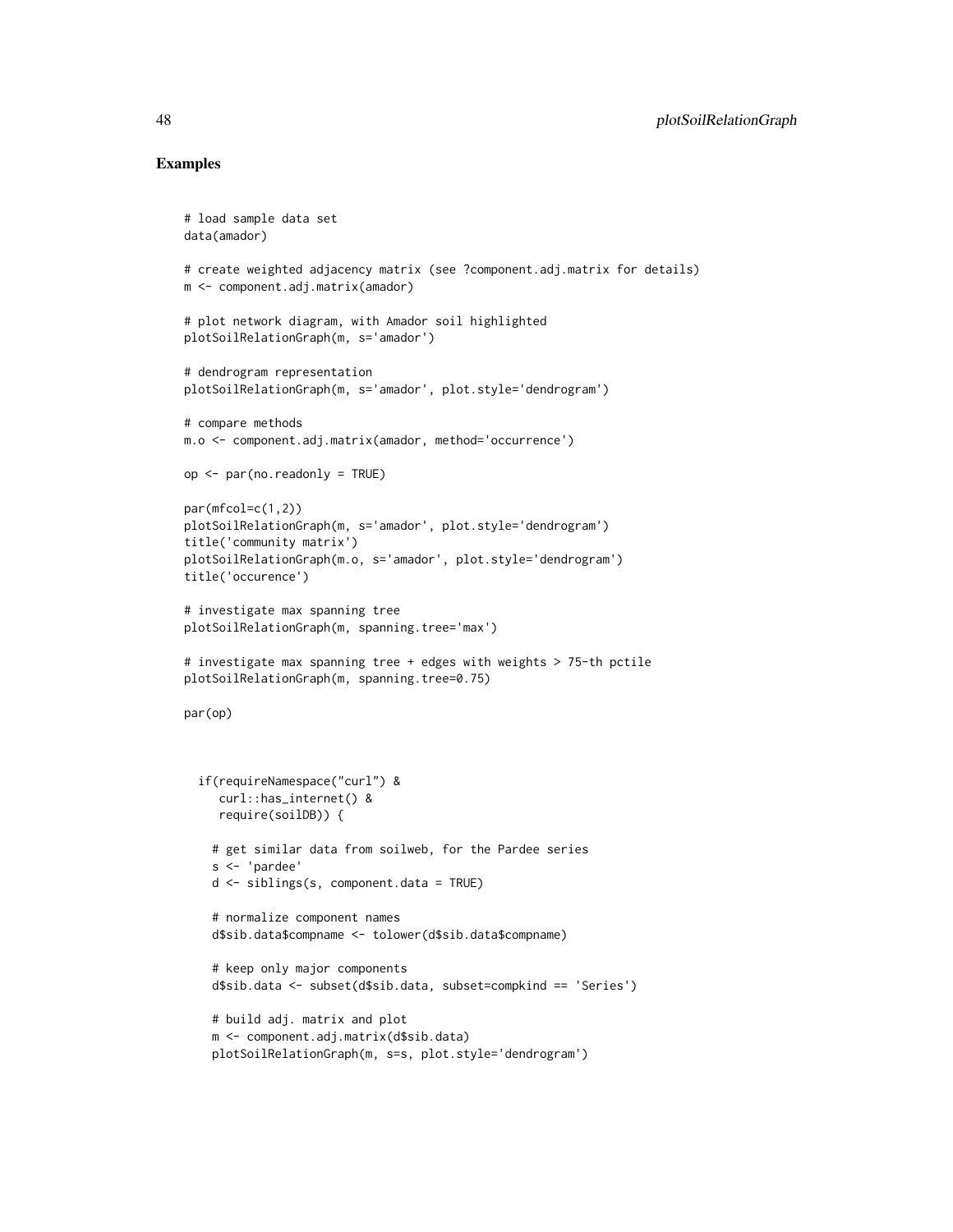## Examples

```
# load sample data set
data(amador)

# create weighted adjacency matrix (see ?component.adj.matrix for details)
m <- component.adj.matrix(amador)

# plot network diagram, with Amador soil highlighted
plotSoilRelationGraph(m, s='amador')

# dendrogram representation
plotSoilRelationGraph(m, s='amador', plot.style='dendrogram')

# compare methods
m.o <- component.adj.matrix(amador, method='occurrence')

op <- par(no.readonly = TRUE)

par(mfcol=c(1,2))
plotSoilRelationGraph(m, s='amador', plot.style='dendrogram')
title('community matrix')
plotSoilRelationGraph(m.o, s='amador', plot.style='dendrogram')
title('occurence')

# investigate max spanning tree
plotSoilRelationGraph(m, spanning.tree='max')

# investigate max spanning tree + edges with weights > 75-th pctile
plotSoilRelationGraph(m, spanning.tree=0.75)

par(op)



  if(requireNamespace("curl") &
     curl::has_internet() &
     require(soilDB)) {

    # get similar data from soilweb, for the Pardee series
    s <- 'pardee'
    d <- siblings(s, component.data = TRUE)

    # normalize component names
    d$sib.data$compname <- tolower(d$sib.data$compname)

    # keep only major components
    d$sib.data <- subset(d$sib.data, subset=compkind == 'Series')

    # build adj. matrix and plot
    m <- component.adj.matrix(d$sib.data)
    plotSoilRelationGraph(m, s=s, plot.style='dendrogram')
```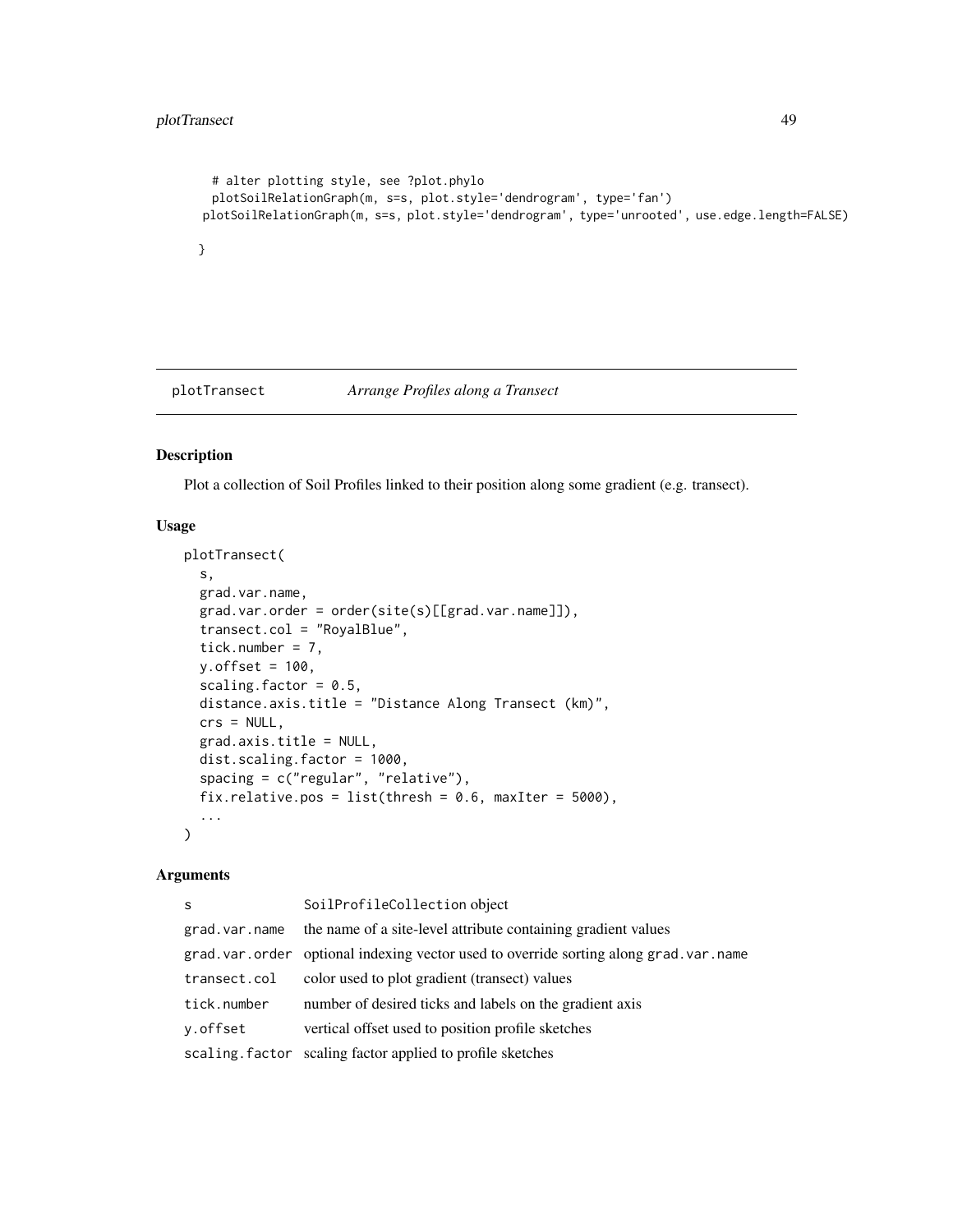```
  # alter plotting style, see ?plot.phylo
  plotSoilRelationGraph(m, s=s, plot.style='dendrogram', type='fan')
plotSoilRelationGraph(m, s=s, plot.style='dendrogram', type='unrooted', use.edge.length=FALSE)

}
```

## plotTranscect *Arrange Profiles along a Transect*

### Description

Plot a collection of Soil Profiles linked to their position along some gradient (e.g. transect).

### Usage

```
plotTransect(
  s,
  grad.var.name,
  grad.var.order = order(site(s)[[grad.var.name]]),
  transect.col = "RoyalBlue",
  tick.number = 7,
  y.offset = 100,
  scaling.factor = 0.5,
  distance.axis.title = "Distance Along Transect (km)",
  crs = NULL,
  grad.axis.title = NULL,
  dist.scaling.factor = 1000,
  spacing = c("regular", "relative"),
  fix.relative.pos = list(thresh = 0.6, maxIter = 5000),
  ...
)
```

### Arguments

| | |
|---|---|
| `s` | SoilProfileCollection object |
| `grad.var.name` | the name of a site-level attribute containing gradient values |
| `grad.var.order` | optional indexing vector used to override sorting along `grad.var.name` |
| `transect.col` | color used to plot gradient (transect) values |
| `tick.number` | number of desired ticks and labels on the gradient axis |
| `y.offset` | vertical offset used to position profile sketches |
| `scaling.factor` | scaling factor applied to profile sketches |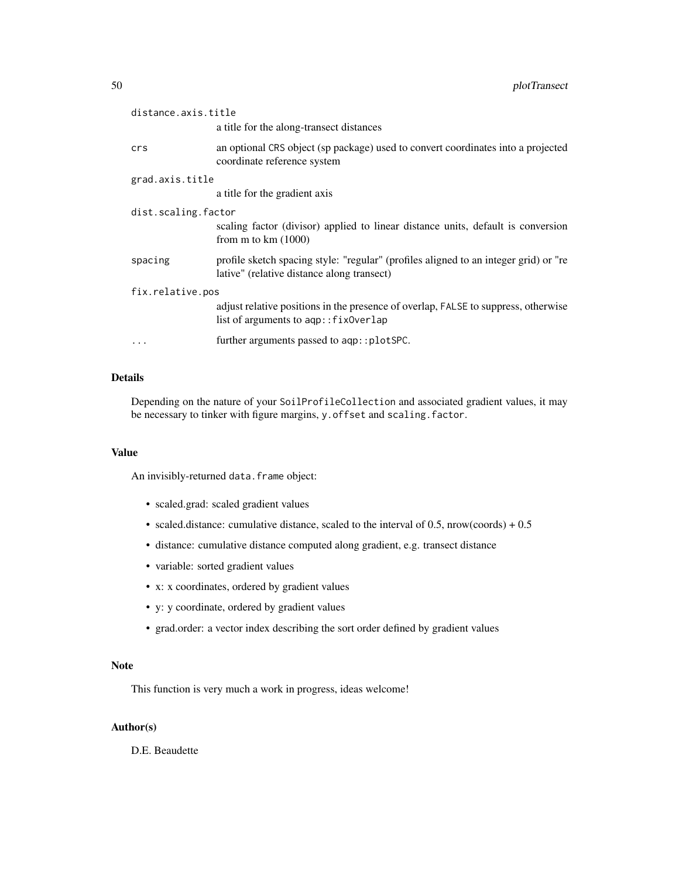| | |
|---|---|
| `distance.axis.title` | a title for the along-transect distances |
| `crs` | an optional CRS object (sp package) used to convert coordinates into a projected coordinate reference system |
| `grad.axis.title` | a title for the gradient axis |
| `dist.scaling.factor` | scaling factor (divisor) applied to linear distance units, default is conversion from m to km (1000) |
| `spacing` | profile sketch spacing style: "regular" (profiles aligned to an integer grid) or "relative" (relative distance along transect) |
| `fix.relative.pos` | adjust relative positions in the presence of overlap, `FALSE` to suppress, otherwise list of arguments to `aqp::fixOverlap` |
| `...` | further arguments passed to `aqp::plotSPC`. |

## Details

Depending on the nature of your `SoilProfileCollection` and associated gradient values, it may be necessary to tinker with figure margins, `y.offset` and `scaling.factor`.

## Value

An invisibly-returned `data.frame` object:

- scaled.grad: scaled gradient values
- scaled.distance: cumulative distance, scaled to the interval of 0.5, nrow(coords) + 0.5
- distance: cumulative distance computed along gradient, e.g. transect distance
- variable: sorted gradient values
- x: x coordinates, ordered by gradient values
- y: y coordinate, ordered by gradient values
- grad.order: a vector index describing the sort order defined by gradient values

## Note

This function is very much a work in progress, ideas welcome!

## Author(s)

D.E. Beaudette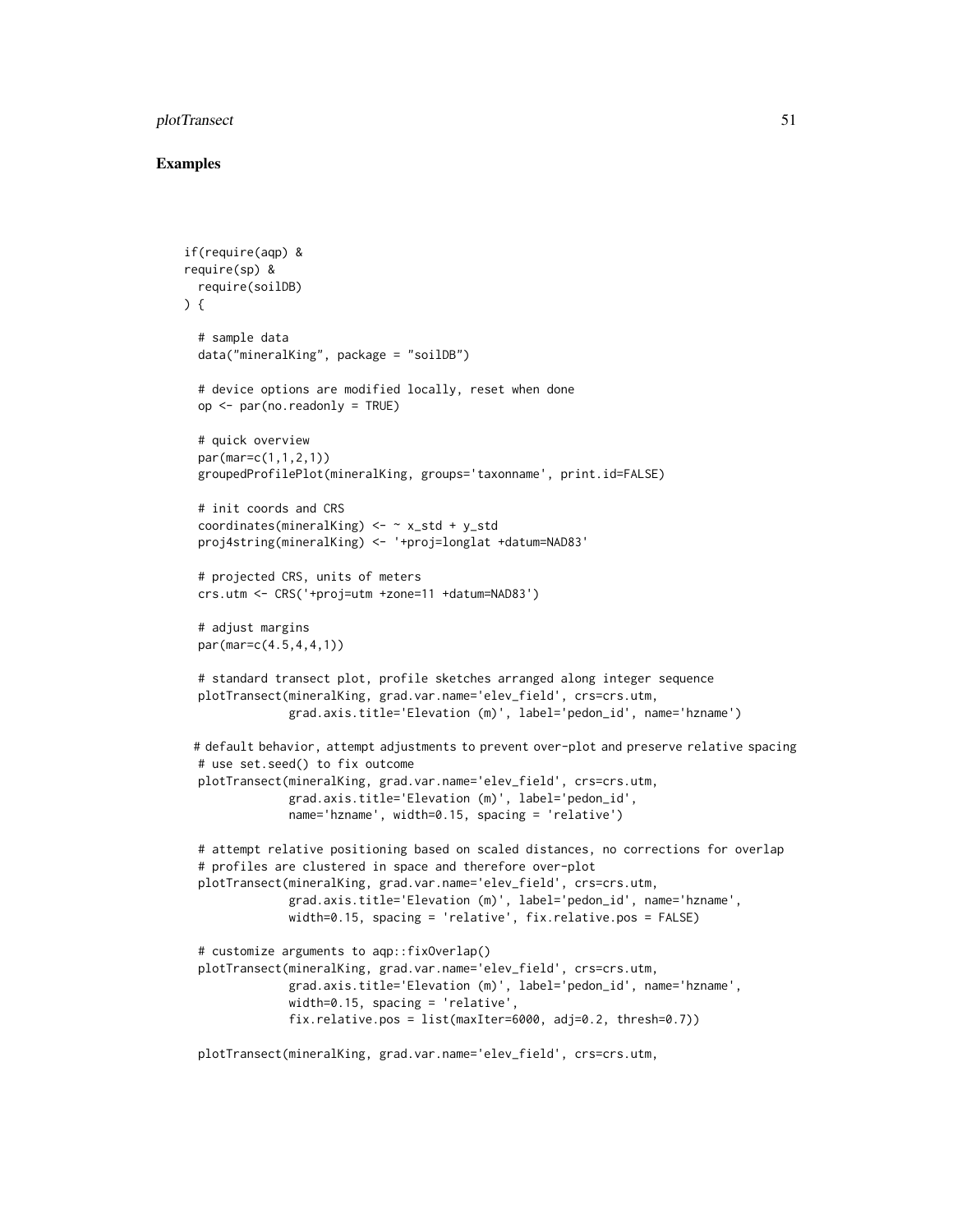## Examples

```
if(require(aqp) &
require(sp) &
  require(soilDB)
) {

  # sample data
  data("mineralKing", package = "soilDB")

  # device options are modified locally, reset when done
  op <- par(no.readonly = TRUE)

  # quick overview
  par(mar=c(1,1,2,1))
  groupedProfilePlot(mineralKing, groups='taxonname', print.id=FALSE)

  # init coords and CRS
  coordinates(mineralKing) <- ~ x_std + y_std
  proj4string(mineralKing) <- '+proj=longlat +datum=NAD83'

  # projected CRS, units of meters
  crs.utm <- CRS('+proj=utm +zone=11 +datum=NAD83')

  # adjust margins
  par(mar=c(4.5,4,4,1))

  # standard transect plot, profile sketches arranged along integer sequence
  plotTransect(mineralKing, grad.var.name='elev_field', crs=crs.utm,
               grad.axis.title='Elevation (m)', label='pedon_id', name='hzname')

 # default behavior, attempt adjustments to prevent over-plot and preserve relative spacing
  # use set.seed() to fix outcome
  plotTransect(mineralKing, grad.var.name='elev_field', crs=crs.utm,
               grad.axis.title='Elevation (m)', label='pedon_id',
               name='hzname', width=0.15, spacing = 'relative')

  # attempt relative positioning based on scaled distances, no corrections for overlap
  # profiles are clustered in space and therefore over-plot
  plotTransect(mineralKing, grad.var.name='elev_field', crs=crs.utm,
               grad.axis.title='Elevation (m)', label='pedon_id', name='hzname',
               width=0.15, spacing = 'relative', fix.relative.pos = FALSE)

  # customize arguments to aqp::fixOverlap()
  plotTransect(mineralKing, grad.var.name='elev_field', crs=crs.utm,
               grad.axis.title='Elevation (m)', label='pedon_id', name='hzname',
               width=0.15, spacing = 'relative',
               fix.relative.pos = list(maxIter=6000, adj=0.2, thresh=0.7))

  plotTransect(mineralKing, grad.var.name='elev_field', crs=crs.utm,
```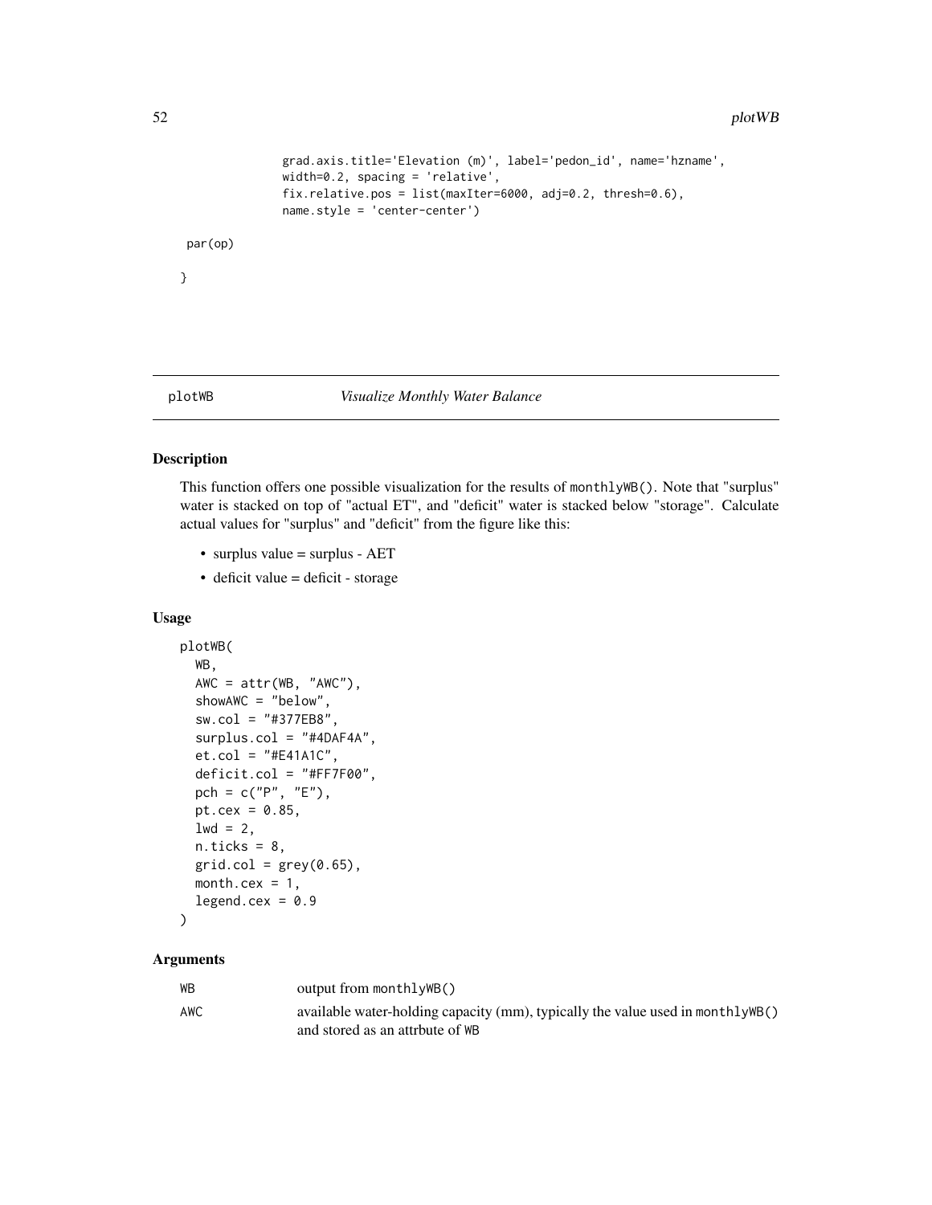```
               grad.axis.title='Elevation (m)', label='pedon_id', name='hzname',
               width=0.2, spacing = 'relative',
               fix.relative.pos = list(maxIter=6000, adj=0.2, thresh=0.6),
               name.style = 'center-center')

 par(op)

}
```

## plotWB — *Visualize Monthly Water Balance*

### Description

This function offers one possible visualization for the results of `monthlyWB()`. Note that "surplus" water is stacked on top of "actual ET", and "deficit" water is stacked below "storage". Calculate actual values for "surplus" and "deficit" from the figure like this:

- surplus value = surplus - AET
- deficit value = deficit - storage

### Usage

```
plotWB(
  WB,
  AWC = attr(WB, "AWC"),
  showAWC = "below",
  sw.col = "#377EB8",
  surplus.col = "#4DAF4A",
  et.col = "#E41A1C",
  deficit.col = "#FF7F00",
  pch = c("P", "E"),
  pt.cex = 0.85,
  lwd = 2,
  n.ticks = 8,
  grid.col = grey(0.65),
  month.cex = 1,
  legend.cex = 0.9
)
```

### Arguments

| | |
|---|---|
| `WB` | output from `monthlyWB()` |
| `AWC` | available water-holding capacity (mm), typically the value used in `monthlyWB()` and stored as an attrbute of `WB` |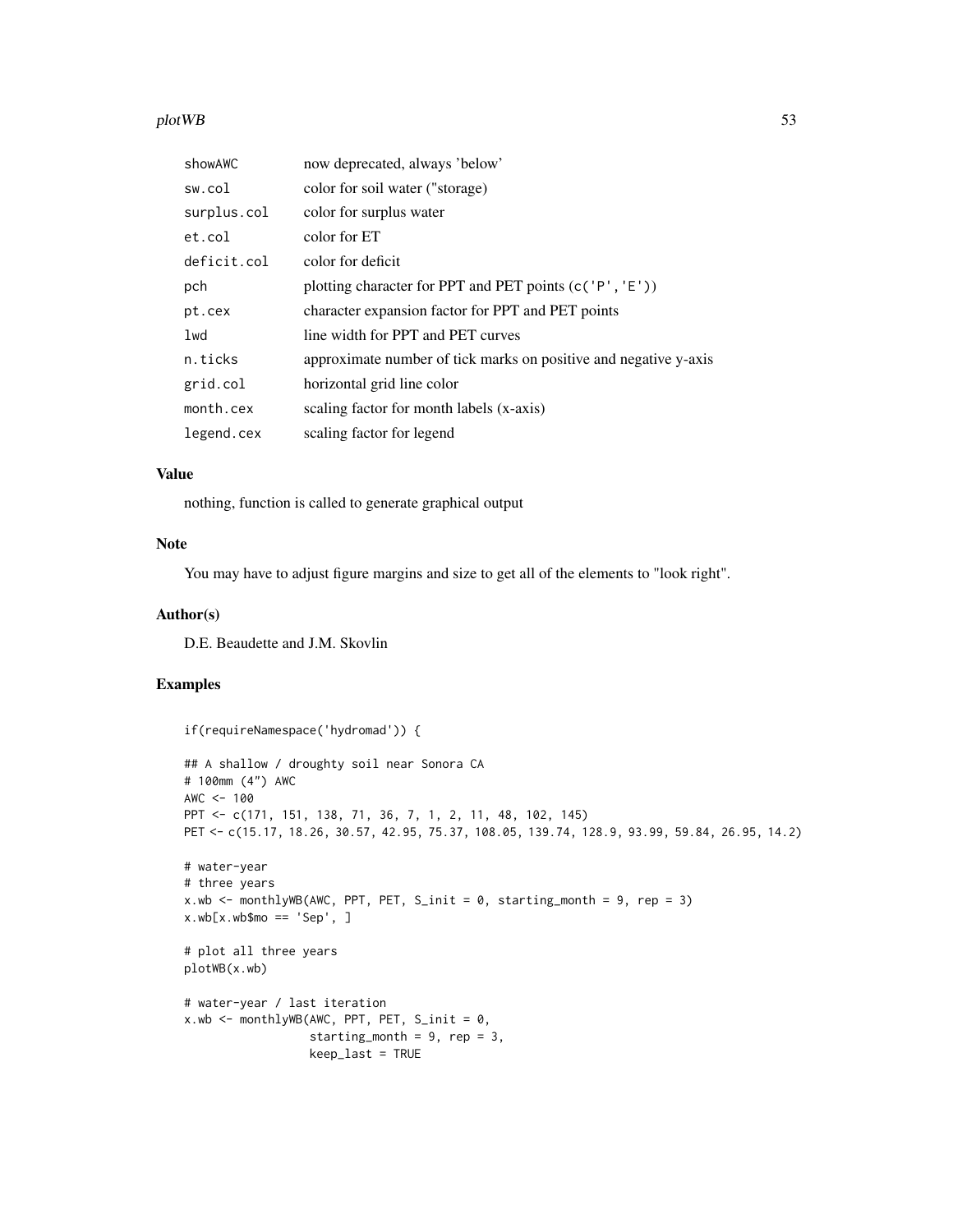| | |
|---|---|
| showAWC | now deprecated, always 'below' |
| sw.col | color for soil water ("storage) |
| surplus.col | color for surplus water |
| et.col | color for ET |
| deficit.col | color for deficit |
| pch | plotting character for PPT and PET points (c('P','E')) |
| pt.cex | character expansion factor for PPT and PET points |
| lwd | line width for PPT and PET curves |
| n.ticks | approximate number of tick marks on positive and negative y-axis |
| grid.col | horizontal grid line color |
| month.cex | scaling factor for month labels (x-axis) |
| legend.cex | scaling factor for legend |

## Value

nothing, function is called to generate graphical output

## Note

You may have to adjust figure margins and size to get all of the elements to "look right".

## Author(s)

D.E. Beaudette and J.M. Skovlin

## Examples

```
if(requireNamespace('hydromad')) {

## A shallow / droughty soil near Sonora CA
# 100mm (4") AWC
AWC <- 100
PPT <- c(171, 151, 138, 71, 36, 7, 1, 2, 11, 48, 102, 145)
PET <- c(15.17, 18.26, 30.57, 42.95, 75.37, 108.05, 139.74, 128.9, 93.99, 59.84, 26.95, 14.2)

# water-year
# three years
x.wb <- monthlyWB(AWC, PPT, PET, S_init = 0, starting_month = 9, rep = 3)
x.wb[x.wb$mo == 'Sep', ]

# plot all three years
plotWB(x.wb)

# water-year / last iteration
x.wb <- monthlyWB(AWC, PPT, PET, S_init = 0,
                  starting_month = 9, rep = 3,
                  keep_last = TRUE
```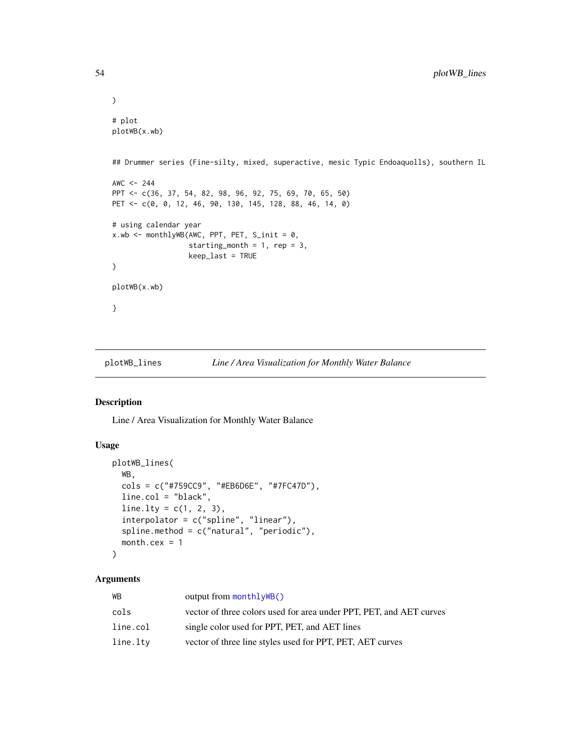```
)

# plot
plotWB(x.wb)


## Drummer series (Fine-silty, mixed, superactive, mesic Typic Endoaquolls), southern IL

AWC <- 244
PPT <- c(36, 37, 54, 82, 98, 96, 92, 75, 69, 70, 65, 50)
PET <- c(0, 0, 12, 46, 90, 130, 145, 128, 88, 46, 14, 0)

# using calendar year
x.wb <- monthlyWB(AWC, PPT, PET, S_init = 0,
                  starting_month = 1, rep = 3,
                  keep_last = TRUE
)

plotWB(x.wb)

}
```

---

## plotWB_lines — *Line / Area Visualization for Monthly Water Balance*

### Description

Line / Area Visualization for Monthly Water Balance

### Usage

```
plotWB_lines(
  WB,
  cols = c("#759CC9", "#EB6D6E", "#7FC47D"),
  line.col = "black",
  line.lty = c(1, 2, 3),
  interpolator = c("spline", "linear"),
  spline.method = c("natural", "periodic"),
  month.cex = 1
)
```

### Arguments

| | |
|---|---|
| WB | output from monthlyWB() |
| cols | vector of three colors used for area under PPT, PET, and AET curves |
| line.col | single color used for PPT, PET, and AET lines |
| line.lty | vector of three line styles used for PPT, PET, AET curves |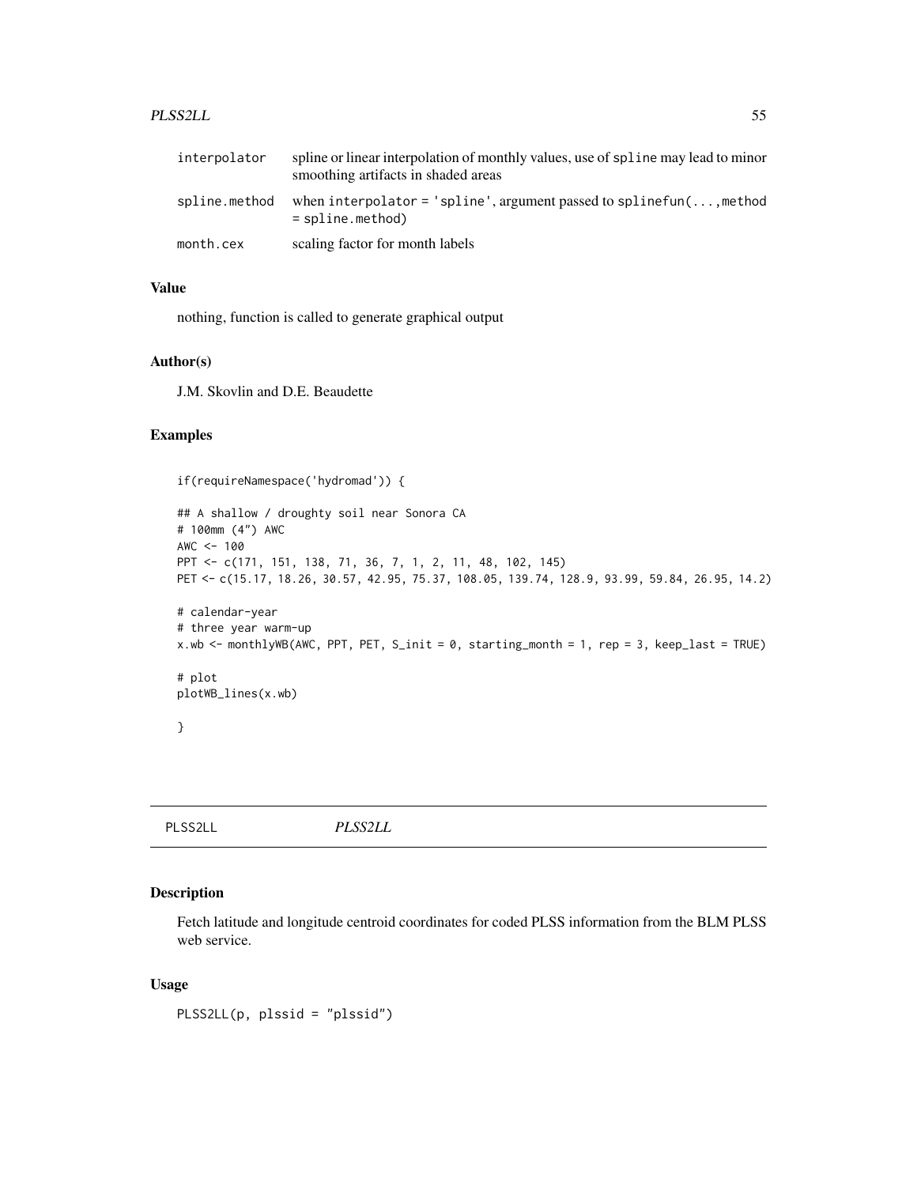| | |
|---|---|
| interpolator | spline or linear interpolation of monthly values, use of spline may lead to minor smoothing artifacts in shaded areas |
| spline.method | when interpolator = 'spline', argument passed to splinefun(...,method = spline.method) |
| month.cex | scaling factor for month labels |

### Value

nothing, function is called to generate graphical output

### Author(s)

J.M. Skovlin and D.E. Beaudette

### Examples

```
if(requireNamespace('hydromad')) {

## A shallow / droughty soil near Sonora CA
# 100mm (4") AWC
AWC <- 100
PPT <- c(171, 151, 138, 71, 36, 7, 1, 2, 11, 48, 102, 145)
PET <- c(15.17, 18.26, 30.57, 42.95, 75.37, 108.05, 139.74, 128.9, 93.99, 59.84, 26.95, 14.2)

# calendar-year
# three year warm-up
x.wb <- monthlyWB(AWC, PPT, PET, S_init = 0, starting_month = 1, rep = 3, keep_last = TRUE)

# plot
plotWB_lines(x.wb)

}
```

## PLSS2LL *PLSS2LL*

### Description

Fetch latitude and longitude centroid coordinates for coded PLSS information from the BLM PLSS web service.

### Usage

```
PLSS2LL(p, plssid = "plssid")
```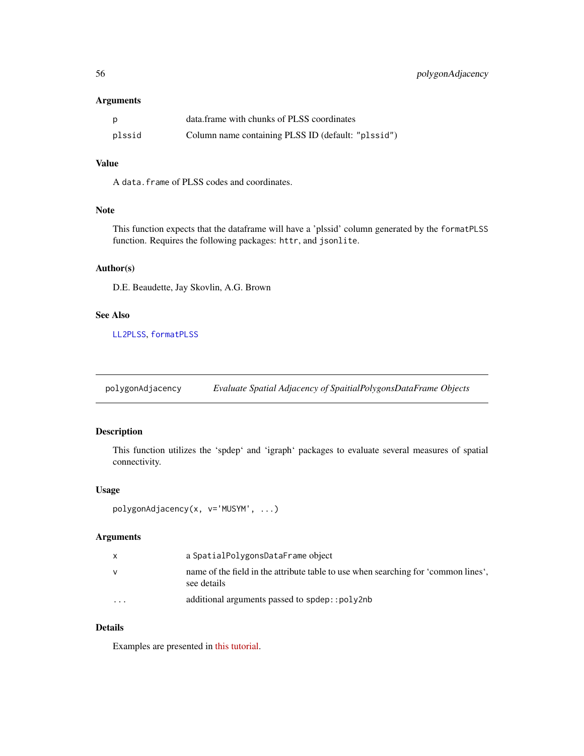### Arguments

| | |
|---|---|
| p | data.frame with chunks of PLSS coordinates |
| plssid | Column name containing PLSS ID (default: "plssid") |

### Value

A `data.frame` of PLSS codes and coordinates.

### Note

This function expects that the dataframe will have a 'plssid' column generated by the `formatPLSS` function. Requires the following packages: `httr`, and `jsonlite`.

### Author(s)

D.E. Beaudette, Jay Skovlin, A.G. Brown

### See Also

`LL2PLSS`, `formatPLSS`

---

## polygonAdjacency *Evaluate Spatial Adjacency of SpaitialPolygonsDataFrame Objects*

### Description

This function utilizes the 'spdep' and 'igraph' packages to evaluate several measures of spatial connectivity.

### Usage

```
polygonAdjacency(x, v='MUSYM', ...)
```

### Arguments

| | |
|---|---|
| x | a `SpatialPolygonsDataFrame` object |
| v | name of the field in the attribute table to use when searching for 'common lines', see details |
| ... | additional arguments passed to `spdep::poly2nb` |

### Details

Examples are presented in this tutorial.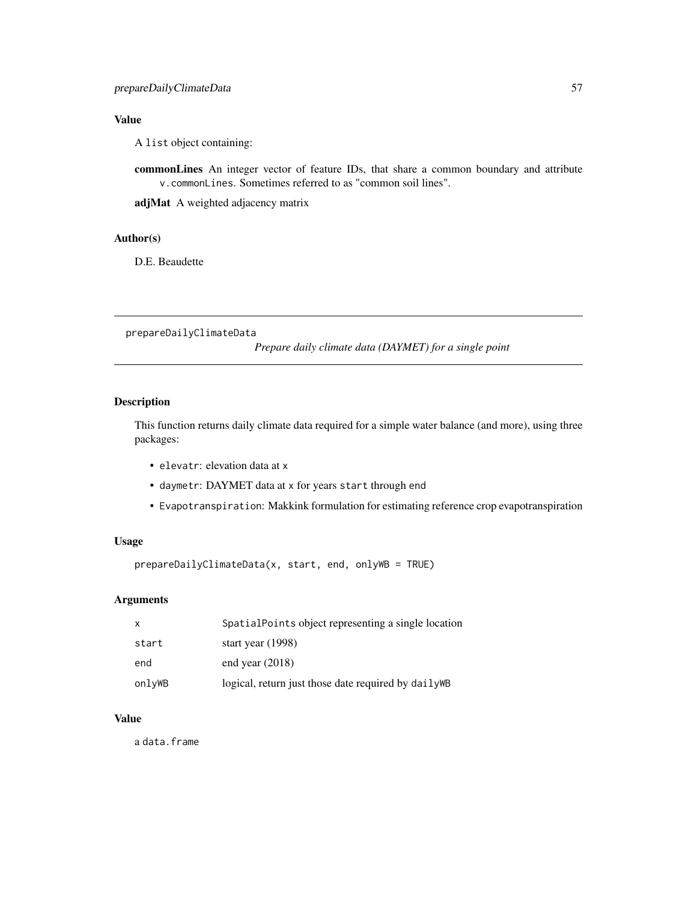## Value

A `list` object containing:

**commonLines** An integer vector of feature IDs, that share a common boundary and attribute `v.commonLines`. Sometimes referred to as "common soil lines".

**adjMat** A weighted adjacency matrix

## Author(s)

D.E. Beaudette

---

# prepareDailyClimateData *Prepare daily climate data (DAYMET) for a single point*

---

## Description

This function returns daily climate data required for a simple water balance (and more), using three packages:

- `elevatr`: elevation data at `x`
- `daymetr`: DAYMET data at `x` for years `start` through `end`
- `Evapotranspiration`: Makkink formulation for estimating reference crop evapotranspiration

## Usage

```
prepareDailyClimateData(x, start, end, onlyWB = TRUE)
```

## Arguments

| | |
|---|---|
| `x` | `SpatialPoints` object representing a single location |
| `start` | start year (1998) |
| `end` | end year (2018) |
| `onlyWB` | logical, return just those date required by `dailyWB` |

## Value

a `data.frame`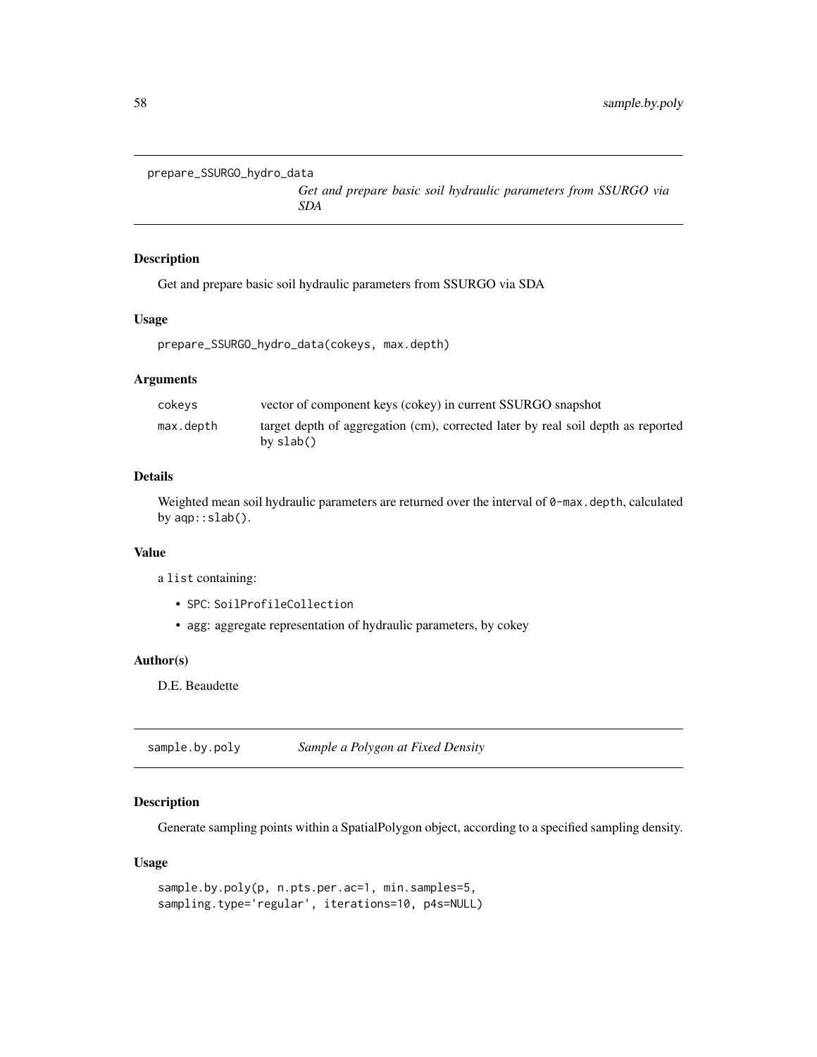## prepare_SSURGO_hydro_data

*Get and prepare basic soil hydraulic parameters from SSURGO via SDA*

### Description

Get and prepare basic soil hydraulic parameters from SSURGO via SDA

### Usage

```
prepare_SSURGO_hydro_data(cokeys, max.depth)
```

### Arguments

| | |
|---|---|
| cokeys | vector of component keys (cokey) in current SSURGO snapshot |
| max.depth | target depth of aggregation (cm), corrected later by real soil depth as reported by `slab()` |

### Details

Weighted mean soil hydraulic parameters are returned over the interval of `0-max.depth`, calculated by `aqp::slab()`.

### Value

a `list` containing:

- `SPC`: `SoilProfileCollection`
- `agg`: aggregate representation of hydraulic parameters, by cokey

### Author(s)

D.E. Beaudette

## sample.by.poly

*Sample a Polygon at Fixed Density*

### Description

Generate sampling points within a SpatialPolygon object, according to a specified sampling density.

### Usage

```
sample.by.poly(p, n.pts.per.ac=1, min.samples=5,
sampling.type='regular', iterations=10, p4s=NULL)
```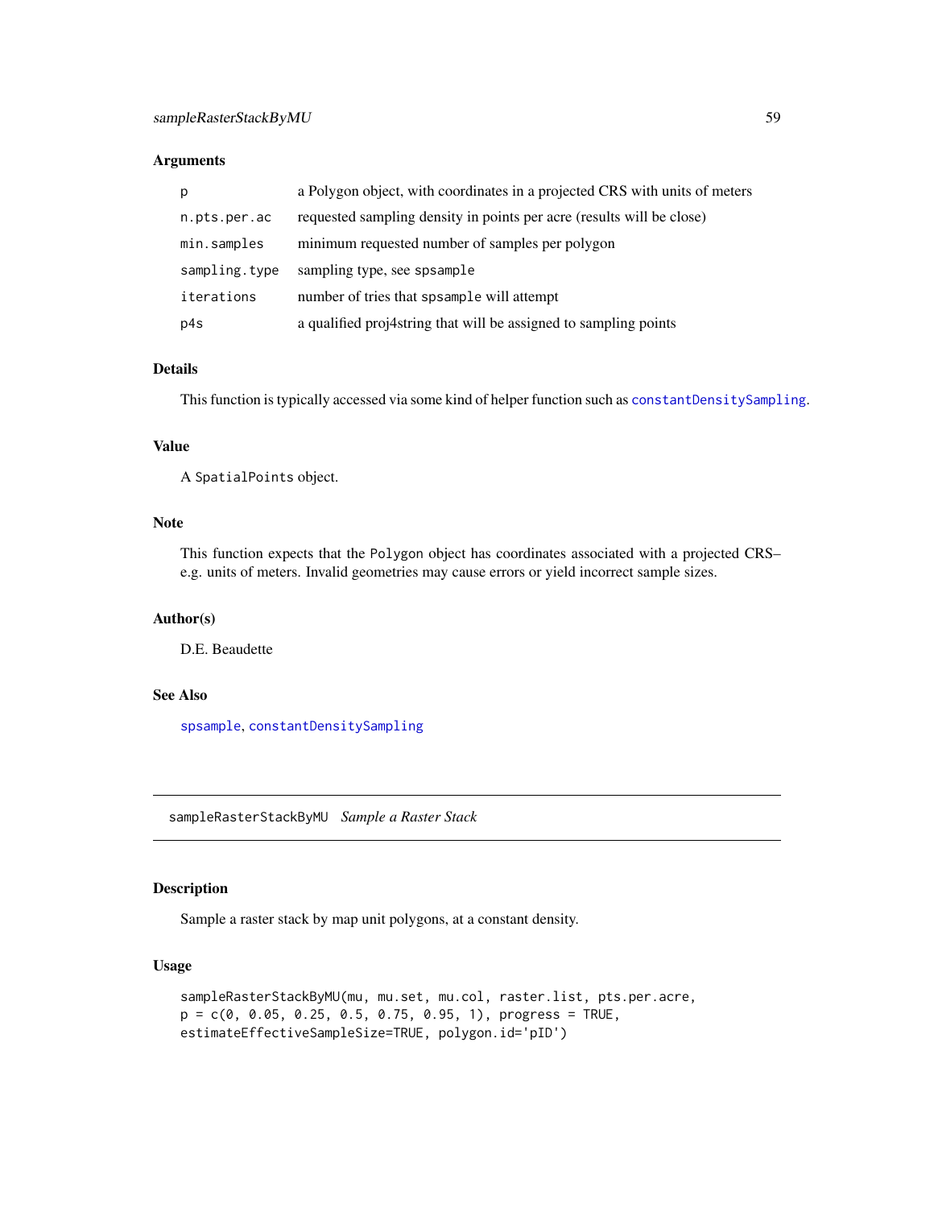## Arguments

| | |
|---|---|
| `p` | a Polygon object, with coordinates in a projected CRS with units of meters |
| `n.pts.per.ac` | requested sampling density in points per acre (results will be close) |
| `min.samples` | minimum requested number of samples per polygon |
| `sampling.type` | sampling type, see `spsample` |
| `iterations` | number of tries that `spsample` will attempt |
| `p4s` | a qualified proj4string that will be assigned to sampling points |

## Details

This function is typically accessed via some kind of helper function such as `constantDensitySampling`.

## Value

A `SpatialPoints` object.

## Note

This function expects that the `Polygon` object has coordinates associated with a projected CRS– e.g. units of meters. Invalid geometries may cause errors or yield incorrect sample sizes.

## Author(s)

D.E. Beaudette

## See Also

`spsample`, `constantDensitySampling`

---

# sampleRasterStackByMU *Sample a Raster Stack*

## Description

Sample a raster stack by map unit polygons, at a constant density.

## Usage

```
sampleRasterStackByMU(mu, mu.set, mu.col, raster.list, pts.per.acre,
p = c(0, 0.05, 0.25, 0.5, 0.75, 0.95, 1), progress = TRUE,
estimateEffectiveSampleSize=TRUE, polygon.id='pID')
```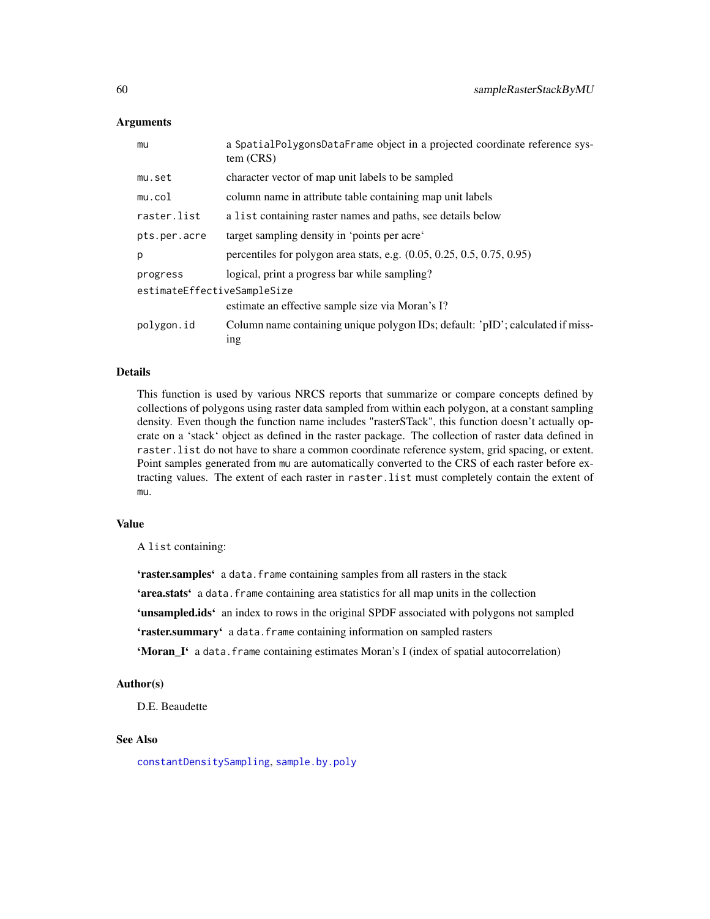## Arguments

| | |
|---|---|
| mu | a SpatialPolygonsDataFrame object in a projected coordinate reference system (CRS) |
| mu.set | character vector of map unit labels to be sampled |
| mu.col | column name in attribute table containing map unit labels |
| raster.list | a list containing raster names and paths, see details below |
| pts.per.acre | target sampling density in 'points per acre' |
| p | percentiles for polygon area stats, e.g. (0.05, 0.25, 0.5, 0.75, 0.95) |
| progress | logical, print a progress bar while sampling? |
| estimateEffectiveSampleSize | estimate an effective sample size via Moran's I? |
| polygon.id | Column name containing unique polygon IDs; default: 'pID'; calculated if missing |

## Details

This function is used by various NRCS reports that summarize or compare concepts defined by collections of polygons using raster data sampled from within each polygon, at a constant sampling density. Even though the function name includes "rasterSTack", this function doesn't actually operate on a 'stack' object as defined in the raster package. The collection of raster data defined in `raster.list` do not have to share a common coordinate reference system, grid spacing, or extent. Point samples generated from `mu` are automatically converted to the CRS of each raster before extracting values. The extent of each raster in `raster.list` must completely contain the extent of `mu`.

## Value

A `list` containing:

**'raster.samples'** a `data.frame` containing samples from all rasters in the stack

**'area.stats'** a `data.frame` containing area statistics for all map units in the collection

**'unsampled.ids'** an index to rows in the original SPDF associated with polygons not sampled

**'raster.summary'** a `data.frame` containing information on sampled rasters

**'Moran_I'** a `data.frame` containing estimates Moran's I (index of spatial autocorrelation)

## Author(s)

D.E. Beaudette

## See Also

`constantDensitySampling`, `sample.by.poly`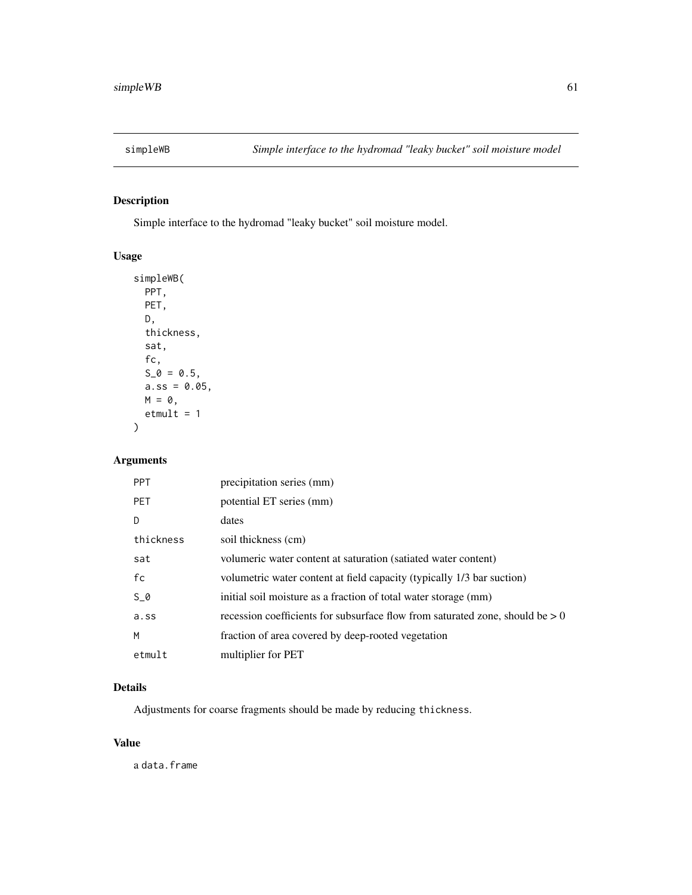## simpleWB — *Simple interface to the hydromad "leaky bucket" soil moisture model*

### Description

Simple interface to the hydromad "leaky bucket" soil moisture model.

### Usage

```
simpleWB(
  PPT,
  PET,
  D,
  thickness,
  sat,
  fc,
  S_0 = 0.5,
  a.ss = 0.05,
  M = 0,
  etmult = 1
)
```

### Arguments

| | |
|---|---|
| PPT | precipitation series (mm) |
| PET | potential ET series (mm) |
| D | dates |
| thickness | soil thickness (cm) |
| sat | volumeric water content at saturation (satiated water content) |
| fc | volumetric water content at field capacity (typically 1/3 bar suction) |
| S_0 | initial soil moisture as a fraction of total water storage (mm) |
| a.ss | recession coefficients for subsurface flow from saturated zone, should be > 0 |
| M | fraction of area covered by deep-rooted vegetation |
| etmult | multiplier for PET |

### Details

Adjustments for coarse fragments should be made by reducing `thickness`.

### Value

a `data.frame`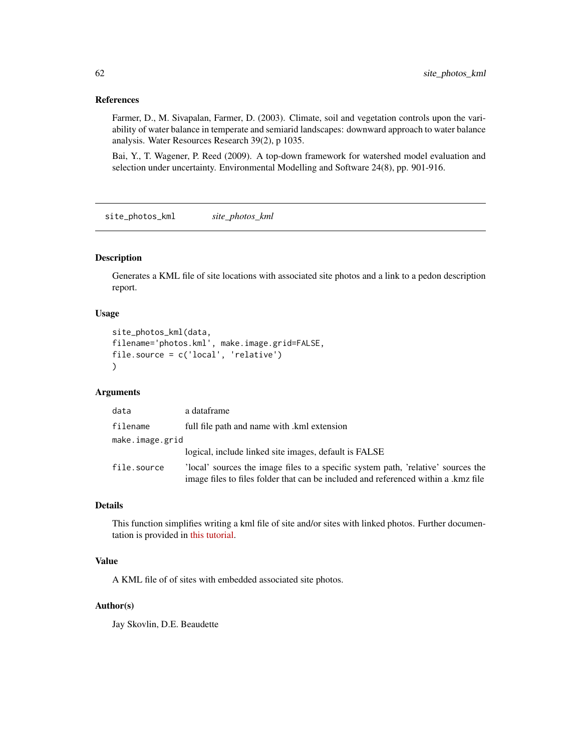## References

Farmer, D., M. Sivapalan, Farmer, D. (2003). Climate, soil and vegetation controls upon the variability of water balance in temperate and semiarid landscapes: downward approach to water balance analysis. Water Resources Research 39(2), p 1035.

Bai, Y., T. Wagener, P. Reed (2009). A top-down framework for watershed model evaluation and selection under uncertainty. Environmental Modelling and Software 24(8), pp. 901-916.

---

# site_photos_kml *site_photos_kml*

---

## Description

Generates a KML file of site locations with associated site photos and a link to a pedon description report.

## Usage

```
site_photos_kml(data,
filename='photos.kml', make.image.grid=FALSE,
file.source = c('local', 'relative')
)
```

## Arguments

| | |
|---|---|
| `data` | a dataframe |
| `filename` | full file path and name with .kml extension |
| `make.image.grid` | logical, include linked site images, default is FALSE |
| `file.source` | 'local' sources the image files to a specific system path, 'relative' sources the image files to files folder that can be included and referenced within a .kmz file |

## Details

This function simplifies writing a kml file of site and/or sites with linked photos. Further documentation is provided in this tutorial.

## Value

A KML file of of sites with embedded associated site photos.

## Author(s)

Jay Skovlin, D.E. Beaudette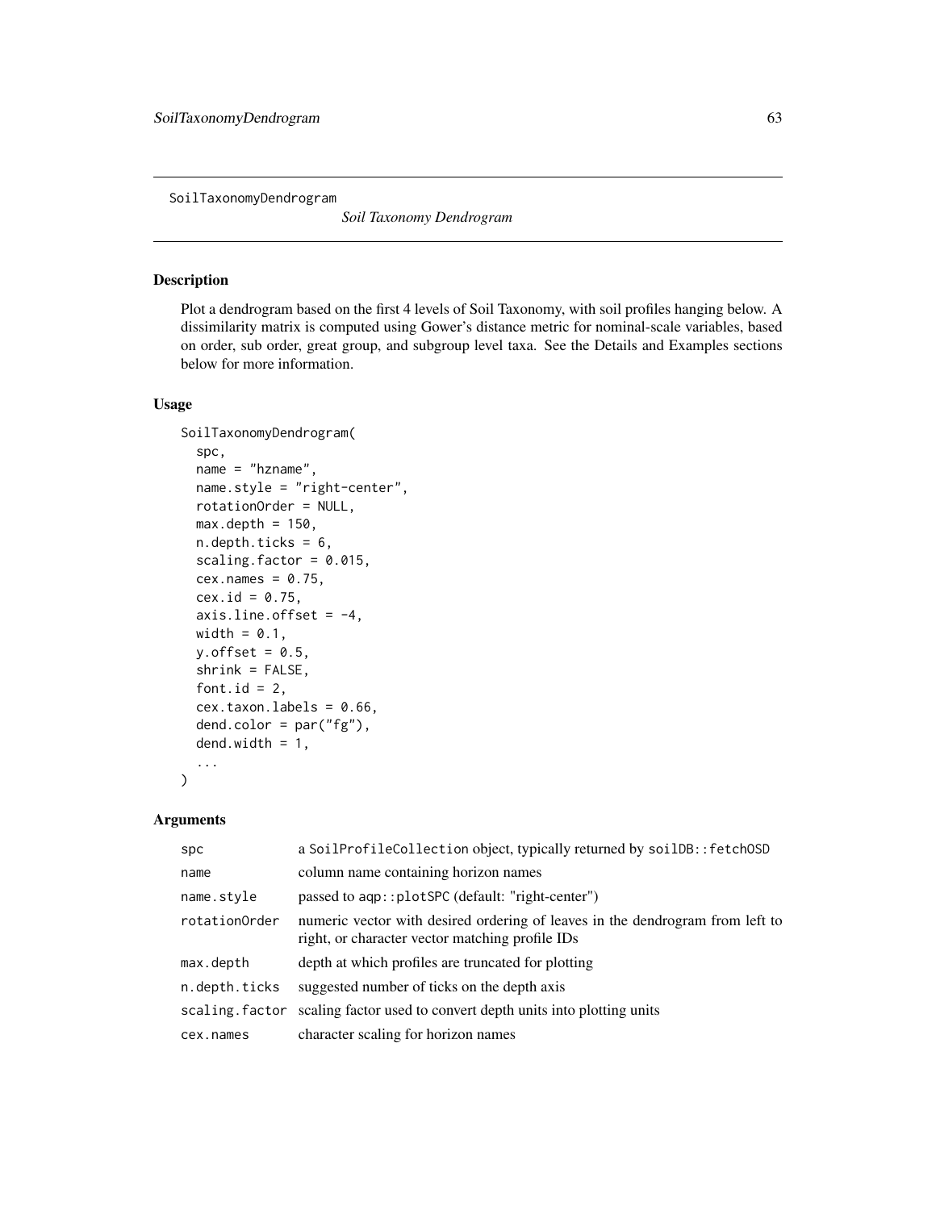SoilTaxonomyDendrogram

*Soil Taxonomy Dendrogram*

## Description

Plot a dendrogram based on the first 4 levels of Soil Taxonomy, with soil profiles hanging below. A dissimilarity matrix is computed using Gower's distance metric for nominal-scale variables, based on order, sub order, great group, and subgroup level taxa. See the Details and Examples sections below for more information.

## Usage

```
SoilTaxonomyDendrogram(
  spc,
  name = "hzname",
  name.style = "right-center",
  rotationOrder = NULL,
  max.depth = 150,
  n.depth.ticks = 6,
  scaling.factor = 0.015,
  cex.names = 0.75,
  cex.id = 0.75,
  axis.line.offset = -4,
  width = 0.1,
  y.offset = 0.5,
  shrink = FALSE,
  font.id = 2,
  cex.taxon.labels = 0.66,
  dend.color = par("fg"),
  dend.width = 1,
  ...
)
```

## Arguments

| | |
|---|---|
| spc | a SoilProfileCollection object, typically returned by soilDB::fetchOSD |
| name | column name containing horizon names |
| name.style | passed to aqp::plotSPC (default: "right-center") |
| rotationOrder | numeric vector with desired ordering of leaves in the dendrogram from left to right, or character vector matching profile IDs |
| max.depth | depth at which profiles are truncated for plotting |
| n.depth.ticks | suggested number of ticks on the depth axis |
| scaling.factor | scaling factor used to convert depth units into plotting units |
| cex.names | character scaling for horizon names |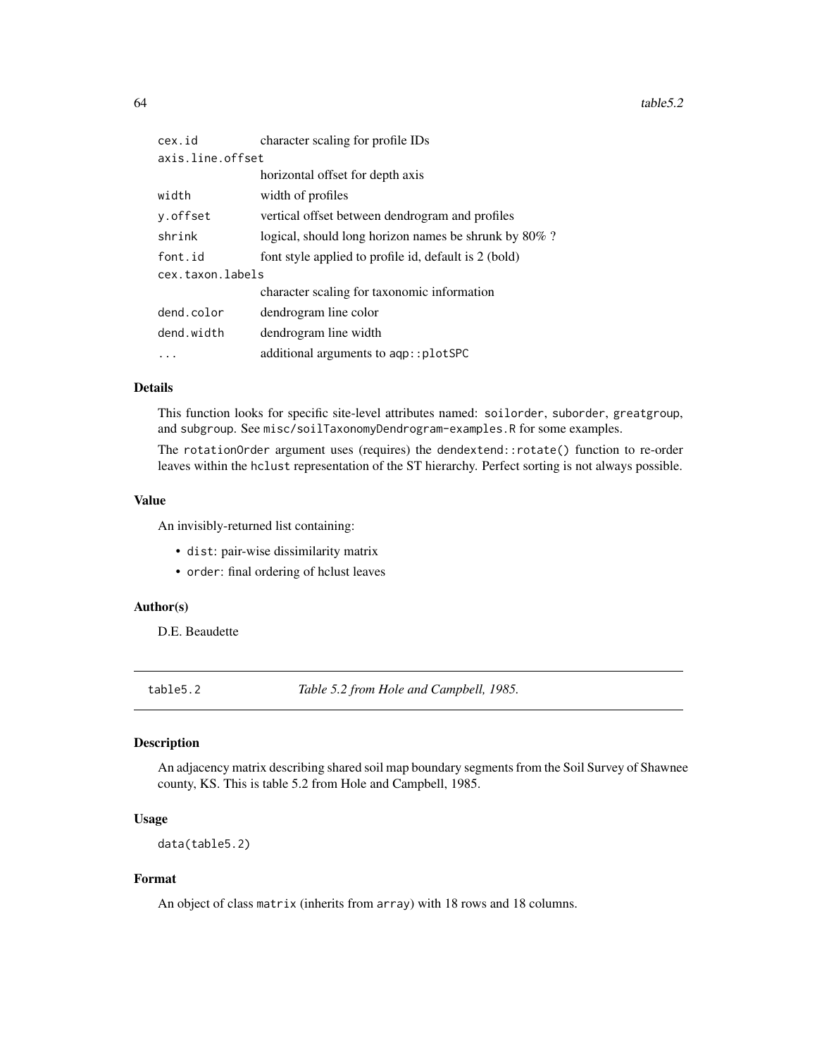| | |
|---|---|
| `cex.id` | character scaling for profile IDs |
| `axis.line.offset` | horizontal offset for depth axis |
| `width` | width of profiles |
| `y.offset` | vertical offset between dendrogram and profiles |
| `shrink` | logical, should long horizon names be shrunk by 80% ? |
| `font.id` | font style applied to profile id, default is 2 (bold) |
| `cex.taxon.labels` | character scaling for taxonomic information |
| `dend.color` | dendrogram line color |
| `dend.width` | dendrogram line width |
| `...` | additional arguments to `aqp::plotSPC` |

## Details

This function looks for specific site-level attributes named: `soilorder`, `suborder`, `greatgroup`, and `subgroup`. See `misc/soilTaxonomyDendrogram-examples.R` for some examples.

The `rotationOrder` argument uses (requires) the `dendextend::rotate()` function to re-order leaves within the `hclust` representation of the ST hierarchy. Perfect sorting is not always possible.

## Value

An invisibly-returned list containing:

- `dist`: pair-wise dissimilarity matrix
- `order`: final ordering of hclust leaves

## Author(s)

D.E. Beaudette

---

# `table5.2` — *Table 5.2 from Hole and Campbell, 1985.*

## Description

An adjacency matrix describing shared soil map boundary segments from the Soil Survey of Shawnee county, KS. This is table 5.2 from Hole and Campbell, 1985.

## Usage

```
data(table5.2)
```

## Format

An object of class `matrix` (inherits from `array`) with 18 rows and 18 columns.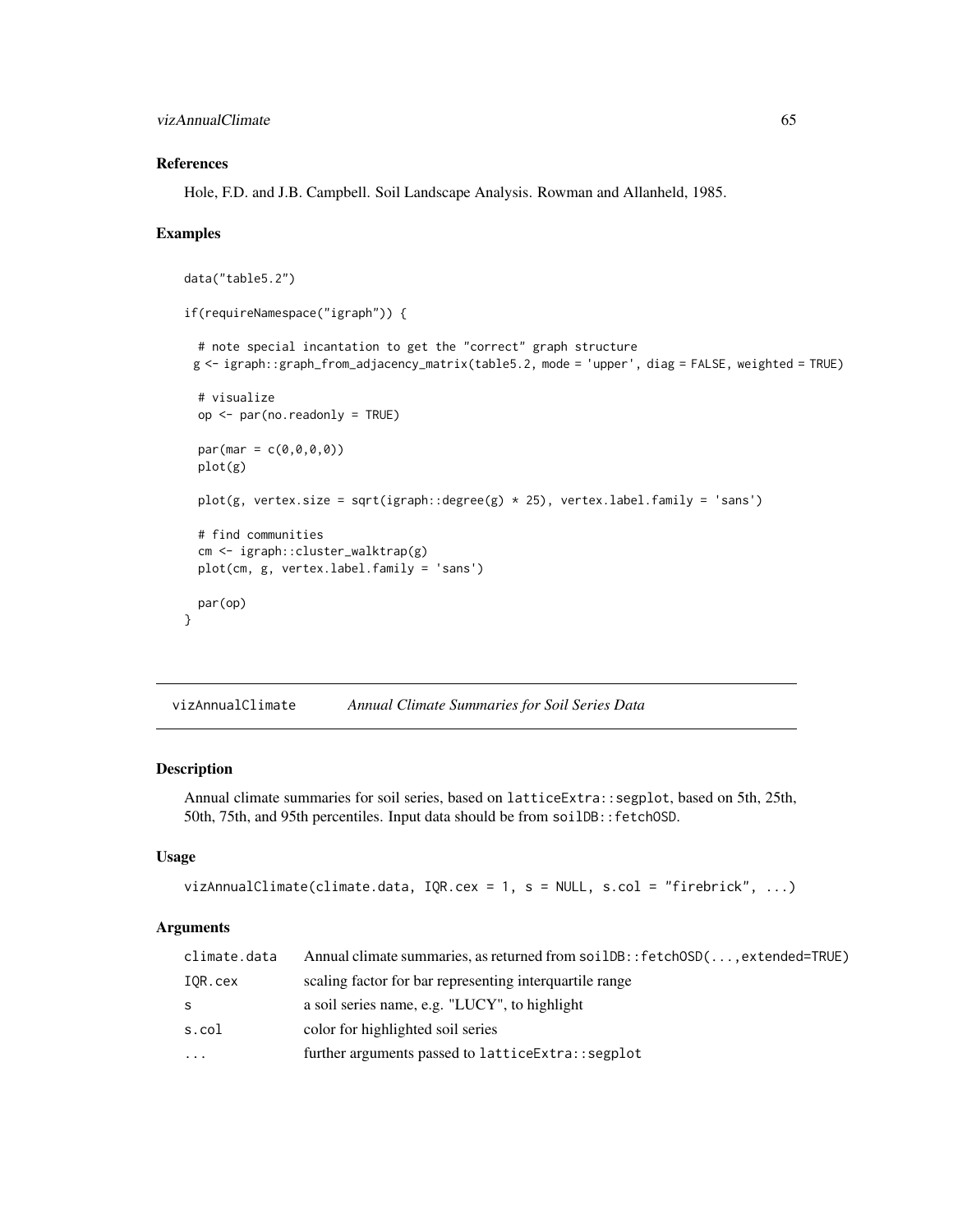### References

Hole, F.D. and J.B. Campbell. Soil Landscape Analysis. Rowman and Allanheld, 1985.

### Examples

```
data("table5.2")

if(requireNamespace("igraph")) {

  # note special incantation to get the "correct" graph structure
 g <- igraph::graph_from_adjacency_matrix(table5.2, mode = 'upper', diag = FALSE, weighted = TRUE)

  # visualize
  op <- par(no.readonly = TRUE)

  par(mar = c(0,0,0,0))
  plot(g)

  plot(g, vertex.size = sqrt(igraph::degree(g) * 25), vertex.label.family = 'sans')

  # find communities
  cm <- igraph::cluster_walktrap(g)
  plot(cm, g, vertex.label.family = 'sans')

  par(op)
}
```

---

## vizAnnualClimate &nbsp;&nbsp;&nbsp; *Annual Climate Summaries for Soil Series Data*

### Description

Annual climate summaries for soil series, based on `latticeExtra::segplot`, based on 5th, 25th, 50th, 75th, and 95th percentiles. Input data should be from `soilDB::fetchOSD`.

### Usage

```
vizAnnualClimate(climate.data, IQR.cex = 1, s = NULL, s.col = "firebrick", ...)
```

### Arguments

| | |
|---|---|
| `climate.data` | Annual climate summaries, as returned from `soilDB::fetchOSD(...,extended=TRUE)` |
| `IQR.cex` | scaling factor for bar representing interquartile range |
| `s` | a soil series name, e.g. "LUCY", to highlight |
| `s.col` | color for highlighted soil series |
| `...` | further arguments passed to `latticeExtra::segplot` |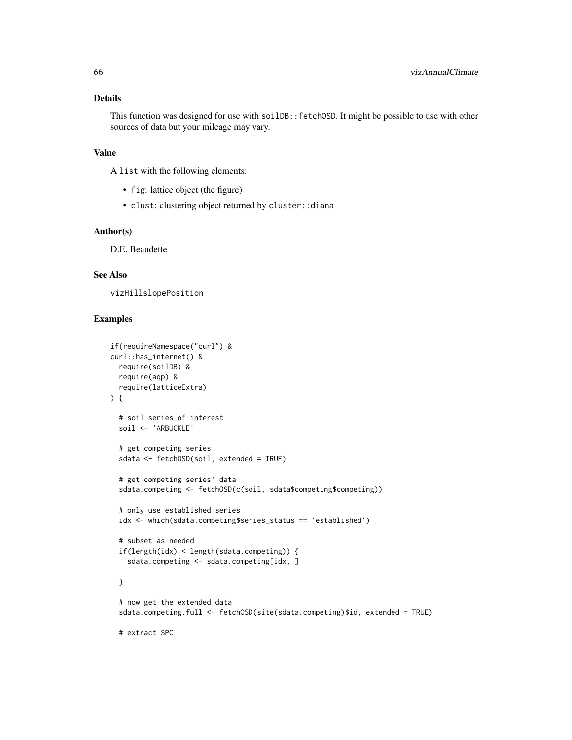## Details

This function was designed for use with `soilDB::fetchOSD`. It might be possible to use with other sources of data but your mileage may vary.

## Value

A `list` with the following elements:

- `fig`: lattice object (the figure)
- `clust`: clustering object returned by `cluster::diana`

## Author(s)

D.E. Beaudette

## See Also

`vizHillslopePosition`

## Examples

```
if(requireNamespace("curl") &
curl::has_internet() &
  require(soilDB) &
  require(aqp) &
  require(latticeExtra)
) {

  # soil series of interest
  soil <- 'ARBUCKLE'

  # get competing series
  sdata <- fetchOSD(soil, extended = TRUE)

  # get competing series' data
  sdata.competing <- fetchOSD(c(soil, sdata$competing$competing))

  # only use established series
  idx <- which(sdata.competing$series_status == 'established')

  # subset as needed
  if(length(idx) < length(sdata.competing)) {
    sdata.competing <- sdata.competing[idx, ]

  }

  # now get the extended data
  sdata.competing.full <- fetchOSD(site(sdata.competing)$id, extended = TRUE)

  # extract SPC
```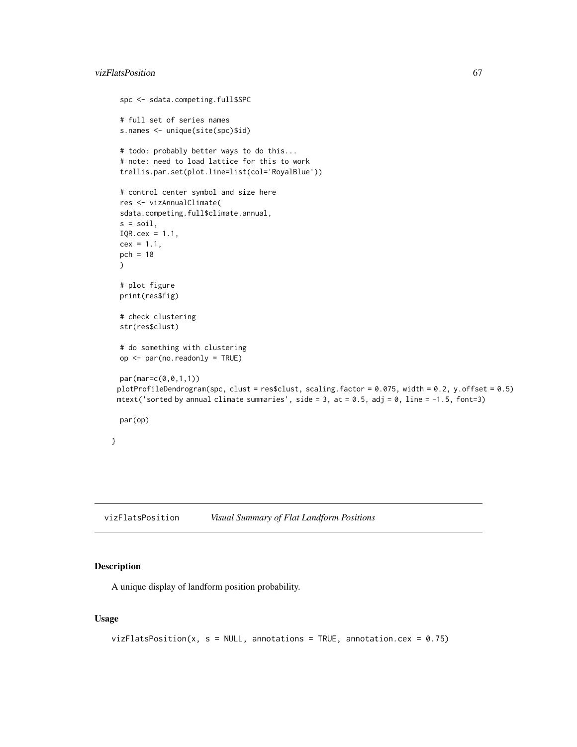```
spc <- sdata.competing.full$SPC

# full set of series names
s.names <- unique(site(spc)$id)

# todo: probably better ways to do this...
# note: need to load lattice for this to work
trellis.par.set(plot.line=list(col='RoyalBlue'))

# control center symbol and size here
res <- vizAnnualClimate(
sdata.competing.full$climate.annual,
s = soil,
IQR.cex = 1.1,
cex = 1.1,
pch = 18
)

# plot figure
print(res$fig)

# check clustering
str(res$clust)

# do something with clustering
op <- par(no.readonly = TRUE)

par(mar=c(0,0,1,1))
plotProfileDendrogram(spc, clust = res$clust, scaling.factor = 0.075, width = 0.2, y.offset = 0.5)
mtext('sorted by annual climate summaries', side = 3, at = 0.5, adj = 0, line = -1.5, font=3)

par(op)

}
```

---

`vizFlatsPosition` *Visual Summary of Flat Landform Positions*

---

## Description

A unique display of landform position probability.

## Usage

```
vizFlatsPosition(x, s = NULL, annotations = TRUE, annotation.cex = 0.75)
```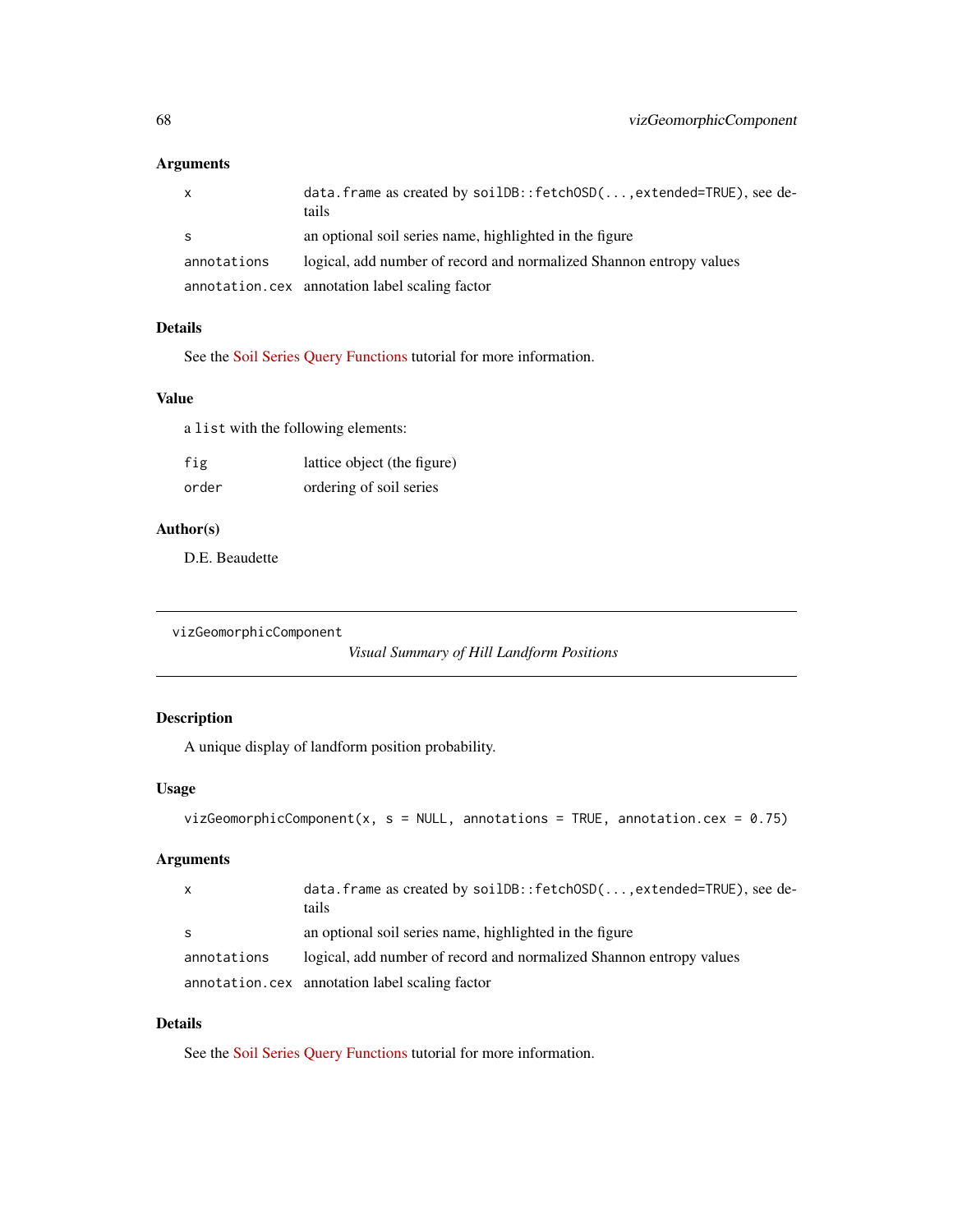### Arguments

| | |
|---|---|
| x | data.frame as created by `soilDB::fetchOSD(...,extended=TRUE)`, see details |
| s | an optional soil series name, highlighted in the figure |
| annotations | logical, add number of record and normalized Shannon entropy values |
| annotation.cex | annotation label scaling factor |

### Details

See the Soil Series Query Functions tutorial for more information.

### Value

a `list` with the following elements:

| | |
|---|---|
| fig | lattice object (the figure) |
| order | ordering of soil series |

### Author(s)

D.E. Beaudette

---

## vizGeomorphicComponent

*Visual Summary of Hill Landform Positions*

---

### Description

A unique display of landform position probability.

### Usage

```
vizGeomorphicComponent(x, s = NULL, annotations = TRUE, annotation.cex = 0.75)
```

### Arguments

| | |
|---|---|
| x | data.frame as created by `soilDB::fetchOSD(...,extended=TRUE)`, see details |
| s | an optional soil series name, highlighted in the figure |
| annotations | logical, add number of record and normalized Shannon entropy values |
| annotation.cex | annotation label scaling factor |

### Details

See the Soil Series Query Functions tutorial for more information.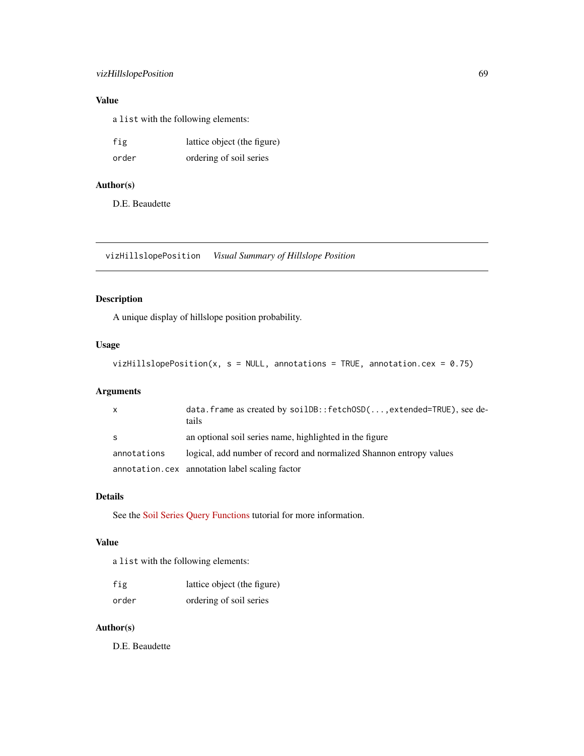## Value

a `list` with the following elements:

| | |
|---|---|
| `fig` | lattice object (the figure) |
| `order` | ordering of soil series |

## Author(s)

D.E. Beaudette

---

# vizHillslopePosition *Visual Summary of Hillslope Position*

## Description

A unique display of hillslope position probability.

## Usage

```
vizHillslopePosition(x, s = NULL, annotations = TRUE, annotation.cex = 0.75)
```

## Arguments

| | |
|---|---|
| `x` | `data.frame` as created by `soilDB::fetchOSD(...,extended=TRUE)`, see details |
| `s` | an optional soil series name, highlighted in the figure |
| `annotations` | logical, add number of record and normalized Shannon entropy values |
| `annotation.cex` | annotation label scaling factor |

## Details

See the Soil Series Query Functions tutorial for more information.

## Value

a `list` with the following elements:

| | |
|---|---|
| `fig` | lattice object (the figure) |
| `order` | ordering of soil series |

## Author(s)

D.E. Beaudette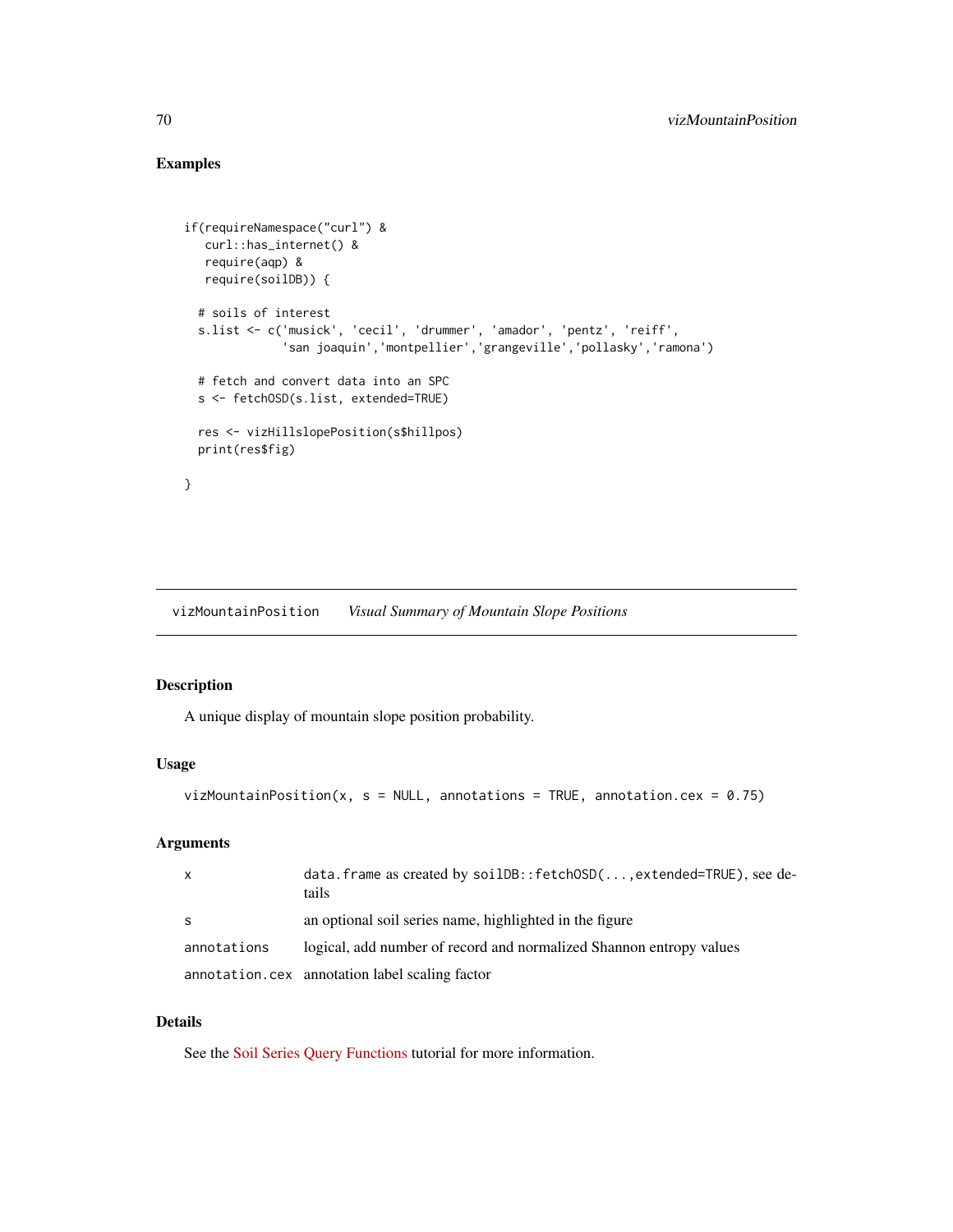## Examples

```
if(requireNamespace("curl") &
   curl::has_internet() &
   require(aqp) &
   require(soilDB)) {

  # soils of interest
  s.list <- c('musick', 'cecil', 'drummer', 'amador', 'pentz', 'reiff',
              'san joaquin','montpellier','grangeville','pollasky','ramona')

  # fetch and convert data into an SPC
  s <- fetchOSD(s.list, extended=TRUE)

  res <- vizHillslopePosition(s$hillpos)
  print(res$fig)

}
```

---

# vizMountainPosition *Visual Summary of Mountain Slope Positions*

---

## Description

A unique display of mountain slope position probability.

## Usage

```
vizMountainPosition(x, s = NULL, annotations = TRUE, annotation.cex = 0.75)
```

## Arguments

| | |
|---|---|
| `x` | `data.frame` as created by `soilDB::fetchOSD(...,extended=TRUE)`, see details |
| `s` | an optional soil series name, highlighted in the figure |
| `annotations` | logical, add number of record and normalized Shannon entropy values |
| `annotation.cex` | annotation label scaling factor |

## Details

See the Soil Series Query Functions tutorial for more information.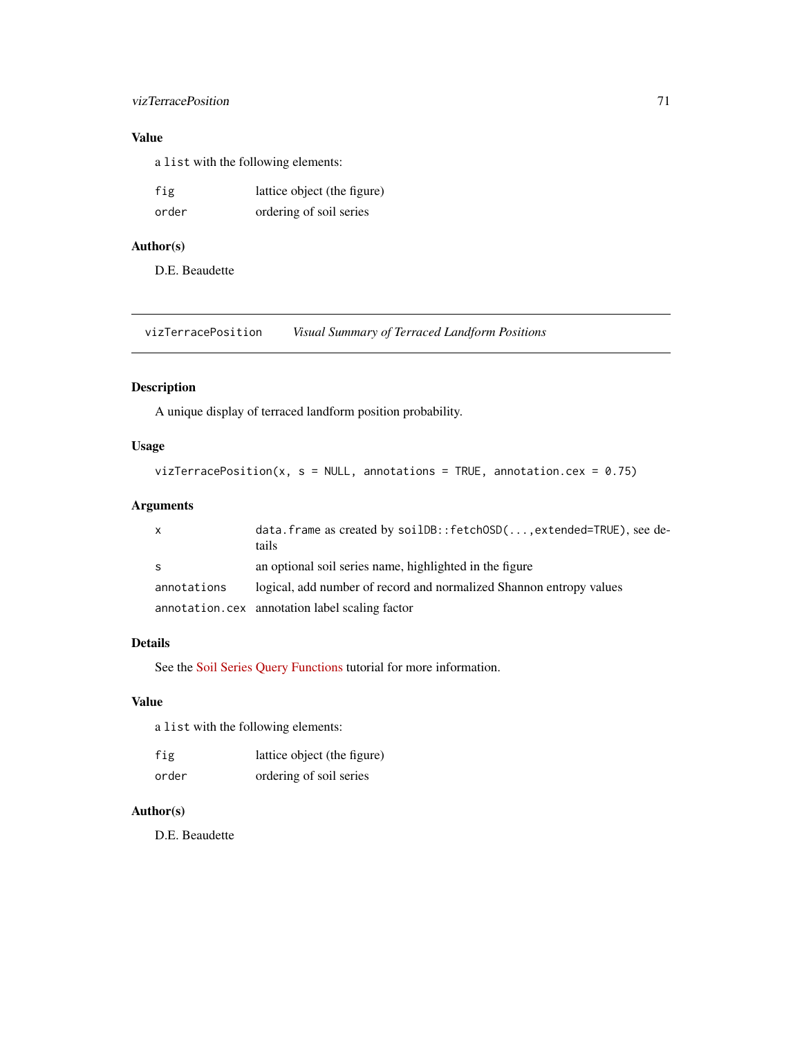## Value

a `list` with the following elements:

| | |
|---|---|
| `fig` | lattice object (the figure) |
| `order` | ordering of soil series |

## Author(s)

D.E. Beaudette

---

# `vizTerracePosition` *Visual Summary of Terraced Landform Positions*

---

## Description

A unique display of terraced landform position probability.

## Usage

```
vizTerracePosition(x, s = NULL, annotations = TRUE, annotation.cex = 0.75)
```

## Arguments

| | |
|---|---|
| `x` | `data.frame` as created by `soilDB::fetchOSD(...,extended=TRUE)`, see details |
| `s` | an optional soil series name, highlighted in the figure |
| `annotations` | logical, add number of record and normalized Shannon entropy values |
| `annotation.cex` | annotation label scaling factor |

## Details

See the Soil Series Query Functions tutorial for more information.

## Value

a `list` with the following elements:

| | |
|---|---|
| `fig` | lattice object (the figure) |
| `order` | ordering of soil series |

## Author(s)

D.E. Beaudette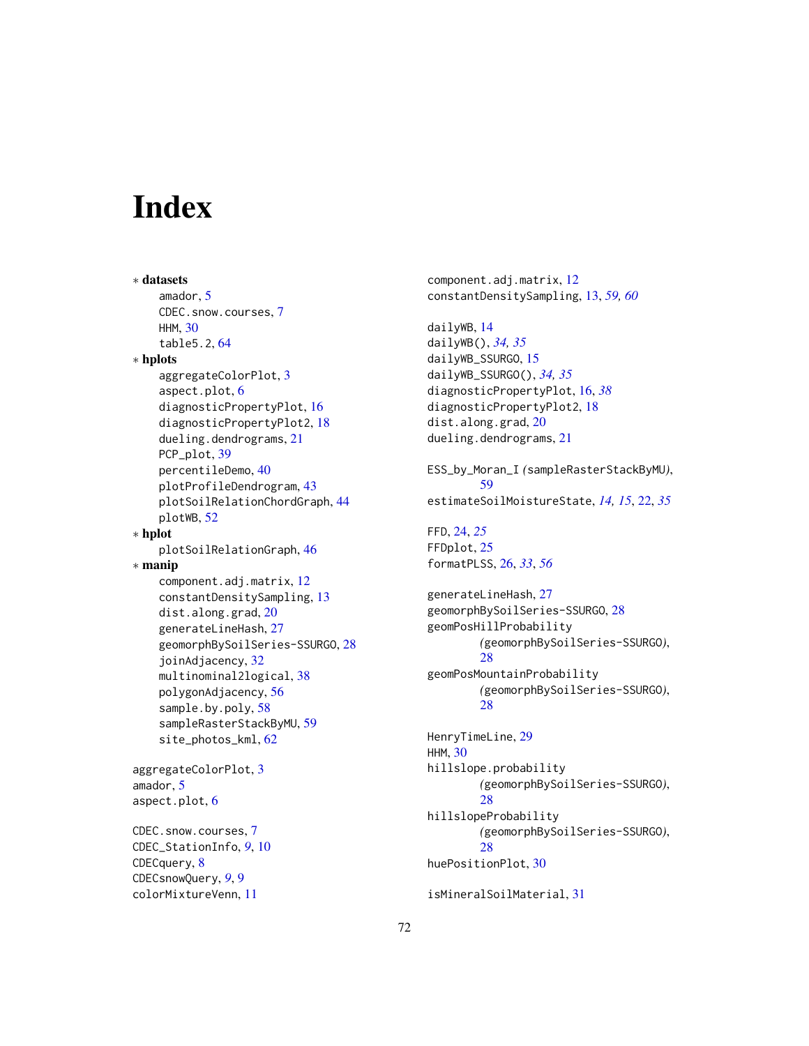# Index

∗ **datasets**
- amador, 5
- CDEC.snow.courses, 7
- HHM, 30
- table5.2, 64

∗ **hplots**
- aggregateColorPlot, 3
- aspect.plot, 6
- diagnosticPropertyPlot, 16
- diagnosticPropertyPlot2, 18
- dueling.dendrograms, 21
- PCP_plot, 39
- percentileDemo, 40
- plotProfileDendrogram, 43
- plotSoilRelationChordGraph, 44
- plotWB, 52

∗ **hplot**
- plotSoilRelationGraph, 46

∗ **manip**
- component.adj.matrix, 12
- constantDensitySampling, 13
- dist.along.grad, 20
- generateLineHash, 27
- geomorphBySoilSeries-SSURGO, 28
- joinAdjacency, 32
- multinominal2logical, 38
- polygonAdjacency, 56
- sample.by.poly, 58
- sampleRasterStackByMU, 59
- site_photos_kml, 62

aggregateColorPlot, 3
amador, 5
aspect.plot, 6

CDEC.snow.courses, 7
CDEC_StationInfo, *9*, 10
CDECquery, 8
CDECsnowQuery, *9*, 9
colorMixtureVenn, 11
component.adj.matrix, 12
constantDensitySampling, 13, *59, 60*

dailyWB, 14
dailyWB(), *34, 35*
dailyWB_SSURGO, 15
dailyWB_SSURGO(), *34, 35*
diagnosticPropertyPlot, 16, *38*
diagnosticPropertyPlot2, 18
dist.along.grad, 20
dueling.dendrograms, 21

ESS_by_Moran_I *(*sampleRasterStackByMU*)*, 59
estimateSoilMoistureState, *14, 15*, 22, *35*

FFD, 24, *25*
FFDplot, 25
formatPLSS, 26, *33*, *56*

generateLineHash, 27
geomorphBySoilSeries-SSURGO, 28
geomPosHillProbability *(*geomorphBySoilSeries-SSURGO*)*, 28
geomPosMountainProbability *(*geomorphBySoilSeries-SSURGO*)*, 28

HenryTimeLine, 29
HHM, 30
hillslope.probability *(*geomorphBySoilSeries-SSURGO*)*, 28
hillslopeProbability *(*geomorphBySoilSeries-SSURGO*)*, 28
huePositionPlot, 30

isMineralSoilMaterial, 31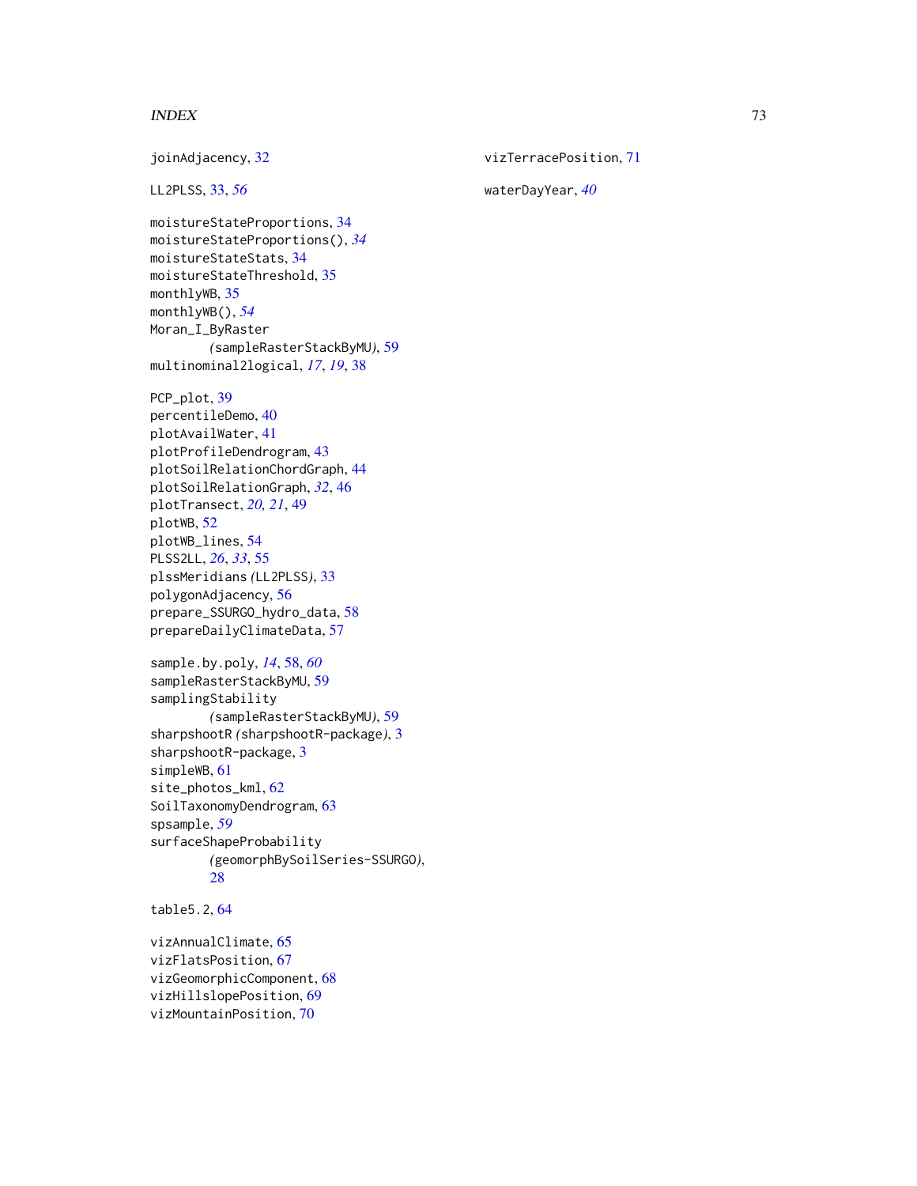joinAdjacency, 32

LL2PLSS, 33, *56*

moistureStateProportions, 34
moistureStateProportions(), *34*
moistureStateStats, 34
moistureStateThreshold, 35
monthlyWB, 35
monthlyWB(), *54*
Moran_I_ByRaster
    *(*sampleRasterStackByMU*)*, 59
multinominal2logical, *17*, *19*, 38

PCP_plot, 39
percentileDemo, 40
plotAvailWater, 41
plotProfileDendrogram, 43
plotSoilRelationChordGraph, 44
plotSoilRelationGraph, *32*, 46
plotTransect, *20, 21*, 49
plotWB, 52
plotWB_lines, 54
PLSS2LL, *26*, *33*, 55
plssMeridians *(*LL2PLSS*)*, 33
polygonAdjacency, 56
prepare_SSURGO_hydro_data, 58
prepareDailyClimateData, 57

sample.by.poly, *14*, 58, *60*
sampleRasterStackByMU, 59
samplingStability
    *(*sampleRasterStackByMU*)*, 59
sharpshootR *(*sharpshootR-package*)*, 3
sharpshootR-package, 3
simpleWB, 61
site_photos_kml, 62
SoilTaxonomyDendrogram, 63
spsample, *59*
surfaceShapeProbability
    *(*geomorphBySoilSeries-SSURGO*)*,
    28

table5.2, 64

vizAnnualClimate, 65
vizFlatsPosition, 67
vizGeomorphicComponent, 68
vizHillslopePosition, 69
vizMountainPosition, 70
vizTerracePosition, 71

waterDayYear, *40*